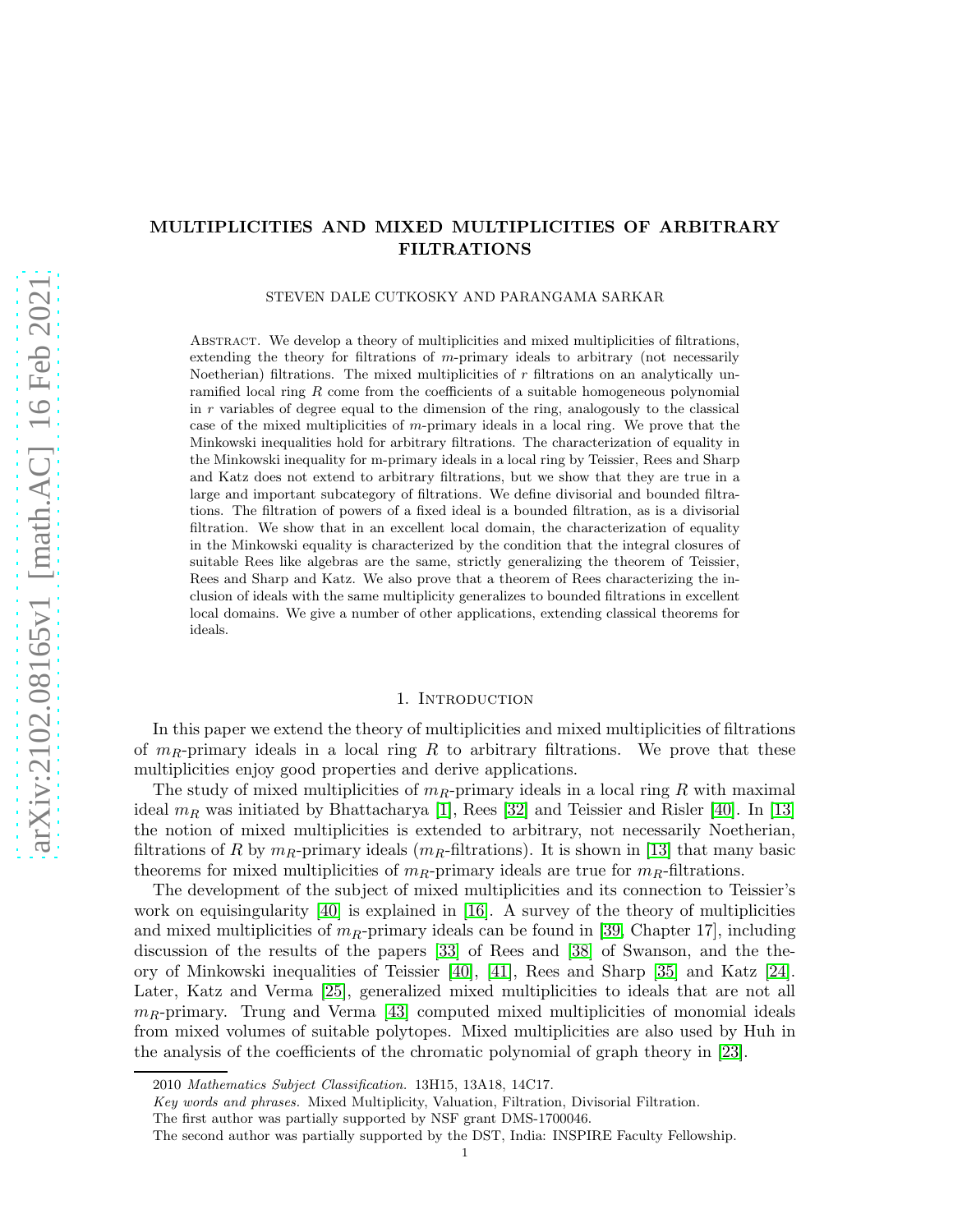# MULTIPLICITIES AND MIXED MULTIPLICITIES OF ARBITRARY FILTRATIONS

STEVEN DALE CUTKOSKY AND PARANGAMA SARKAR

Abstract. We develop a theory of multiplicities and mixed multiplicities of filtrations, extending the theory for filtrations of $m$-primary ideals to arbitrary (not necessarily Noetherian) filtrations. The mixed multiplicities of $r$ filtrations on an analytically unramified local ring $R$ come from the coefficients of a suitable homogeneous polynomial in $r$ variables of degree equal to the dimension of the ring, analogously to the classical case of the mixed multiplicities of $m$-primary ideals in a local ring. We prove that the Minkowski inequalities hold for arbitrary filtrations. The characterization of equality in the Minkowski inequality for m-primary ideals in a local ring by Teissier, Rees and Sharp and Katz does not extend to arbitrary filtrations, but we show that they are true in a large and important subcategory of filtrations. We define divisorial and bounded filtrations. The filtration of powers of a fixed ideal is a bounded filtration, as is a divisorial filtration. We show that in an excellent local domain, the characterization of equality in the Minkowski equality is characterized by the condition that the integral closures of suitable Rees like algebras are the same, strictly generalizing the theorem of Teissier, Rees and Sharp and Katz. We also prove that a theorem of Rees characterizing the inclusion of ideals with the same multiplicity generalizes to bounded filtrations in excellent local domains. We give a number of other applications, extending classical theorems for ideals.

## 1. Introduction

In this paper we extend the theory of multiplicities and mixed multiplicities of filtrations of $m_R$-primary ideals in a local ring $R$ to arbitrary filtrations. We prove that these multiplicities enjoy good properties and derive applications.

The study of mixed multiplicities of $m_R$-primary ideals in a local ring $R$ with maximal ideal $m_R$ was initiated by Bhattacharya [1], Rees [32] and Teissier and Risler [40]. In [13] the notion of mixed multiplicities is extended to arbitrary, not necessarily Noetherian, filtrations of $R$ by $m_R$-primary ideals ($m_R$-filtrations). It is shown in [13] that many basic theorems for mixed multiplicities of $m_R$-primary ideals are true for $m_R$-filtrations.

The development of the subject of mixed multiplicities and its connection to Teissier's work on equisingularity [40] is explained in [16]. A survey of the theory of multiplicities and mixed multiplicities of $m_R$-primary ideals can be found in [39, Chapter 17], including discussion of the results of the papers [33] of Rees and [38] of Swanson, and the theory of Minkowski inequalities of Teissier [40], [41], Rees and Sharp [35] and Katz [24]. Later, Katz and Verma [25], generalized mixed multiplicities to ideals that are not all $m_R$-primary. Trung and Verma [43] computed mixed multiplicities of monomial ideals from mixed volumes of suitable polytopes. Mixed multiplicities are also used by Huh in the analysis of the coefficients of the chromatic polynomial of graph theory in [23].

2010 *Mathematics Subject Classification.* 13H15, 13A18, 14C17.

*Key words and phrases.* Mixed Multiplicity, Valuation, Filtration, Divisorial Filtration.

The first author was partially supported by NSF grant DMS-1700046.

The second author was partially supported by the DST, India: INSPIRE Faculty Fellowship.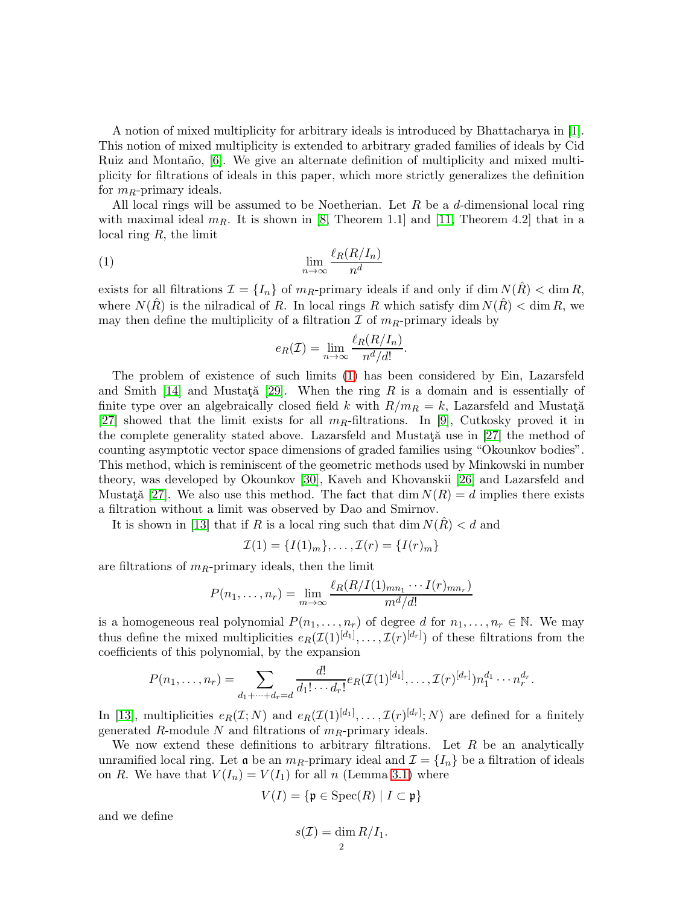A notion of mixed multiplicity for arbitrary ideals is introduced by Bhattacharya in [1]. This notion of mixed multiplicity is extended to arbitrary graded families of ideals by Cid Ruiz and Montaño, [6]. We give an alternate definition of multiplicity and mixed multiplicity for filtrations of ideals in this paper, which more strictly generalizes the definition for $m_R$-primary ideals.

All local rings will be assumed to be Noetherian. Let $R$ be a $d$-dimensional local ring with maximal ideal $m_R$. It is shown in [8, Theorem 1.1] and [11, Theorem 4.2] that in a local ring $R$, the limit

$$\lim_{n\to\infty} \frac{\ell_R(R/I_n)}{n^d} \tag{1}$$

exists for all filtrations $\mathcal{I} = \{I_n\}$ of $m_R$-primary ideals if and only if $\dim N(\hat{R}) < \dim R$, where $N(\hat{R})$ is the nilradical of $R$. In local rings $R$ which satisfy $\dim N(\hat{R}) < \dim R$, we may then define the multiplicity of a filtration $\mathcal{I}$ of $m_R$-primary ideals by

$$e_R(\mathcal{I}) = \lim_{n\to\infty} \frac{\ell_R(R/I_n)}{n^d/d!}.$$

The problem of existence of such limits (1) has been considered by Ein, Lazarsfeld and Smith [14] and Mustaţă [29]. When the ring $R$ is a domain and is essentially of finite type over an algebraically closed field $k$ with $R/m_R = k$, Lazarsfeld and Mustaţă [27] showed that the limit exists for all $m_R$-filtrations. In [9], Cutkosky proved it in the complete generality stated above. Lazarsfeld and Mustaţă use in [27] the method of counting asymptotic vector space dimensions of graded families using "Okounkov bodies". This method, which is reminiscent of the geometric methods used by Minkowski in number theory, was developed by Okounkov [30], Kaveh and Khovanskii [26] and Lazarsfeld and Mustaţă [27]. We also use this method. The fact that $\dim N(R) = d$ implies there exists a filtration without a limit was observed by Dao and Smirnov.

It is shown in [13] that if $R$ is a local ring such that $\dim N(\hat{R}) < d$ and

$$\mathcal{I}(1) = \{I(1)_m\}, \ldots, \mathcal{I}(r) = \{I(r)_m\}$$

are filtrations of $m_R$-primary ideals, then the limit

$$P(n_1, \ldots, n_r) = \lim_{m\to\infty} \frac{\ell_R(R/I(1)_{mn_1}\cdots I(r)_{mn_r})}{m^d/d!}$$

is a homogeneous real polynomial $P(n_1, \ldots, n_r)$ of degree $d$ for $n_1, \ldots, n_r \in \mathbb{N}$. We may thus define the mixed multiplicities $e_R(\mathcal{I}(1)^{[d_1]}, \ldots, \mathcal{I}(r)^{[d_r]})$ of these filtrations from the coefficients of this polynomial, by the expansion

$$P(n_1, \ldots, n_r) = \sum_{d_1+\cdots+d_r=d} \frac{d!}{d_1!\cdots d_r!} e_R(\mathcal{I}(1)^{[d_1]}, \ldots, \mathcal{I}(r)^{[d_r]}) n_1^{d_1}\cdots n_r^{d_r}.$$

In [13], multiplicities $e_R(\mathcal{I}; N)$ and $e_R(\mathcal{I}(1)^{[d_1]}, \ldots, \mathcal{I}(r)^{[d_r]}; N)$ are defined for a finitely generated $R$-module $N$ and filtrations of $m_R$-primary ideals.

We now extend these definitions to arbitrary filtrations. Let $R$ be an analytically unramified local ring. Let $\mathfrak{a}$ be an $m_R$-primary ideal and $\mathcal{I} = \{I_n\}$ be a filtration of ideals on $R$. We have that $V(I_n) = V(I_1)$ for all $n$ (Lemma 3.1) where

$$V(I) = \{\mathfrak{p} \in \operatorname{Spec}(R) \mid I \subset \mathfrak{p}\}$$

and we define

$$s(\mathcal{I}) = \dim R/I_1.$$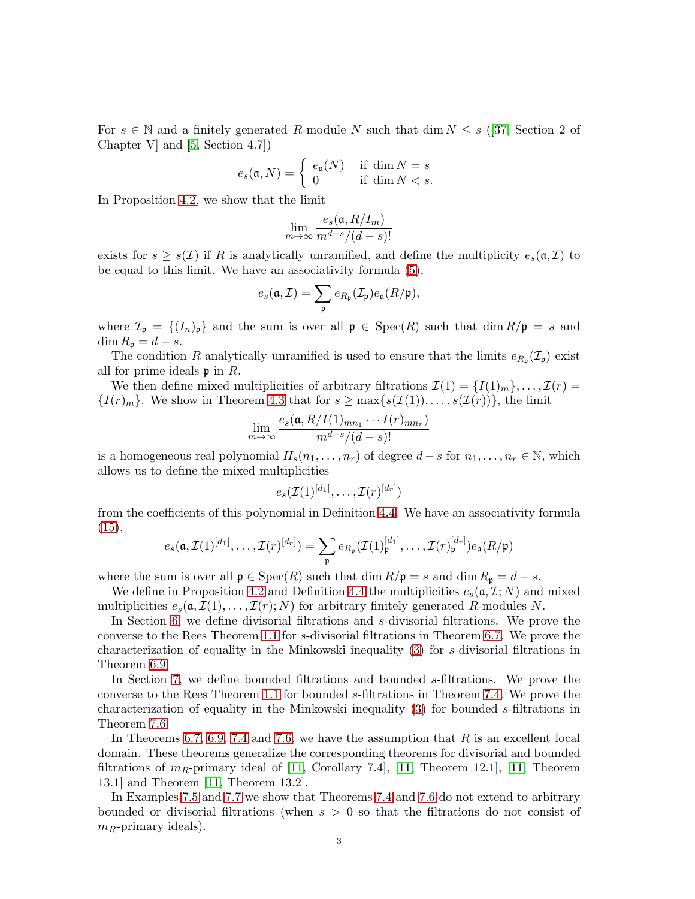For $s \in \mathbb{N}$ and a finitely generated $R$-module $N$ such that $\dim N \le s$ ([37, Section 2 of Chapter V] and [5, Section 4.7])

$$
e_s(\mathfrak{a}, N) = \begin{cases} e_{\mathfrak{a}}(N) & \text{if } \dim N = s \\ 0 & \text{if } \dim N < s. \end{cases}
$$

In Proposition 4.2, we show that the limit

$$
\lim_{m \to \infty} \frac{e_s(\mathfrak{a}, R/I_m)}{m^{d-s}/(d-s)!}
$$

exists for $s \ge s(\mathcal{I})$ if $R$ is analytically unramified, and define the multiplicity $e_s(\mathfrak{a}, \mathcal{I})$ to be equal to this limit. We have an associativity formula (5),

$$
e_s(\mathfrak{a}, \mathcal{I}) = \sum_{\mathfrak{p}} e_{R_{\mathfrak{p}}}(\mathcal{I}_{\mathfrak{p}}) e_{\mathfrak{a}}(R/\mathfrak{p}),
$$

where $\mathcal{I}_{\mathfrak{p}} = \{(I_n)_{\mathfrak{p}}\}$ and the sum is over all $\mathfrak{p} \in \operatorname{Spec}(R)$ such that $\dim R/\mathfrak{p} = s$ and $\dim R_{\mathfrak{p}} = d - s$.

The condition $R$ analytically unramified is used to ensure that the limits $e_{R_{\mathfrak{p}}}(\mathcal{I}_{\mathfrak{p}})$ exist all for prime ideals $\mathfrak{p}$ in $R$.

We then define mixed multiplicities of arbitrary filtrations $\mathcal{I}(1) = \{I(1)_m\}, \ldots, \mathcal{I}(r) = \{I(r)_m\}$. We show in Theorem 4.3 that for $s \ge \max\{s(\mathcal{I}(1)), \ldots, s(\mathcal{I}(r))\}$, the limit

$$
\lim_{m \to \infty} \frac{e_s(\mathfrak{a}, R/I(1)_{mn_1} \cdots I(r)_{mn_r})}{m^{d-s}/(d-s)!}
$$

is a homogeneous real polynomial $H_s(n_1, \ldots, n_r)$ of degree $d-s$ for $n_1, \ldots, n_r \in \mathbb{N}$, which allows us to define the mixed multiplicities

$$
e_s(\mathcal{I}(1)^{[d_1]}, \ldots, \mathcal{I}(r)^{[d_r]})
$$

from the coefficients of this polynomial in Definition 4.4. We have an associativity formula (15),

$$
e_s(\mathfrak{a}, \mathcal{I}(1)^{[d_1]}, \ldots, \mathcal{I}(r)^{[d_r]}) = \sum_{\mathfrak{p}} e_{R_{\mathfrak{p}}}(\mathcal{I}(1)_{\mathfrak{p}}^{[d_1]}, \ldots, \mathcal{I}(r)_{\mathfrak{p}}^{[d_r]}) e_{\mathfrak{a}}(R/\mathfrak{p})
$$

where the sum is over all $\mathfrak{p} \in \operatorname{Spec}(R)$ such that $\dim R/\mathfrak{p} = s$ and $\dim R_{\mathfrak{p}} = d - s$.

We define in Proposition 4.2 and Definition 4.4 the multiplicities $e_s(\mathfrak{a}, \mathcal{I}; N)$ and mixed multiplicities $e_s(\mathfrak{a}, \mathcal{I}(1), \ldots, \mathcal{I}(r); N)$ for arbitrary finitely generated $R$-modules $N$.

In Section 6, we define divisorial filtrations and $s$-divisorial filtrations. We prove the converse to the Rees Theorem 1.1 for $s$-divisorial filtrations in Theorem 6.7. We prove the characterization of equality in the Minkowski inequality (3) for $s$-divisorial filtrations in Theorem 6.9.

In Section 7, we define bounded filtrations and bounded $s$-filtrations. We prove the converse to the Rees Theorem 1.1 for bounded $s$-filtrations in Theorem 7.4. We prove the characterization of equality in the Minkowski inequality (3) for bounded $s$-filtrations in Theorem 7.6.

In Theorems 6.7, 6.9, 7.4 and 7.6, we have the assumption that $R$ is an excellent local domain. These theorems generalize the corresponding theorems for divisorial and bounded filtrations of $m_R$-primary ideal of [11, Corollary 7.4], [11, Theorem 12.1], [11, Theorem 13.1] and Theorem [11, Theorem 13.2].

In Examples 7.5 and 7.7 we show that Theorems 7.4 and 7.6 do not extend to arbitrary bounded or divisorial filtrations (when $s > 0$ so that the filtrations do not consist of $m_R$-primary ideals).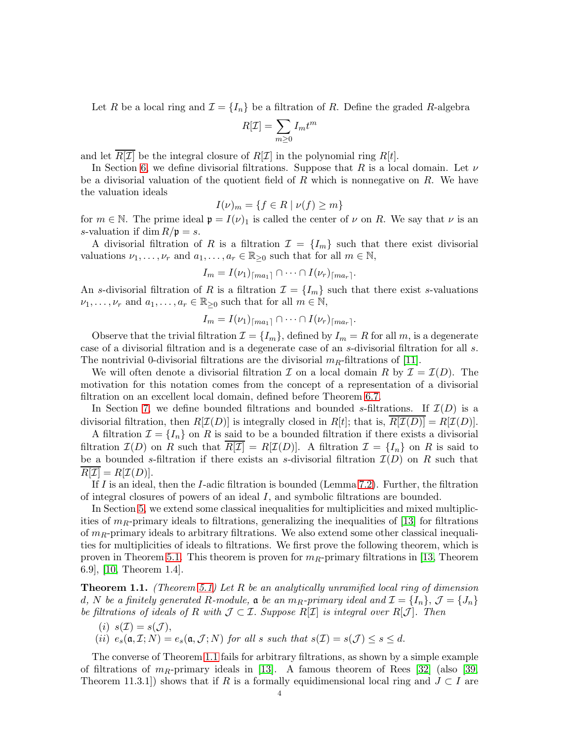Let $R$ be a local ring and $\mathcal{I} = \{I_n\}$ be a filtration of $R$. Define the graded $R$-algebra

$$R[\mathcal{I}] = \sum_{m \geq 0} I_m t^m$$

and let $\overline{R[\mathcal{I}]}$ be the integral closure of $R[\mathcal{I}]$ in the polynomial ring $R[t]$.

In Section 6, we define divisorial filtrations. Suppose that $R$ is a local domain. Let $\nu$ be a divisorial valuation of the quotient field of $R$ which is nonnegative on $R$. We have the valuation ideals

$$I(\nu)_m = \{f \in R \mid \nu(f) \geq m\}$$

for $m \in \mathbb{N}$. The prime ideal $\mathfrak{p} = I(\nu)_1$ is called the center of $\nu$ on $R$. We say that $\nu$ is an $s$-valuation if $\dim R/\mathfrak{p} = s$.

A divisorial filtration of $R$ is a filtration $\mathcal{I} = \{I_m\}$ such that there exist divisorial valuations $\nu_1, \ldots, \nu_r$ and $a_1, \ldots, a_r \in \mathbb{R}_{\geq 0}$ such that for all $m \in \mathbb{N}$,

$$I_m = I(\nu_1)_{\lceil ma_1 \rceil} \cap \cdots \cap I(\nu_r)_{\lceil ma_r \rceil}.$$

An $s$-divisorial filtration of $R$ is a filtration $\mathcal{I} = \{I_m\}$ such that there exist $s$-valuations $\nu_1, \ldots, \nu_r$ and $a_1, \ldots, a_r \in \mathbb{R}_{\geq 0}$ such that for all $m \in \mathbb{N}$,

$$I_m = I(\nu_1)_{\lceil ma_1 \rceil} \cap \cdots \cap I(\nu_r)_{\lceil ma_r \rceil}.$$

Observe that the trivial filtration $\mathcal{I} = \{I_m\}$, defined by $I_m = R$ for all $m$, is a degenerate case of a divisorial filtration and is a degenerate case of an $s$-divisorial filtration for all $s$. The nontrivial 0-divisorial filtrations are the divisorial $m_R$-filtrations of [11].

We will often denote a divisorial filtration $\mathcal{I}$ on a local domain $R$ by $\mathcal{I} = \mathcal{I}(D)$. The motivation for this notation comes from the concept of a representation of a divisorial filtration on an excellent local domain, defined before Theorem 6.7.

In Section 7, we define bounded filtrations and bounded $s$-filtrations. If $\mathcal{I}(D)$ is a divisorial filtration, then $R[\mathcal{I}(D)]$ is integrally closed in $R[t]$; that is, $\overline{R[\mathcal{I}(D)]} = R[\mathcal{I}(D)]$.

A filtration $\mathcal{I} = \{I_n\}$ on $R$ is said to be a bounded filtration if there exists a divisorial filtration $\mathcal{I}(D)$ on $R$ such that $\overline{R[\mathcal{I}]} = R[\mathcal{I}(D)]$. A filtration $\mathcal{I} = \{I_n\}$ on $R$ is said to be a bounded $s$-filtration if there exists an $s$-divisorial filtration $\mathcal{I}(D)$ on $R$ such that $\overline{R[\mathcal{I}]} = R[\mathcal{I}(D)]$.

If $I$ is an ideal, then the $I$-adic filtration is bounded (Lemma 7.2). Further, the filtration of integral closures of powers of an ideal $I$, and symbolic filtrations are bounded.

In Section 5, we extend some classical inequalities for multiplicities and mixed multiplicities of $m_R$-primary ideals to filtrations, generalizing the inequalities of [13] for filtrations of $m_R$-primary ideals to arbitrary filtrations. We also extend some other classical inequalities for multiplicities of ideals to filtrations. We first prove the following theorem, which is proven in Theorem 5.1. This theorem is proven for $m_R$-primary filtrations in [13, Theorem 6.9], [10, Theorem 1.4].

**Theorem 1.1.** *(Theorem 5.1) Let $R$ be an analytically unramified local ring of dimension $d$, $N$ be a finitely generated $R$-module, $\mathfrak{a}$ be an $m_R$-primary ideal and $\mathcal{I} = \{I_n\}$, $\mathcal{J} = \{J_n\}$ be filtrations of ideals of $R$ with $\mathcal{J} \subset \mathcal{I}$. Suppose $R[\mathcal{I}]$ is integral over $R[\mathcal{J}]$. Then*

*(i) $s(\mathcal{I}) = s(\mathcal{J})$,*

*(ii) $e_s(\mathfrak{a}, \mathcal{I}; N) = e_s(\mathfrak{a}, \mathcal{J}; N)$ for all $s$ such that $s(\mathcal{I}) = s(\mathcal{J}) \leq s \leq d$.*

The converse of Theorem 1.1 fails for arbitrary filtrations, as shown by a simple example of filtrations of $m_R$-primary ideals in [13]. A famous theorem of Rees [32] (also [39, Theorem 11.3.1]) shows that if $R$ is a formally equidimensional local ring and $J \subset I$ are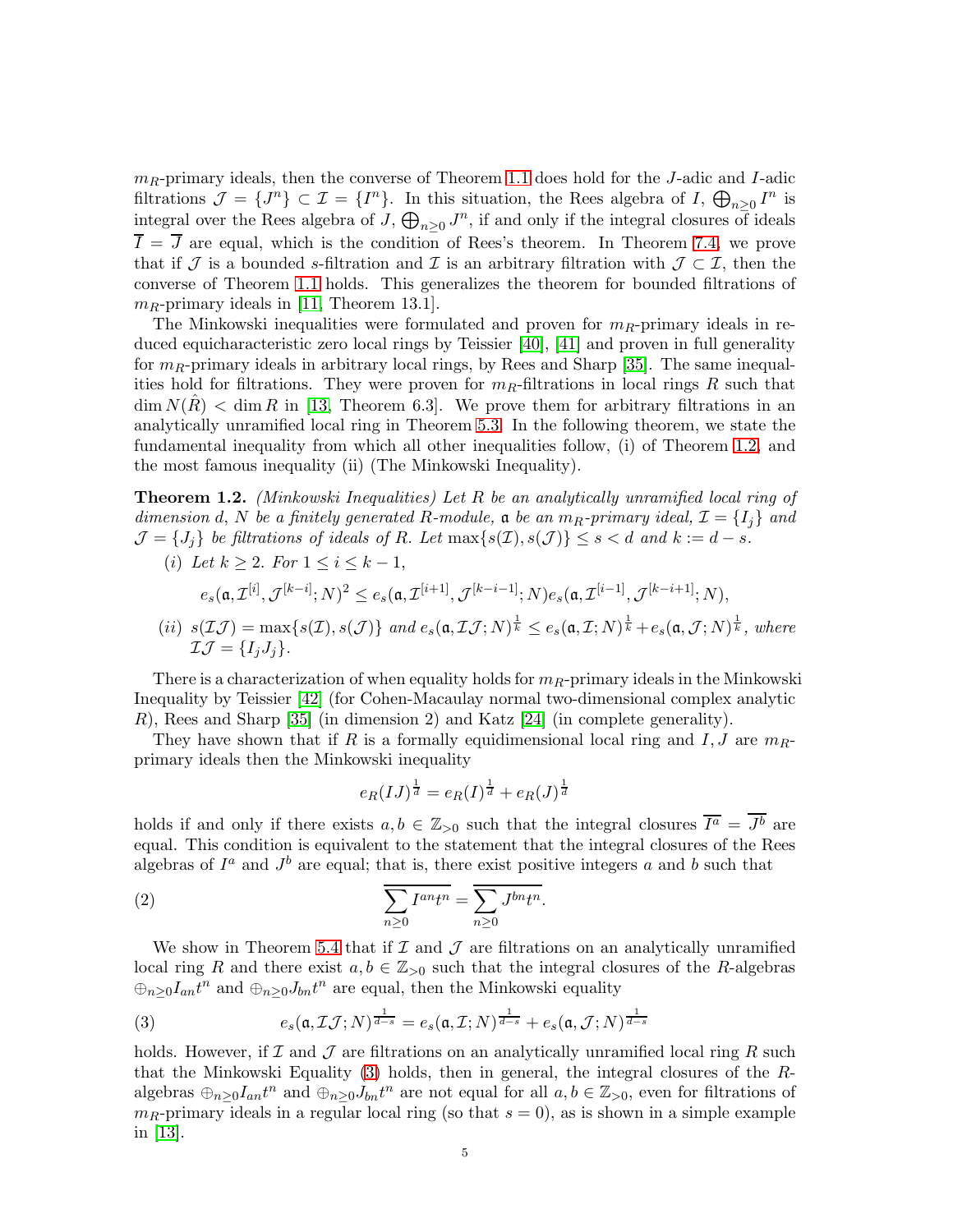$m_R$-primary ideals, then the converse of Theorem 1.1 does hold for the $J$-adic and $I$-adic filtrations $\mathcal{J} = \{J^n\} \subset \mathcal{I} = \{I^n\}$. In this situation, the Rees algebra of $I$, $\bigoplus_{n\geq 0} I^n$ is integral over the Rees algebra of $J$, $\bigoplus_{n\geq 0} J^n$, if and only if the integral closures of ideals $\overline{I} = \overline{J}$ are equal, which is the condition of Rees's theorem. In Theorem 7.4, we prove that if $\mathcal{J}$ is a bounded $s$-filtration and $\mathcal{I}$ is an arbitrary filtration with $\mathcal{J} \subset \mathcal{I}$, then the converse of Theorem 1.1 holds. This generalizes the theorem for bounded filtrations of $m_R$-primary ideals in [11, Theorem 13.1].

The Minkowski inequalities were formulated and proven for $m_R$-primary ideals in reduced equicharacteristic zero local rings by Teissier [40], [41] and proven in full generality for $m_R$-primary ideals in arbitrary local rings, by Rees and Sharp [35]. The same inequalities hold for filtrations. They were proven for $m_R$-filtrations in local rings $R$ such that $\dim N(\hat{R}) < \dim R$ in [13, Theorem 6.3]. We prove them for arbitrary filtrations in an analytically unramified local ring in Theorem 5.3. In the following theorem, we state the fundamental inequality from which all other inequalities follow, (i) of Theorem 1.2, and the most famous inequality (ii) (The Minkowski Inequality).

**Theorem 1.2.** *(Minkowski Inequalities) Let $R$ be an analytically unramified local ring of dimension $d$, $N$ be a finitely generated $R$-module, $\mathfrak{a}$ be an $m_R$-primary ideal, $\mathcal{I} = \{I_j\}$ and $\mathcal{J} = \{J_j\}$ be filtrations of ideals of $R$. Let $\max\{s(\mathcal{I}), s(\mathcal{J})\} \leq s < d$ and $k := d - s$.*

(i) *Let $k \geq 2$. For $1 \leq i \leq k-1$,*
$$e_s(\mathfrak{a}, \mathcal{I}^{[i]}, \mathcal{J}^{[k-i]}; N)^2 \leq e_s(\mathfrak{a}, \mathcal{I}^{[i+1]}, \mathcal{J}^{[k-i-1]}; N)e_s(\mathfrak{a}, \mathcal{I}^{[i-1]}, \mathcal{J}^{[k-i+1]}; N),$$

(ii) *$s(\mathcal{I}\mathcal{J}) = \max\{s(\mathcal{I}), s(\mathcal{J})\}$ and $e_s(\mathfrak{a}, \mathcal{I}\mathcal{J}; N)^{\frac{1}{k}} \leq e_s(\mathfrak{a}, \mathcal{I}; N)^{\frac{1}{k}} + e_s(\mathfrak{a}, \mathcal{J}; N)^{\frac{1}{k}}$, where $\mathcal{I}\mathcal{J} = \{I_jJ_j\}$.*

There is a characterization of when equality holds for $m_R$-primary ideals in the Minkowski Inequality by Teissier [42] (for Cohen-Macaulay normal two-dimensional complex analytic $R$), Rees and Sharp [35] (in dimension 2) and Katz [24] (in complete generality).

They have shown that if $R$ is a formally equidimensional local ring and $I, J$ are $m_R$-primary ideals then the Minkowski inequality
$$e_R(IJ)^{\frac{1}{d}} = e_R(I)^{\frac{1}{d}} + e_R(J)^{\frac{1}{d}}$$
holds if and only if there exists $a, b \in \mathbb{Z}_{>0}$ such that the integral closures $\overline{I^a} = \overline{J^b}$ are equal. This condition is equivalent to the statement that the integral closures of the Rees algebras of $I^a$ and $J^b$ are equal; that is, there exist positive integers $a$ and $b$ such that
$$\overline{\sum_{n\geq 0} I^{an}t^n} = \overline{\sum_{n\geq 0} J^{bn}t^n}. \tag{2}$$

We show in Theorem 5.4 that if $\mathcal{I}$ and $\mathcal{J}$ are filtrations on an analytically unramified local ring $R$ and there exist $a, b \in \mathbb{Z}_{>0}$ such that the integral closures of the $R$-algebras $\oplus_{n\geq 0} I_{an}t^n$ and $\oplus_{n\geq 0} J_{bn}t^n$ are equal, then the Minkowski equality
$$e_s(\mathfrak{a}, \mathcal{I}\mathcal{J}; N)^{\frac{1}{d-s}} = e_s(\mathfrak{a}, \mathcal{I}; N)^{\frac{1}{d-s}} + e_s(\mathfrak{a}, \mathcal{J}; N)^{\frac{1}{d-s}} \tag{3}$$
holds. However, if $\mathcal{I}$ and $\mathcal{J}$ are filtrations on an analytically unramified local ring $R$ such that the Minkowski Equality (3) holds, then in general, the integral closures of the $R$-algebras $\oplus_{n\geq 0} I_{an}t^n$ and $\oplus_{n\geq 0} J_{bn}t^n$ are not equal for all $a, b \in \mathbb{Z}_{>0}$, even for filtrations of $m_R$-primary ideals in a regular local ring (so that $s = 0$), as is shown in a simple example in [13].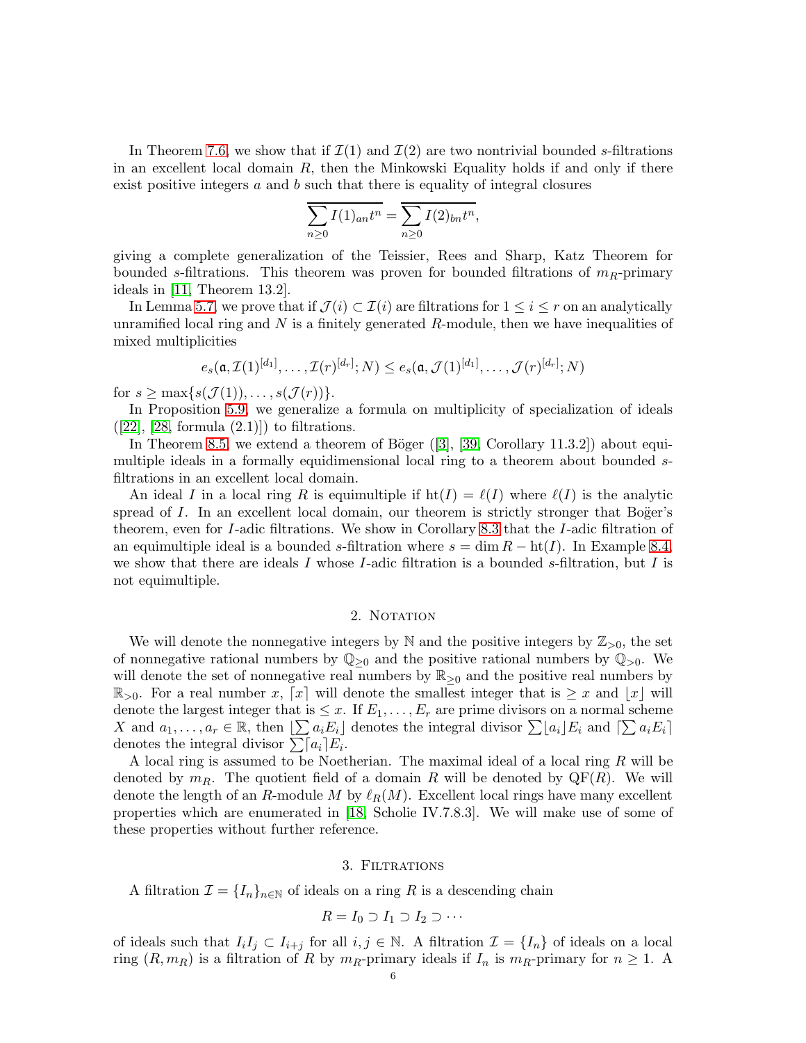In Theorem 7.6, we show that if $\mathcal{I}(1)$ and $\mathcal{I}(2)$ are two nontrivial bounded $s$-filtrations in an excellent local domain $R$, then the Minkowski Equality holds if and only if there exist positive integers $a$ and $b$ such that there is equality of integral closures

$$\overline{\sum_{n\geq 0} I(1)_{an}t^n} = \overline{\sum_{n\geq 0} I(2)_{bn}t^n},$$

giving a complete generalization of the Teissier, Rees and Sharp, Katz Theorem for bounded $s$-filtrations. This theorem was proven for bounded filtrations of $m_R$-primary ideals in [11, Theorem 13.2].

In Lemma 5.7, we prove that if $\mathcal{J}(i) \subset \mathcal{I}(i)$ are filtrations for $1 \leq i \leq r$ on an analytically unramified local ring and $N$ is a finitely generated $R$-module, then we have inequalities of mixed multiplicities

$$e_s(\mathfrak{a}, \mathcal{I}(1)^{[d_1]}, \ldots, \mathcal{I}(r)^{[d_r]}; N) \leq e_s(\mathfrak{a}, \mathcal{J}(1)^{[d_1]}, \ldots, \mathcal{J}(r)^{[d_r]}; N)$$

for $s \geq \max\{s(\mathcal{J}(1)), \ldots, s(\mathcal{J}(r))\}$.

In Proposition 5.9, we generalize a formula on multiplicity of specialization of ideals ([22], [28, formula (2.1)]) to filtrations.

In Theorem 8.5, we extend a theorem of Böger ([3], [39, Corollary 11.3.2]) about equimultiple ideals in a formally equidimensional local ring to a theorem about bounded $s$-filtrations in an excellent local domain.

An ideal $I$ in a local ring $R$ is equimultiple if $\mathrm{ht}(I) = \ell(I)$ where $\ell(I)$ is the analytic spread of $I$. In an excellent local domain, our theorem is strictly stronger that Boğer's theorem, even for $I$-adic filtrations. We show in Corollary 8.3 that the $I$-adic filtration of an equimultiple ideal is a bounded $s$-filtration where $s = \dim R - \mathrm{ht}(I)$. In Example 8.4, we show that there are ideals $I$ whose $I$-adic filtration is a bounded $s$-filtration, but $I$ is not equimultiple.

## 2. Notation

We will denote the nonnegative integers by $\mathbb{N}$ and the positive integers by $\mathbb{Z}_{>0}$, the set of nonnegative rational numbers by $\mathbb{Q}_{\geq 0}$ and the positive rational numbers by $\mathbb{Q}_{>0}$. We will denote the set of nonnegative real numbers by $\mathbb{R}_{\geq 0}$ and the positive real numbers by $\mathbb{R}_{>0}$. For a real number $x$, $\lceil x \rceil$ will denote the smallest integer that is $\geq x$ and $\lfloor x \rfloor$ will denote the largest integer that is $\leq x$. If $E_1, \ldots, E_r$ are prime divisors on a normal scheme $X$ and $a_1, \ldots, a_r \in \mathbb{R}$, then $\lfloor \sum a_i E_i \rfloor$ denotes the integral divisor $\sum \lfloor a_i \rfloor E_i$ and $\lceil \sum a_i E_i \rceil$ denotes the integral divisor $\sum \lceil a_i \rceil E_i$.

A local ring is assumed to be Noetherian. The maximal ideal of a local ring $R$ will be denoted by $m_R$. The quotient field of a domain $R$ will be denoted by $\mathrm{QF}(R)$. We will denote the length of an $R$-module $M$ by $\ell_R(M)$. Excellent local rings have many excellent properties which are enumerated in [18, Scholie IV.7.8.3]. We will make use of some of these properties without further reference.

## 3. Filtrations

A filtration $\mathcal{I} = \{I_n\}_{n\in\mathbb{N}}$ of ideals on a ring $R$ is a descending chain

$$R = I_0 \supset I_1 \supset I_2 \supset \cdots$$

of ideals such that $I_i I_j \subset I_{i+j}$ for all $i, j \in \mathbb{N}$. A filtration $\mathcal{I} = \{I_n\}$ of ideals on a local ring $(R, m_R)$ is a filtration of $R$ by $m_R$-primary ideals if $I_n$ is $m_R$-primary for $n \geq 1$. A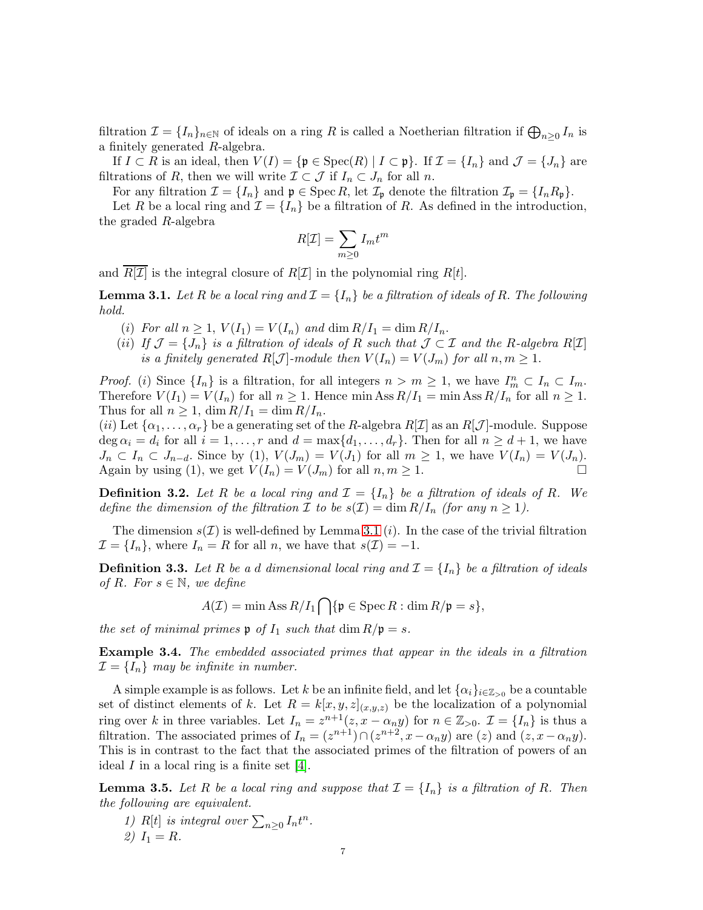filtration $\mathcal{I} = \{I_n\}_{n\in\mathbb{N}}$ of ideals on a ring $R$ is called a Noetherian filtration if $\bigoplus_{n\geq 0} I_n$ is a finitely generated $R$-algebra.

If $I \subset R$ is an ideal, then $V(I) = \{\mathfrak{p} \in \operatorname{Spec}(R) \mid I \subset \mathfrak{p}\}$. If $\mathcal{I} = \{I_n\}$ and $\mathcal{J} = \{J_n\}$ are filtrations of $R$, then we will write $\mathcal{I} \subset \mathcal{J}$ if $I_n \subset J_n$ for all $n$.

For any filtration $\mathcal{I} = \{I_n\}$ and $\mathfrak{p} \in \operatorname{Spec} R$, let $\mathcal{I}_{\mathfrak{p}}$ denote the filtration $\mathcal{I}_{\mathfrak{p}} = \{I_n R_{\mathfrak{p}}\}$.

Let $R$ be a local ring and $\mathcal{I} = \{I_n\}$ be a filtration of $R$. As defined in the introduction, the graded $R$-algebra

$$R[\mathcal{I}] = \sum_{m\geq 0} I_m t^m$$

and $\overline{R[\mathcal{I}]}$ is the integral closure of $R[\mathcal{I}]$ in the polynomial ring $R[t]$.

**Lemma 3.1.** *Let $R$ be a local ring and $\mathcal{I} = \{I_n\}$ be a filtration of ideals of $R$. The following hold.*

- ($i$) *For all $n \geq 1$, $V(I_1) = V(I_n)$ and $\dim R/I_1 = \dim R/I_n$.*
- ($ii$) *If $\mathcal{J} = \{J_n\}$ is a filtration of ideals of $R$ such that $\mathcal{J} \subset \mathcal{I}$ and the $R$-algebra $R[\mathcal{I}]$ is a finitely generated $R[\mathcal{J}]$-module then $V(I_n) = V(J_m)$ for all $n, m \geq 1$.*

*Proof.* ($i$) Since $\{I_n\}$ is a filtration, for all integers $n > m \geq 1$, we have $I_m^n \subset I_n \subset I_m$. Therefore $V(I_1) = V(I_n)$ for all $n \geq 1$. Hence $\min \operatorname{Ass} R/I_1 = \min \operatorname{Ass} R/I_n$ for all $n \geq 1$. Thus for all $n \geq 1$, $\dim R/I_1 = \dim R/I_n$.
($ii$) Let $\{\alpha_1, \ldots, \alpha_r\}$ be a generating set of the $R$-algebra $R[\mathcal{I}]$ as an $R[\mathcal{J}]$-module. Suppose $\deg \alpha_i = d_i$ for all $i = 1, \ldots, r$ and $d = \max\{d_1, \ldots, d_r\}$. Then for all $n \geq d+1$, we have $J_n \subset I_n \subset J_{n-d}$. Since by (1), $V(J_m) = V(J_1)$ for all $m \geq 1$, we have $V(I_n) = V(J_n)$. Again by using (1), we get $V(I_n) = V(J_m)$ for all $n, m \geq 1$. $\square$

**Definition 3.2.** *Let $R$ be a local ring and $\mathcal{I} = \{I_n\}$ be a filtration of ideals of $R$. We define the dimension of the filtration $\mathcal{I}$ to be $s(\mathcal{I}) = \dim R/I_n$ (for any $n \geq 1$).*

The dimension $s(\mathcal{I})$ is well-defined by Lemma 3.1 ($i$). In the case of the trivial filtration $\mathcal{I} = \{I_n\}$, where $I_n = R$ for all $n$, we have that $s(\mathcal{I}) = -1$.

**Definition 3.3.** *Let $R$ be a $d$ dimensional local ring and $\mathcal{I} = \{I_n\}$ be a filtration of ideals of $R$. For $s \in \mathbb{N}$, we define*

$$A(\mathcal{I}) = \min \operatorname{Ass} R/I_1 \bigcap \{\mathfrak{p} \in \operatorname{Spec} R : \dim R/\mathfrak{p} = s\},$$

*the set of minimal primes $\mathfrak{p}$ of $I_1$ such that $\dim R/\mathfrak{p} = s$.*

**Example 3.4.** *The embedded associated primes that appear in the ideals in a filtration $\mathcal{I} = \{I_n\}$ may be infinite in number.*

A simple example is as follows. Let $k$ be an infinite field, and let $\{\alpha_i\}_{i\in\mathbb{Z}_{>0}}$ be a countable set of distinct elements of $k$. Let $R = k[x, y, z]_{(x,y,z)}$ be the localization of a polynomial ring over $k$ in three variables. Let $I_n = z^{n+1}(z, x - \alpha_n y)$ for $n \in \mathbb{Z}_{>0}$. $\mathcal{I} = \{I_n\}$ is thus a filtration. The associated primes of $I_n = (z^{n+1}) \cap (z^{n+2}, x - \alpha_n y)$ are $(z)$ and $(z, x - \alpha_n y)$. This is in contrast to the fact that the associated primes of the filtration of powers of an ideal $I$ in a local ring is a finite set [4].

**Lemma 3.5.** *Let $R$ be a local ring and suppose that $\mathcal{I} = \{I_n\}$ is a filtration of $R$. Then the following are equivalent.*

1) *$R[t]$ is integral over $\sum_{n\geq 0} I_n t^n$.*
2) *$I_1 = R$.*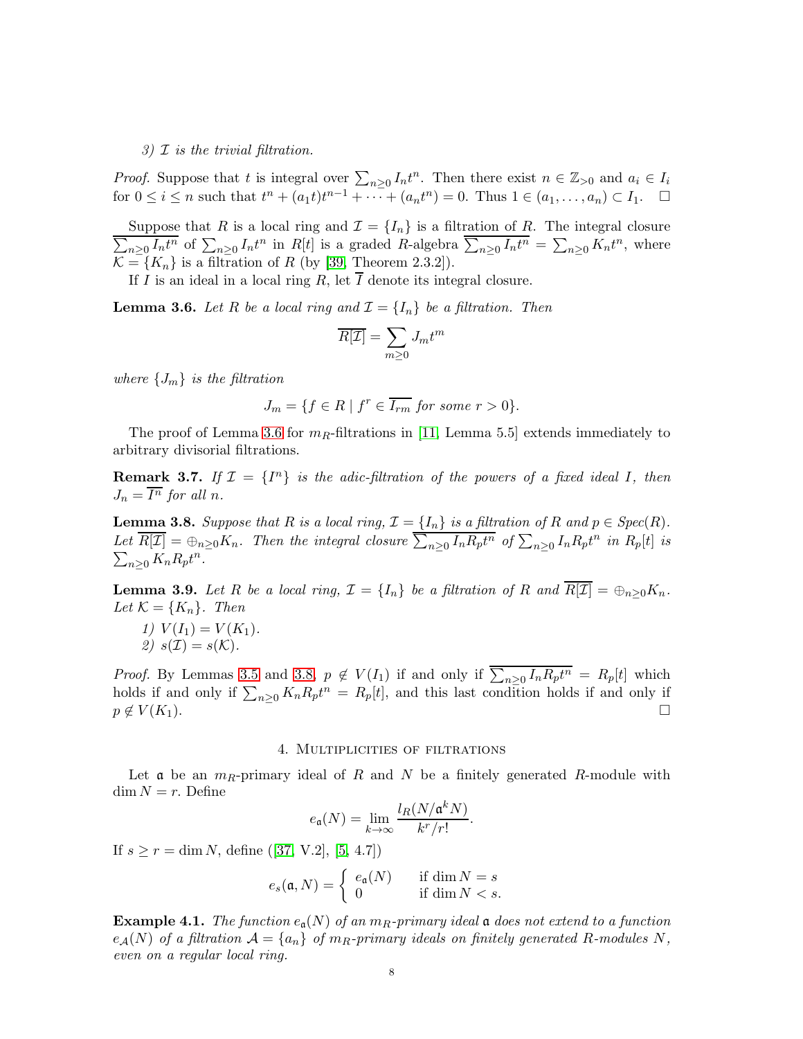*3) $\mathcal{I}$ is the trivial filtration.*

*Proof.* Suppose that $t$ is integral over $\sum_{n\ge 0} I_nt^n$. Then there exist $n \in \mathbb{Z}_{>0}$ and $a_i \in I_i$ for $0 \le i \le n$ such that $t^n + (a_1t)t^{n-1} + \cdots + (a_nt^n) = 0$. Thus $1 \in (a_1, \ldots, a_n) \subset I_1$. $\square$

Suppose that $R$ is a local ring and $\mathcal{I} = \{I_n\}$ is a filtration of $R$. The integral closure $\overline{\sum_{n\ge 0} I_nt^n}$ of $\sum_{n\ge 0} I_nt^n$ in $R[t]$ is a graded $R$-algebra $\overline{\sum_{n\ge 0} I_nt^n} = \sum_{n\ge 0} K_nt^n$, where $\mathcal{K} = \{K_n\}$ is a filtration of $R$ (by [39, Theorem 2.3.2]).

If $I$ is an ideal in a local ring $R$, let $\overline{I}$ denote its integral closure.

**Lemma 3.6.** *Let $R$ be a local ring and $\mathcal{I} = \{I_n\}$ be a filtration. Then*

$$\overline{R[\mathcal{I}]} = \sum_{m\ge 0} J_mt^m$$

*where $\{J_m\}$ is the filtration*

$$J_m = \{f \in R \mid f^r \in \overline{I_{rm}} \text{ for some } r > 0\}.$$

The proof of Lemma 3.6 for $m_R$-filtrations in [11, Lemma 5.5] extends immediately to arbitrary divisorial filtrations.

**Remark 3.7.** *If $\mathcal{I} = \{I^n\}$ is the adic-filtration of the powers of a fixed ideal $I$, then $J_n = \overline{I^n}$ for all $n$.*

**Lemma 3.8.** *Suppose that $R$ is a local ring, $\mathcal{I} = \{I_n\}$ is a filtration of $R$ and $p \in Spec(R)$. Let $\overline{R[\mathcal{I}]} = \oplus_{n\ge 0}K_n$. Then the integral closure $\overline{\sum_{n\ge 0} I_nR_pt^n}$ of $\sum_{n\ge 0} I_nR_pt^n$ in $R_p[t]$ is $\sum_{n\ge 0} K_nR_pt^n$.*

**Lemma 3.9.** *Let $R$ be a local ring, $\mathcal{I} = \{I_n\}$ be a filtration of $R$ and $\overline{R[\mathcal{I}]} = \oplus_{n\ge 0}K_n$. Let $\mathcal{K} = \{K_n\}$. Then*

*1) $V(I_1) = V(K_1)$.*
*2) $s(\mathcal{I}) = s(\mathcal{K})$.*

*Proof.* By Lemmas 3.5 and 3.8, $p \notin V(I_1)$ if and only if $\overline{\sum_{n\ge 0} I_nR_pt^n} = R_p[t]$ which holds if and only if $\sum_{n\ge 0} K_nR_pt^n = R_p[t]$, and this last condition holds if and only if $p \notin V(K_1)$. $\square$

## 4. Multiplicities of filtrations

Let $\mathfrak{a}$ be an $m_R$-primary ideal of $R$ and $N$ be a finitely generated $R$-module with $\dim N = r$. Define

$$e_{\mathfrak{a}}(N) = \lim_{k\to\infty} \frac{l_R(N/\mathfrak{a}^kN)}{k^r/r!}.$$

If $s \ge r = \dim N$, define ([37, V.2], [5, 4.7])

$$e_s(\mathfrak{a}, N) = \begin{cases} e_{\mathfrak{a}}(N) & \text{if } \dim N = s \\ 0 & \text{if } \dim N < s. \end{cases}$$

**Example 4.1.** *The function $e_{\mathfrak{a}}(N)$ of an $m_R$-primary ideal $\mathfrak{a}$ does not extend to a function $e_{\mathcal{A}}(N)$ of a filtration $\mathcal{A} = \{a_n\}$ of $m_R$-primary ideals on finitely generated $R$-modules $N$, even on a regular local ring.*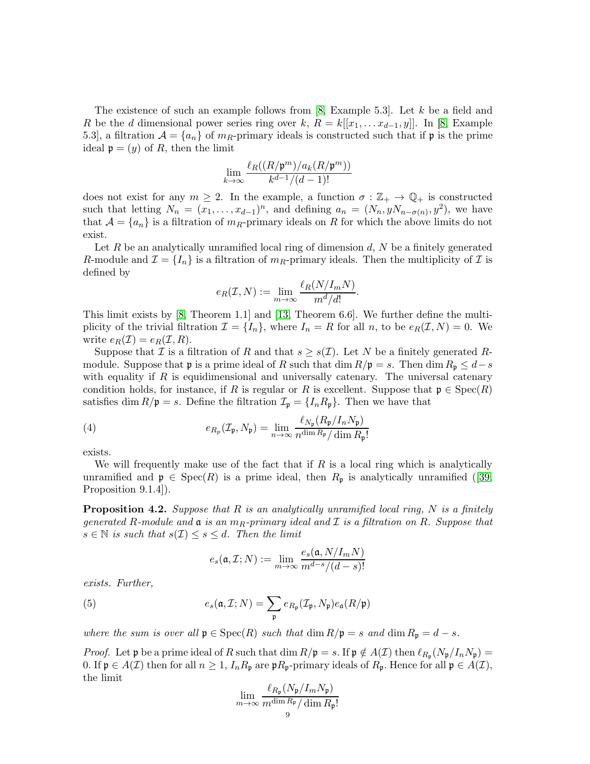The existence of such an example follows from [8, Example 5.3]. Let $k$ be a field and $R$ be the $d$ dimensional power series ring over $k$, $R = k[[x_1, \ldots x_{d-1}, y]]$. In [8, Example 5.3], a filtration $\mathcal{A} = \{a_n\}$ of $m_R$-primary ideals is constructed such that if $\mathfrak{p}$ is the prime ideal $\mathfrak{p} = (y)$ of $R$, then the limit

$$\lim_{k\to\infty} \frac{\ell_R((R/\mathfrak{p}^m)/a_k(R/\mathfrak{p}^m))}{k^{d-1}/(d-1)!}$$

does not exist for any $m \geq 2$. In the example, a function $\sigma : \mathbb{Z}_+ \to \mathbb{Q}_+$ is constructed such that letting $N_n = (x_1, \ldots, x_{d-1})^n$, and defining $a_n = (N_n, yN_{n-\sigma(n)}, y^2)$, we have that $\mathcal{A} = \{a_n\}$ is a filtration of $m_R$-primary ideals on $R$ for which the above limits do not exist.

Let $R$ be an analytically unramified local ring of dimension $d$, $N$ be a finitely generated $R$-module and $\mathcal{I} = \{I_n\}$ is a filtration of $m_R$-primary ideals. Then the multiplicity of $\mathcal{I}$ is defined by

$$e_R(\mathcal{I}, N) := \lim_{m\to\infty} \frac{\ell_R(N/I_mN)}{m^d/d!}.$$

This limit exists by [8, Theorem 1.1] and [13, Theorem 6.6]. We further define the multiplicity of the trivial filtration $\mathcal{I} = \{I_n\}$, where $I_n = R$ for all $n$, to be $e_R(\mathcal{I}, N) = 0$. We write $e_R(\mathcal{I}) = e_R(\mathcal{I}, R)$.

Suppose that $\mathcal{I}$ is a filtration of $R$ and that $s \geq s(\mathcal{I})$. Let $N$ be a finitely generated $R$-module. Suppose that $\mathfrak{p}$ is a prime ideal of $R$ such that $\dim R/\mathfrak{p} = s$. Then $\dim R_\mathfrak{p} \leq d - s$ with equality if $R$ is equidimensional and universally catenary. The universal catenary condition holds, for instance, if $R$ is regular or $R$ is excellent. Suppose that $\mathfrak{p} \in \operatorname{Spec}(R)$ satisfies $\dim R/\mathfrak{p} = s$. Define the filtration $\mathcal{I}_\mathfrak{p} = \{I_nR_\mathfrak{p}\}$. Then we have that

$$e_{R_p}(\mathcal{I}_\mathfrak{p}, N_\mathfrak{p}) = \lim_{n\to\infty} \frac{\ell_{N_\mathfrak{p}}(R_\mathfrak{p}/I_nN_\mathfrak{p})}{n^{\dim R_\mathfrak{p}}/\dim R_\mathfrak{p}!} \tag{4}$$

exists.

We will frequently make use of the fact that if $R$ is a local ring which is analytically unramified and $\mathfrak{p} \in \operatorname{Spec}(R)$ is a prime ideal, then $R_\mathfrak{p}$ is analytically unramified ([39, Proposition 9.1.4]).

**Proposition 4.2.** *Suppose that $R$ is an analytically unramified local ring, $N$ is a finitely generated $R$-module and $\mathfrak{a}$ is an $m_R$-primary ideal and $\mathcal{I}$ is a filtration on $R$. Suppose that $s \in \mathbb{N}$ is such that $s(\mathcal{I}) \leq s \leq d$. Then the limit*

$$e_s(\mathfrak{a}, \mathcal{I}; N) := \lim_{m\to\infty} \frac{e_s(\mathfrak{a}, N/I_mN)}{m^{d-s}/(d-s)!}$$

*exists. Further,*

$$e_s(\mathfrak{a}, \mathcal{I}; N) = \sum_{\mathfrak{p}} e_{R_\mathfrak{p}}(\mathcal{I}_\mathfrak{p}, N_\mathfrak{p}) e_\mathfrak{a}(R/\mathfrak{p}) \tag{5}$$

*where the sum is over all $\mathfrak{p} \in \operatorname{Spec}(R)$ such that $\dim R/\mathfrak{p} = s$ and $\dim R_\mathfrak{p} = d - s$.*

*Proof.* Let $\mathfrak{p}$ be a prime ideal of $R$ such that $\dim R/\mathfrak{p} = s$. If $\mathfrak{p} \notin A(\mathcal{I})$ then $\ell_{R_\mathfrak{p}}(N_\mathfrak{p}/I_nN_\mathfrak{p}) = 0$. If $\mathfrak{p} \in A(\mathcal{I})$ then for all $n \geq 1$, $I_nR_\mathfrak{p}$ are $\mathfrak{p}R_\mathfrak{p}$-primary ideals of $R_\mathfrak{p}$. Hence for all $\mathfrak{p} \in A(\mathcal{I})$, the limit

$$\lim_{m\to\infty} \frac{\ell_{R_\mathfrak{p}}(N_\mathfrak{p}/I_mN_\mathfrak{p})}{m^{\dim R_\mathfrak{p}}/\dim R_\mathfrak{p}!}$$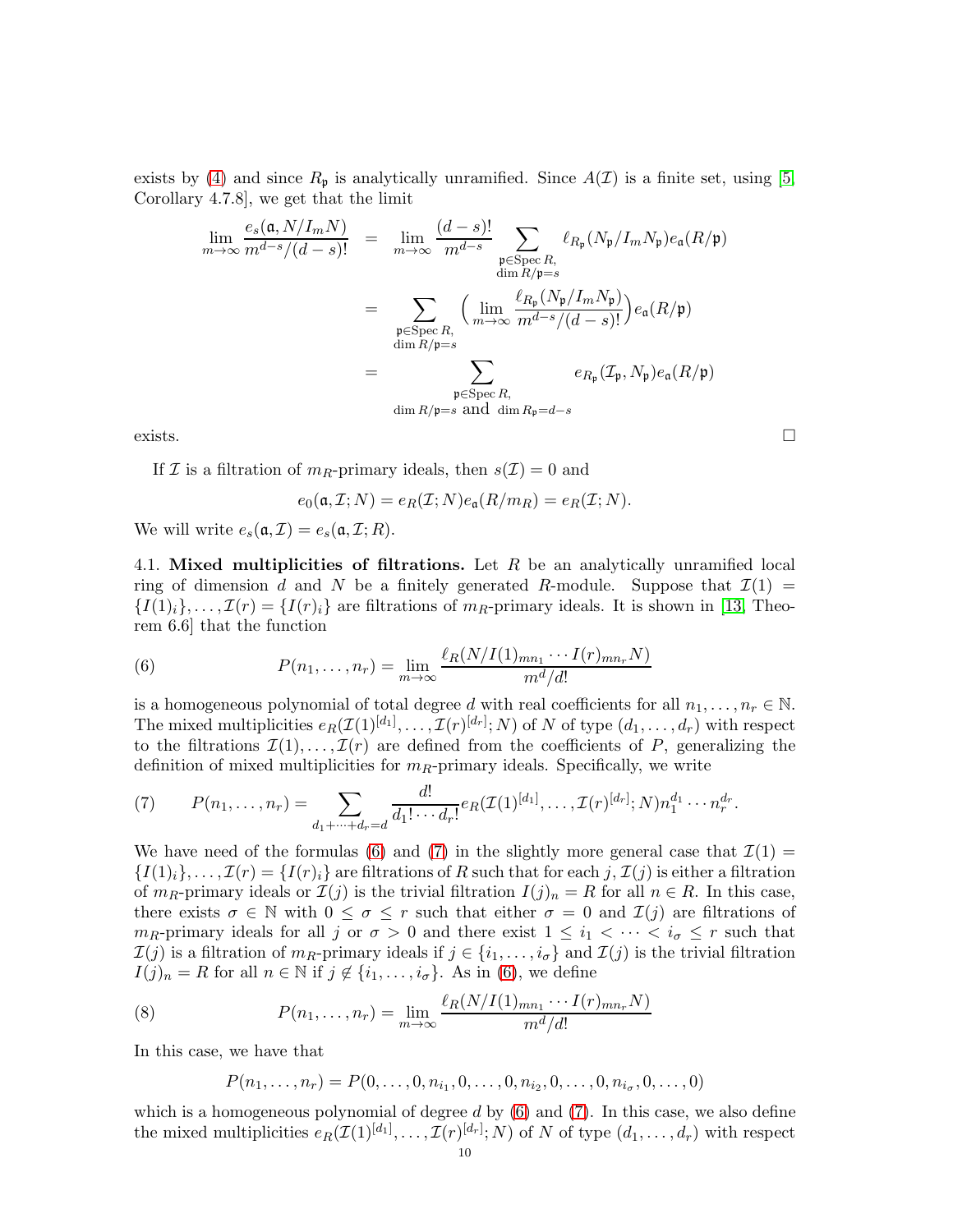exists by (4) and since $R_{\mathfrak{p}}$ is analytically unramified. Since $A(\mathcal{I})$ is a finite set, using [5, Corollary 4.7.8], we get that the limit

$$
\begin{aligned}
\lim_{m\to\infty}\frac{e_s(\mathfrak{a},N/I_mN)}{m^{d-s}/(d-s)!} &= \lim_{m\to\infty}\frac{(d-s)!}{m^{d-s}}\sum_{\substack{\mathfrak{p}\in\operatorname{Spec}R,\\ \dim R/\mathfrak{p}=s}}\ell_{R_{\mathfrak{p}}}(N_{\mathfrak{p}}/I_mN_{\mathfrak{p}})e_{\mathfrak{a}}(R/\mathfrak{p})\\
&= \sum_{\substack{\mathfrak{p}\in\operatorname{Spec}R,\\ \dim R/\mathfrak{p}=s}}\Big(\lim_{m\to\infty}\frac{\ell_{R_{\mathfrak{p}}}(N_{\mathfrak{p}}/I_mN_{\mathfrak{p}})}{m^{d-s}/(d-s)!}\Big)e_{\mathfrak{a}}(R/\mathfrak{p})\\
&= \sum_{\substack{\mathfrak{p}\in\operatorname{Spec}R,\\ \dim R/\mathfrak{p}=s \text{ and } \dim R_{\mathfrak{p}}=d-s}} e_{R_{\mathfrak{p}}}(\mathcal{I}_{\mathfrak{p}},N_{\mathfrak{p}})e_{\mathfrak{a}}(R/\mathfrak{p})
\end{aligned}
$$

exists. $\square$

If $\mathcal{I}$ is a filtration of $m_R$-primary ideals, then $s(\mathcal{I})=0$ and

$$e_0(\mathfrak{a},\mathcal{I};N)=e_R(\mathcal{I};N)e_{\mathfrak{a}}(R/m_R)=e_R(\mathcal{I};N).$$

We will write $e_s(\mathfrak{a},\mathcal{I})=e_s(\mathfrak{a},\mathcal{I};R)$.

**4.1. Mixed multiplicities of filtrations.** Let $R$ be an analytically unramified local ring of dimension $d$ and $N$ be a finitely generated $R$-module. Suppose that $\mathcal{I}(1)=\{I(1)_i\},\ldots,\mathcal{I}(r)=\{I(r)_i\}$ are filtrations of $m_R$-primary ideals. It is shown in [13, Theorem 6.6] that the function

$$P(n_1,\ldots,n_r)=\lim_{m\to\infty}\frac{\ell_R(N/I(1)_{mn_1}\cdots I(r)_{mn_r}N)}{m^d/d!} \tag{6}$$

is a homogeneous polynomial of total degree $d$ with real coefficients for all $n_1,\ldots,n_r\in\mathbb{N}$. The mixed multiplicities $e_R(\mathcal{I}(1)^{[d_1]},\ldots,\mathcal{I}(r)^{[d_r]};N)$ of $N$ of type $(d_1,\ldots,d_r)$ with respect to the filtrations $\mathcal{I}(1),\ldots,\mathcal{I}(r)$ are defined from the coefficients of $P$, generalizing the definition of mixed multiplicities for $m_R$-primary ideals. Specifically, we write

$$P(n_1,\ldots,n_r)=\sum_{d_1+\cdots+d_r=d}\frac{d!}{d_1!\cdots d_r!}e_R(\mathcal{I}(1)^{[d_1]},\ldots,\mathcal{I}(r)^{[d_r]};N)n_1^{d_1}\cdots n_r^{d_r}. \tag{7}$$

We have need of the formulas (6) and (7) in the slightly more general case that $\mathcal{I}(1)=\{I(1)_i\},\ldots,\mathcal{I}(r)=\{I(r)_i\}$ are filtrations of $R$ such that for each $j$, $\mathcal{I}(j)$ is either a filtration of $m_R$-primary ideals or $\mathcal{I}(j)$ is the trivial filtration $I(j)_n=R$ for all $n\in R$. In this case, there exists $\sigma\in\mathbb{N}$ with $0\le\sigma\le r$ such that either $\sigma=0$ and $\mathcal{I}(j)$ are filtrations of $m_R$-primary ideals for all $j$ or $\sigma>0$ and there exist $1\le i_1<\cdots<i_\sigma\le r$ such that $\mathcal{I}(j)$ is a filtration of $m_R$-primary ideals if $j\in\{i_1,\ldots,i_\sigma\}$ and $\mathcal{I}(j)$ is the trivial filtration $I(j)_n=R$ for all $n\in\mathbb{N}$ if $j\notin\{i_1,\ldots,i_\sigma\}$. As in (6), we define

$$P(n_1,\ldots,n_r)=\lim_{m\to\infty}\frac{\ell_R(N/I(1)_{mn_1}\cdots I(r)_{mn_r}N)}{m^d/d!} \tag{8}$$

In this case, we have that

$$P(n_1,\ldots,n_r)=P(0,\ldots,0,n_{i_1},0,\ldots,0,n_{i_2},0,\ldots,0,n_{i_\sigma},0,\ldots,0)$$

which is a homogeneous polynomial of degree $d$ by (6) and (7). In this case, we also define the mixed multiplicities $e_R(\mathcal{I}(1)^{[d_1]},\ldots,\mathcal{I}(r)^{[d_r]};N)$ of $N$ of type $(d_1,\ldots,d_r)$ with respect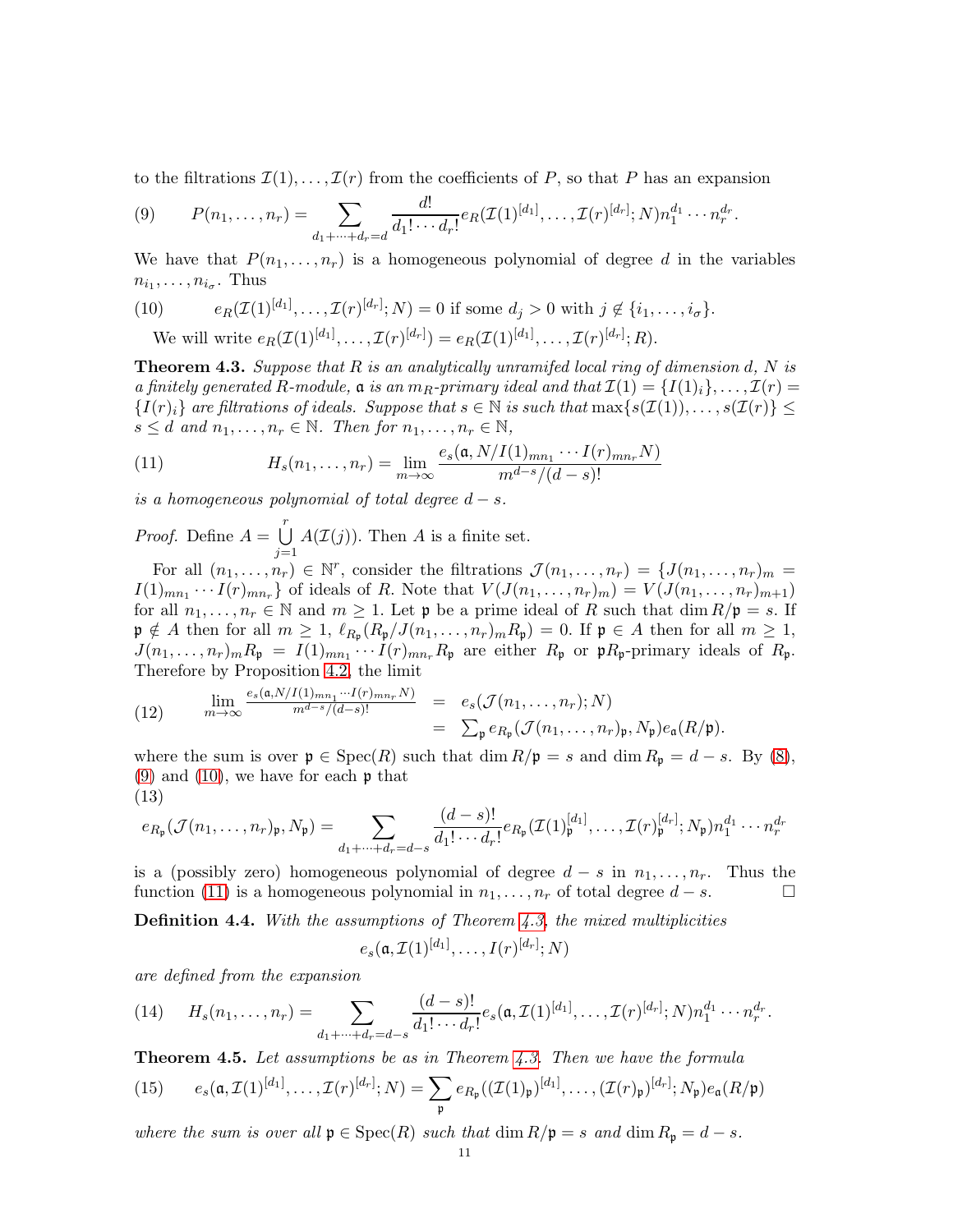to the filtrations $\mathcal{I}(1),\ldots,\mathcal{I}(r)$ from the coefficients of $P$, so that $P$ has an expansion

$$P(n_1,\ldots,n_r)=\sum_{d_1+\cdots+d_r=d}\frac{d!}{d_1!\cdots d_r!}e_R(\mathcal{I}(1)^{[d_1]},\ldots,\mathcal{I}(r)^{[d_r]};N)n_1^{d_1}\cdots n_r^{d_r}. \tag{9}$$

We have that $P(n_1,\ldots,n_r)$ is a homogeneous polynomial of degree $d$ in the variables $n_{i_1},\ldots,n_{i_\sigma}$. Thus

$$e_R(\mathcal{I}(1)^{[d_1]},\ldots,\mathcal{I}(r)^{[d_r]};N)=0 \text{ if some } d_j>0 \text{ with } j\not\in\{i_1,\ldots,i_\sigma\}. \tag{10}$$

We will write $e_R(\mathcal{I}(1)^{[d_1]},\ldots,\mathcal{I}(r)^{[d_r]})=e_R(\mathcal{I}(1)^{[d_1]},\ldots,\mathcal{I}(r)^{[d_r]};R)$.

**Theorem 4.3.** *Suppose that $R$ is an analytically unramifed local ring of dimension $d$, $N$ is a finitely generated $R$-module, $\mathfrak{a}$ is an $m_R$-primary ideal and that $\mathcal{I}(1)=\{I(1)_i\},\ldots,\mathcal{I}(r)=\{I(r)_i\}$ are filtrations of ideals. Suppose that $s\in\mathbb{N}$ is such that $\max\{s(\mathcal{I}(1)),\ldots,s(\mathcal{I}(r)\}\le s\le d$ and $n_1,\ldots,n_r\in\mathbb{N}$. Then for $n_1,\ldots,n_r\in\mathbb{N}$,*

$$H_s(n_1,\ldots,n_r)=\lim_{m\rightarrow\infty}\frac{e_s(\mathfrak{a},N/I(1)_{mn_1}\cdots I(r)_{mn_r}N)}{m^{d-s}/(d-s)!} \tag{11}$$

*is a homogeneous polynomial of total degree $d-s$.*

*Proof.* Define $A=\bigcup_{j=1}^{r}A(\mathcal{I}(j))$. Then $A$ is a finite set.

For all $(n_1,\ldots,n_r)\in\mathbb{N}^r$, consider the filtrations $\mathcal{J}(n_1,\ldots,n_r)=\{J(n_1,\ldots,n_r)_m=I(1)_{mn_1}\cdots I(r)_{mn_r}\}$ of ideals of $R$. Note that $V(J(n_1,\ldots,n_r)_m)=V(J(n_1,\ldots,n_r)_{m+1})$ for all $n_1,\ldots,n_r\in\mathbb{N}$ and $m\ge 1$. Let $\mathfrak{p}$ be a prime ideal of $R$ such that $\dim R/\mathfrak{p}=s$. If $\mathfrak{p}\not\in A$ then for all $m\ge1$, $\ell_{R_\mathfrak{p}}(R_\mathfrak{p}/J(n_1,\ldots,n_r)_mR_\mathfrak{p})=0$. If $\mathfrak{p}\in A$ then for all $m\ge1$, $J(n_1,\ldots,n_r)_mR_\mathfrak{p}=I(1)_{mn_1}\cdots I(r)_{mn_r}R_\mathfrak{p}$ are either $R_\mathfrak{p}$ or $\mathfrak{p}R_\mathfrak{p}$-primary ideals of $R_\mathfrak{p}$. Therefore by Proposition 4.2, the limit

$$\begin{array}{lll}\lim\limits_{m\rightarrow\infty}\frac{e_s(\mathfrak{a},N/I(1)_{mn_1}\cdots I(r)_{mn_r}N)}{m^{d-s}/(d-s)!}&=&e_s(\mathcal{J}(n_1,\ldots,n_r);N)\\ &=&\sum_\mathfrak{p}e_{R_\mathfrak{p}}(\mathcal{J}(n_1,\ldots,n_r)_\mathfrak{p},N_\mathfrak{p})e_\mathfrak{a}(R/\mathfrak{p}).\end{array} \tag{12}$$

where the sum is over $\mathfrak{p}\in\operatorname{Spec}(R)$ such that $\dim R/\mathfrak{p}=s$ and $\dim R_\mathfrak{p}=d-s$. By (8), (9) and (10), we have for each $\mathfrak{p}$ that

$$e_{R_\mathfrak{p}}(\mathcal{J}(n_1,\ldots,n_r)_\mathfrak{p},N_\mathfrak{p})=\sum_{d_1+\cdots+d_r=d-s}\frac{(d-s)!}{d_1!\cdots d_r!}e_{R_\mathfrak{p}}(\mathcal{I}(1)_\mathfrak{p}^{[d_1]},\ldots,\mathcal{I}(r)_\mathfrak{p}^{[d_r]};N_\mathfrak{p})n_1^{d_1}\cdots n_r^{d_r} \tag{13}$$

is a (possibly zero) homogeneous polynomial of degree $d-s$ in $n_1,\ldots,n_r$. Thus the function (11) is a homogeneous polynomial in $n_1,\ldots,n_r$ of total degree $d-s$. $\square$

**Definition 4.4.** *With the assumptions of Theorem 4.3, the mixed multiplicities*

$$e_s(\mathfrak{a},\mathcal{I}(1)^{[d_1]},\ldots,I(r)^{[d_r]};N)$$

*are defined from the expansion*

$$H_s(n_1,\ldots,n_r)=\sum_{d_1+\cdots+d_r=d-s}\frac{(d-s)!}{d_1!\cdots d_r!}e_s(\mathfrak{a},\mathcal{I}(1)^{[d_1]},\ldots,\mathcal{I}(r)^{[d_r]};N)n_1^{d_1}\cdots n_r^{d_r}. \tag{14}$$

**Theorem 4.5.** *Let assumptions be as in Theorem 4.3. Then we have the formula*

$$e_s(\mathfrak{a},\mathcal{I}(1)^{[d_1]},\ldots,\mathcal{I}(r)^{[d_r]};N)=\sum_\mathfrak{p}e_{R_\mathfrak{p}}((\mathcal{I}(1)_\mathfrak{p})^{[d_1]},\ldots,(\mathcal{I}(r)_\mathfrak{p})^{[d_r]};N_\mathfrak{p})e_\mathfrak{a}(R/\mathfrak{p}) \tag{15}$$

*where the sum is over all $\mathfrak{p}\in\operatorname{Spec}(R)$ such that $\dim R/\mathfrak{p}=s$ and $\dim R_\mathfrak{p}=d-s$.*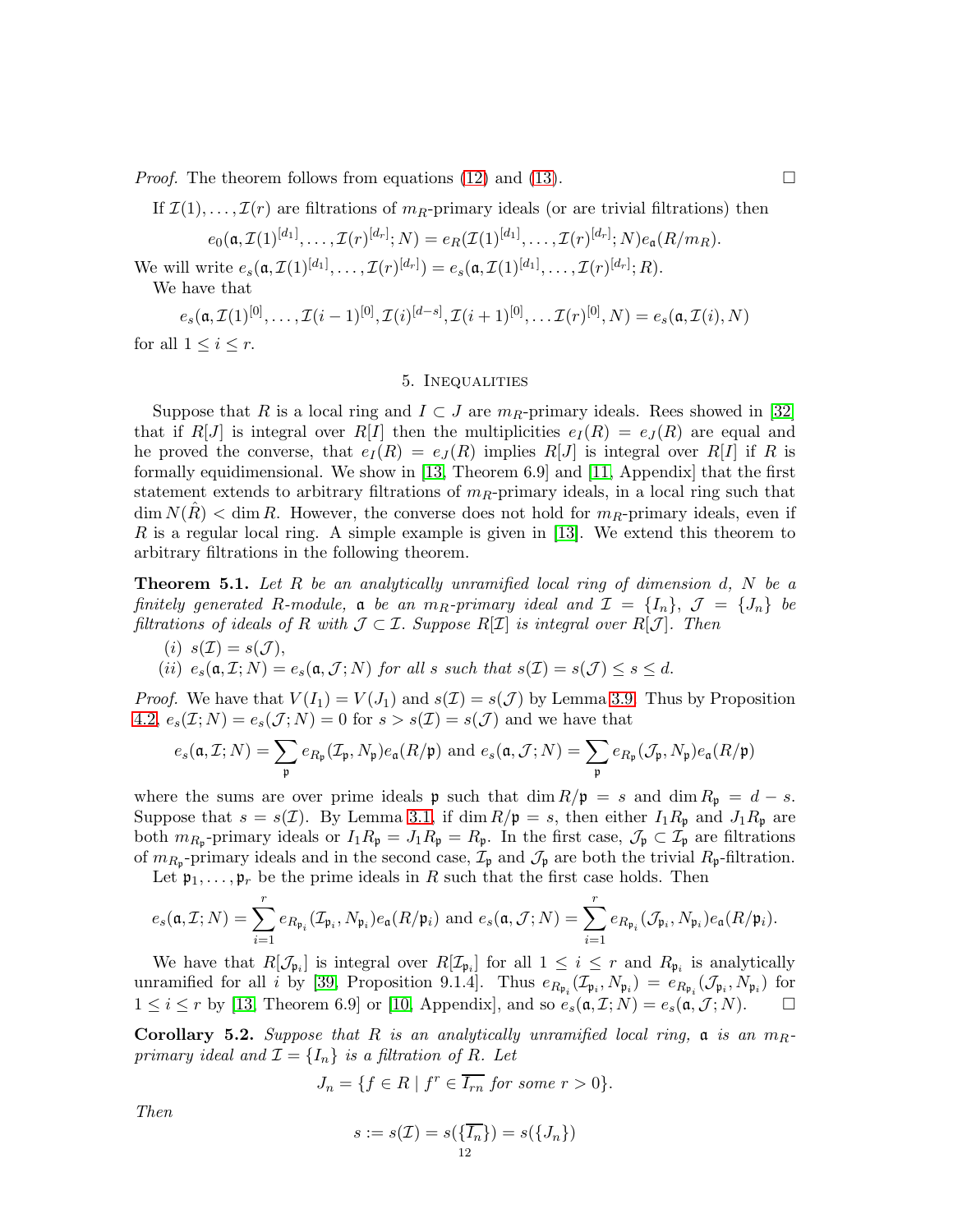*Proof.* The theorem follows from equations (12) and (13). ☐

If $\mathcal{I}(1), \ldots, \mathcal{I}(r)$ are filtrations of $m_R$-primary ideals (or are trivial filtrations) then

$$e_0(\mathfrak{a}, \mathcal{I}(1)^{[d_1]}, \ldots, \mathcal{I}(r)^{[d_r]}; N) = e_R(\mathcal{I}(1)^{[d_1]}, \ldots, \mathcal{I}(r)^{[d_r]}; N) e_{\mathfrak{a}}(R/m_R).$$

We will write $e_s(\mathfrak{a}, \mathcal{I}(1)^{[d_1]}, \ldots, \mathcal{I}(r)^{[d_r]}) = e_s(\mathfrak{a}, \mathcal{I}(1)^{[d_1]}, \ldots, \mathcal{I}(r)^{[d_r]}; R)$.

We have that

$$e_s(\mathfrak{a}, \mathcal{I}(1)^{[0]}, \ldots, \mathcal{I}(i-1)^{[0]}, \mathcal{I}(i)^{[d-s]}, \mathcal{I}(i+1)^{[0]}, \ldots \mathcal{I}(r)^{[0]}, N) = e_s(\mathfrak{a}, \mathcal{I}(i), N)$$

for all $1 \leq i \leq r$.

## 5. Inequalities

Suppose that $R$ is a local ring and $I \subset J$ are $m_R$-primary ideals. Rees showed in [32] that if $R[J]$ is integral over $R[I]$ then the multiplicities $e_I(R) = e_J(R)$ are equal and he proved the converse, that $e_I(R) = e_J(R)$ implies $R[J]$ is integral over $R[I]$ if $R$ is formally equidimensional. We show in [13, Theorem 6.9] and [11, Appendix] that the first statement extends to arbitrary filtrations of $m_R$-primary ideals, in a local ring such that $\dim N(\hat{R}) < \dim R$. However, the converse does not hold for $m_R$-primary ideals, even if $R$ is a regular local ring. A simple example is given in [13]. We extend this theorem to arbitrary filtrations in the following theorem.

**Theorem 5.1.** *Let $R$ be an analytically unramified local ring of dimension $d$, $N$ be a finitely generated $R$-module, $\mathfrak{a}$ be an $m_R$-primary ideal and $\mathcal{I} = \{I_n\}$, $\mathcal{J} = \{J_n\}$ be filtrations of ideals of $R$ with $\mathcal{J} \subset \mathcal{I}$. Suppose $R[\mathcal{I}]$ is integral over $R[\mathcal{J}]$. Then*

*(i) $s(\mathcal{I}) = s(\mathcal{J})$,*

*(ii) $e_s(\mathfrak{a}, \mathcal{I}; N) = e_s(\mathfrak{a}, \mathcal{J}; N)$ for all $s$ such that $s(\mathcal{I}) = s(\mathcal{J}) \leq s \leq d$.*

*Proof.* We have that $V(I_1) = V(J_1)$ and $s(\mathcal{I}) = s(\mathcal{J})$ by Lemma 3.9. Thus by Proposition 4.2, $e_s(\mathcal{I}; N) = e_s(\mathcal{J}; N) = 0$ for $s > s(\mathcal{I}) = s(\mathcal{J})$ and we have that

$$e_s(\mathfrak{a}, \mathcal{I}; N) = \sum_{\mathfrak{p}} e_{R_\mathfrak{p}}(\mathcal{I}_\mathfrak{p}, N_\mathfrak{p}) e_{\mathfrak{a}}(R/\mathfrak{p}) \text{ and } e_s(\mathfrak{a}, \mathcal{J}; N) = \sum_{\mathfrak{p}} e_{R_\mathfrak{p}}(\mathcal{J}_\mathfrak{p}, N_\mathfrak{p}) e_{\mathfrak{a}}(R/\mathfrak{p})$$

where the sums are over prime ideals $\mathfrak{p}$ such that $\dim R/\mathfrak{p} = s$ and $\dim R_\mathfrak{p} = d - s$. Suppose that $s = s(\mathcal{I})$. By Lemma 3.1, if $\dim R/\mathfrak{p} = s$, then either $I_1 R_\mathfrak{p}$ and $J_1 R_\mathfrak{p}$ are both $m_{R_\mathfrak{p}}$-primary ideals or $I_1 R_\mathfrak{p} = J_1 R_\mathfrak{p} = R_\mathfrak{p}$. In the first case, $\mathcal{J}_\mathfrak{p} \subset \mathcal{I}_\mathfrak{p}$ are filtrations of $m_{R_\mathfrak{p}}$-primary ideals and in the second case, $\mathcal{I}_\mathfrak{p}$ and $\mathcal{J}_\mathfrak{p}$ are both the trivial $R_\mathfrak{p}$-filtration.

Let $\mathfrak{p}_1, \ldots, \mathfrak{p}_r$ be the prime ideals in $R$ such that the first case holds. Then

$$e_s(\mathfrak{a}, \mathcal{I}; N) = \sum_{i=1}^{r} e_{R_{\mathfrak{p}_i}}(\mathcal{I}_{\mathfrak{p}_i}, N_{\mathfrak{p}_i}) e_{\mathfrak{a}}(R/\mathfrak{p}_i) \text{ and } e_s(\mathfrak{a}, \mathcal{J}; N) = \sum_{i=1}^{r} e_{R_{\mathfrak{p}_i}}(\mathcal{J}_{\mathfrak{p}_i}, N_{\mathfrak{p}_i}) e_{\mathfrak{a}}(R/\mathfrak{p}_i).$$

We have that $R[\mathcal{J}_{\mathfrak{p}_i}]$ is integral over $R[\mathcal{I}_{\mathfrak{p}_i}]$ for all $1 \leq i \leq r$ and $R_{\mathfrak{p}_i}$ is analytically unramified for all $i$ by [39, Proposition 9.1.4]. Thus $e_{R_{\mathfrak{p}_i}}(\mathcal{I}_{\mathfrak{p}_i}, N_{\mathfrak{p}_i}) = e_{R_{\mathfrak{p}_i}}(\mathcal{J}_{\mathfrak{p}_i}, N_{\mathfrak{p}_i})$ for $1 \leq i \leq r$ by [13, Theorem 6.9] or [10, Appendix], and so $e_s(\mathfrak{a}, \mathcal{I}; N) = e_s(\mathfrak{a}, \mathcal{J}; N)$. ☐

**Corollary 5.2.** *Suppose that $R$ is an analytically unramified local ring, $\mathfrak{a}$ is an $m_R$-primary ideal and $\mathcal{I} = \{I_n\}$ is a filtration of $R$. Let*

$$J_n = \{f \in R \mid f^r \in \overline{I_{rn}} \text{ for some } r > 0\}.$$

*Then*

$$s := s(\mathcal{I}) = s(\{\overline{I_n}\}) = s(\{J_n\})$$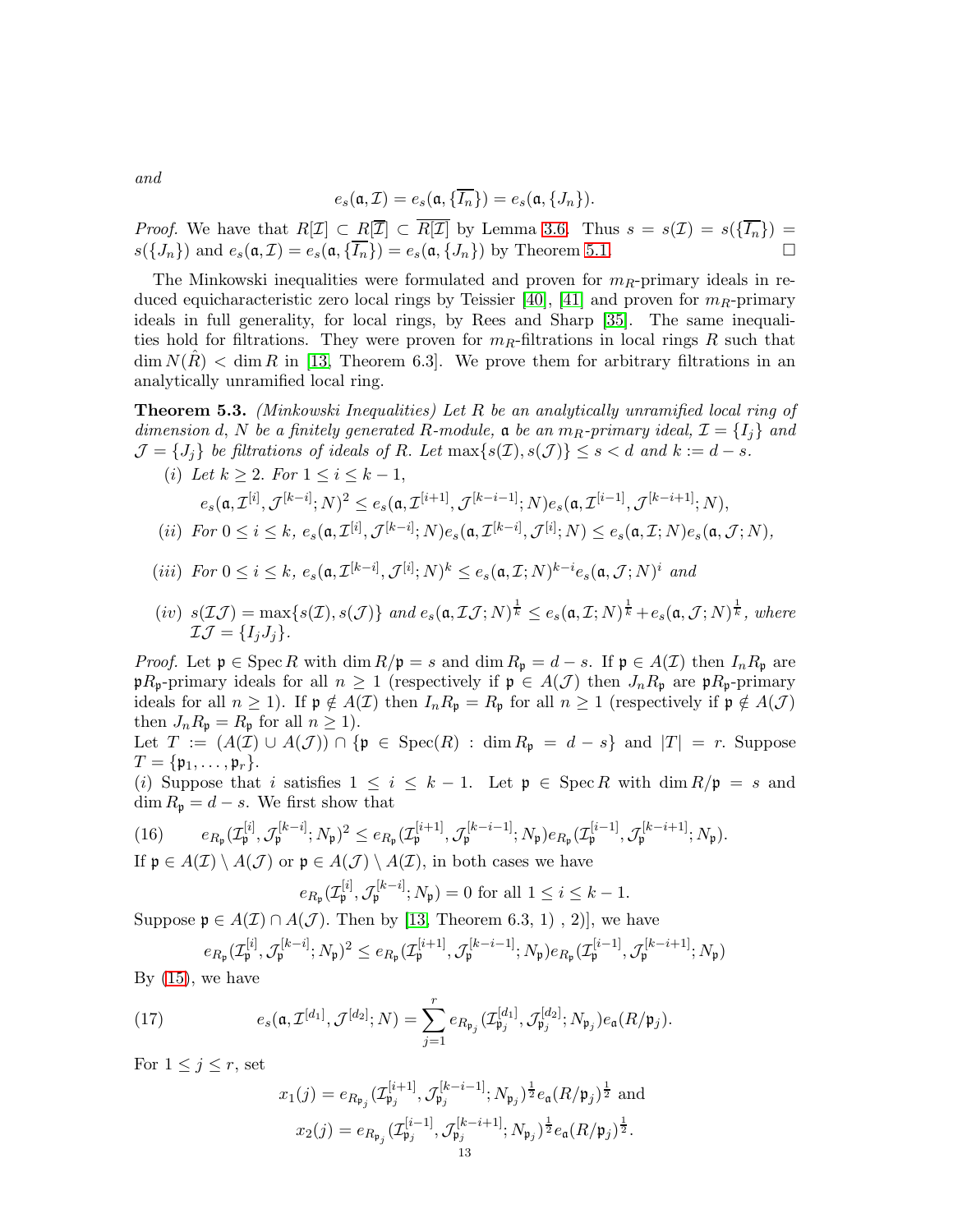*and*

$$e_s(\mathfrak{a},\mathcal{I}) = e_s(\mathfrak{a},\{\overline{I_n}\}) = e_s(\mathfrak{a},\{J_n\}).$$

*Proof.* We have that $R[\mathcal{I}] \subset R[\overline{\mathcal{I}}] \subset \overline{R[\mathcal{I}]}$ by Lemma 3.6. Thus $s = s(\mathcal{I}) = s(\{\overline{I_n}\}) = s(\{J_n\})$ and $e_s(\mathfrak{a},\mathcal{I}) = e_s(\mathfrak{a},\{\overline{I_n}\}) = e_s(\mathfrak{a},\{J_n\})$ by Theorem 5.1. □

The Minkowski inequalities were formulated and proven for $m_R$-primary ideals in reduced equicharacteristic zero local rings by Teissier [40], [41] and proven for $m_R$-primary ideals in full generality, for local rings, by Rees and Sharp [35]. The same inequalities hold for filtrations. They were proven for $m_R$-filtrations in local rings $R$ such that $\dim N(\hat{R}) < \dim R$ in [13, Theorem 6.3]. We prove them for arbitrary filtrations in an analytically unramified local ring.

**Theorem 5.3.** *(Minkowski Inequalities) Let $R$ be an analytically unramified local ring of dimension $d$, $N$ be a finitely generated $R$-module, $\mathfrak{a}$ be an $m_R$-primary ideal, $\mathcal{I} = \{I_j\}$ and $\mathcal{J} = \{J_j\}$ be filtrations of ideals of $R$. Let $\max\{s(\mathcal{I}), s(\mathcal{J})\} \leq s < d$ and $k := d - s$.*

*(i) Let $k \geq 2$. For $1 \leq i \leq k-1$,*
$$e_s(\mathfrak{a},\mathcal{I}^{[i]},\mathcal{J}^{[k-i]};N)^2 \leq e_s(\mathfrak{a},\mathcal{I}^{[i+1]},\mathcal{J}^{[k-i-1]};N)e_s(\mathfrak{a},\mathcal{I}^{[i-1]},\mathcal{J}^{[k-i+1]};N),$$

*(ii) For $0 \leq i \leq k$, $e_s(\mathfrak{a},\mathcal{I}^{[i]},\mathcal{J}^{[k-i]};N)e_s(\mathfrak{a},\mathcal{I}^{[k-i]},\mathcal{J}^{[i]};N) \leq e_s(\mathfrak{a},\mathcal{I};N)e_s(\mathfrak{a},\mathcal{J};N)$,*

*(iii) For $0 \leq i \leq k$, $e_s(\mathfrak{a},\mathcal{I}^{[k-i]},\mathcal{J}^{[i]};N)^k \leq e_s(\mathfrak{a},\mathcal{I};N)^{k-i}e_s(\mathfrak{a},\mathcal{J};N)^i$ and*

*(iv) $s(\mathcal{I}\mathcal{J}) = \max\{s(\mathcal{I}), s(\mathcal{J})\}$ and $e_s(\mathfrak{a},\mathcal{I}\mathcal{J};N)^{\frac{1}{k}} \leq e_s(\mathfrak{a},\mathcal{I};N)^{\frac{1}{k}} + e_s(\mathfrak{a},\mathcal{J};N)^{\frac{1}{k}}$, where $\mathcal{I}\mathcal{J} = \{I_jJ_j\}$.*

*Proof.* Let $\mathfrak{p} \in \operatorname{Spec} R$ with $\dim R/\mathfrak{p} = s$ and $\dim R_{\mathfrak{p}} = d - s$. If $\mathfrak{p} \in A(\mathcal{I})$ then $I_nR_{\mathfrak{p}}$ are $\mathfrak{p}R_{\mathfrak{p}}$-primary ideals for all $n \geq 1$ (respectively if $\mathfrak{p} \in A(\mathcal{J})$ then $J_nR_{\mathfrak{p}}$ are $\mathfrak{p}R_{\mathfrak{p}}$-primary ideals for all $n \geq 1$). If $\mathfrak{p} \notin A(\mathcal{I})$ then $I_nR_{\mathfrak{p}} = R_{\mathfrak{p}}$ for all $n \geq 1$ (respectively if $\mathfrak{p} \notin A(\mathcal{J})$ then $J_nR_{\mathfrak{p}} = R_{\mathfrak{p}}$ for all $n \geq 1$).

Let $T := (A(\mathcal{I}) \cup A(\mathcal{J})) \cap \{\mathfrak{p} \in \operatorname{Spec}(R) : \dim R_{\mathfrak{p}} = d - s\}$ and $|T| = r$. Suppose $T = \{\mathfrak{p}_1, \ldots, \mathfrak{p}_r\}$.

$(i)$ Suppose that $i$ satisfies $1 \leq i \leq k-1$. Let $\mathfrak{p} \in \operatorname{Spec} R$ with $\dim R/\mathfrak{p} = s$ and $\dim R_{\mathfrak{p}} = d - s$. We first show that

$$e_{R_{\mathfrak{p}}}(\mathcal{I}_{\mathfrak{p}}^{[i]},\mathcal{J}_{\mathfrak{p}}^{[k-i]};N_{\mathfrak{p}})^2 \leq e_{R_{\mathfrak{p}}}(\mathcal{I}_{\mathfrak{p}}^{[i+1]},\mathcal{J}_{\mathfrak{p}}^{[k-i-1]};N_{\mathfrak{p}})e_{R_{\mathfrak{p}}}(\mathcal{I}_{\mathfrak{p}}^{[i-1]},\mathcal{J}_{\mathfrak{p}}^{[k-i+1]};N_{\mathfrak{p}}). \tag{16}$$

If $\mathfrak{p} \in A(\mathcal{I}) \setminus A(\mathcal{J})$ or $\mathfrak{p} \in A(\mathcal{J}) \setminus A(\mathcal{I})$, in both cases we have

$$e_{R_{\mathfrak{p}}}(\mathcal{I}_{\mathfrak{p}}^{[i]},\mathcal{J}_{\mathfrak{p}}^{[k-i]};N_{\mathfrak{p}}) = 0 \text{ for all } 1 \leq i \leq k-1.$$

Suppose $\mathfrak{p} \in A(\mathcal{I}) \cap A(\mathcal{J})$. Then by [13, Theorem 6.3, 1) , 2)], we have

$$e_{R_{\mathfrak{p}}}(\mathcal{I}_{\mathfrak{p}}^{[i]},\mathcal{J}_{\mathfrak{p}}^{[k-i]};N_{\mathfrak{p}})^2 \leq e_{R_{\mathfrak{p}}}(\mathcal{I}_{\mathfrak{p}}^{[i+1]},\mathcal{J}_{\mathfrak{p}}^{[k-i-1]};N_{\mathfrak{p}})e_{R_{\mathfrak{p}}}(\mathcal{I}_{\mathfrak{p}}^{[i-1]},\mathcal{J}_{\mathfrak{p}}^{[k-i+1]};N_{\mathfrak{p}})$$

By (15), we have

$$e_s(\mathfrak{a},\mathcal{I}^{[d_1]},\mathcal{J}^{[d_2]};N) = \sum_{j=1}^{r} e_{R_{\mathfrak{p}_j}}(\mathcal{I}_{\mathfrak{p}_j}^{[d_1]},\mathcal{J}_{\mathfrak{p}_j}^{[d_2]};N_{\mathfrak{p}_j})e_{\mathfrak{a}}(R/\mathfrak{p}_j). \tag{17}$$

For $1 \leq j \leq r$, set

$$x_1(j) = e_{R_{\mathfrak{p}_j}}(\mathcal{I}_{\mathfrak{p}_j}^{[i+1]},\mathcal{J}_{\mathfrak{p}_j}^{[k-i-1]};N_{\mathfrak{p}_j})^{\frac{1}{2}}e_{\mathfrak{a}}(R/\mathfrak{p}_j)^{\frac{1}{2}} \text{ and}$$

$$x_2(j) = e_{R_{\mathfrak{p}_j}}(\mathcal{I}_{\mathfrak{p}_j}^{[i-1]},\mathcal{J}_{\mathfrak{p}_j}^{[k-i+1]};N_{\mathfrak{p}_j})^{\frac{1}{2}}e_{\mathfrak{a}}(R/\mathfrak{p}_j)^{\frac{1}{2}}.$$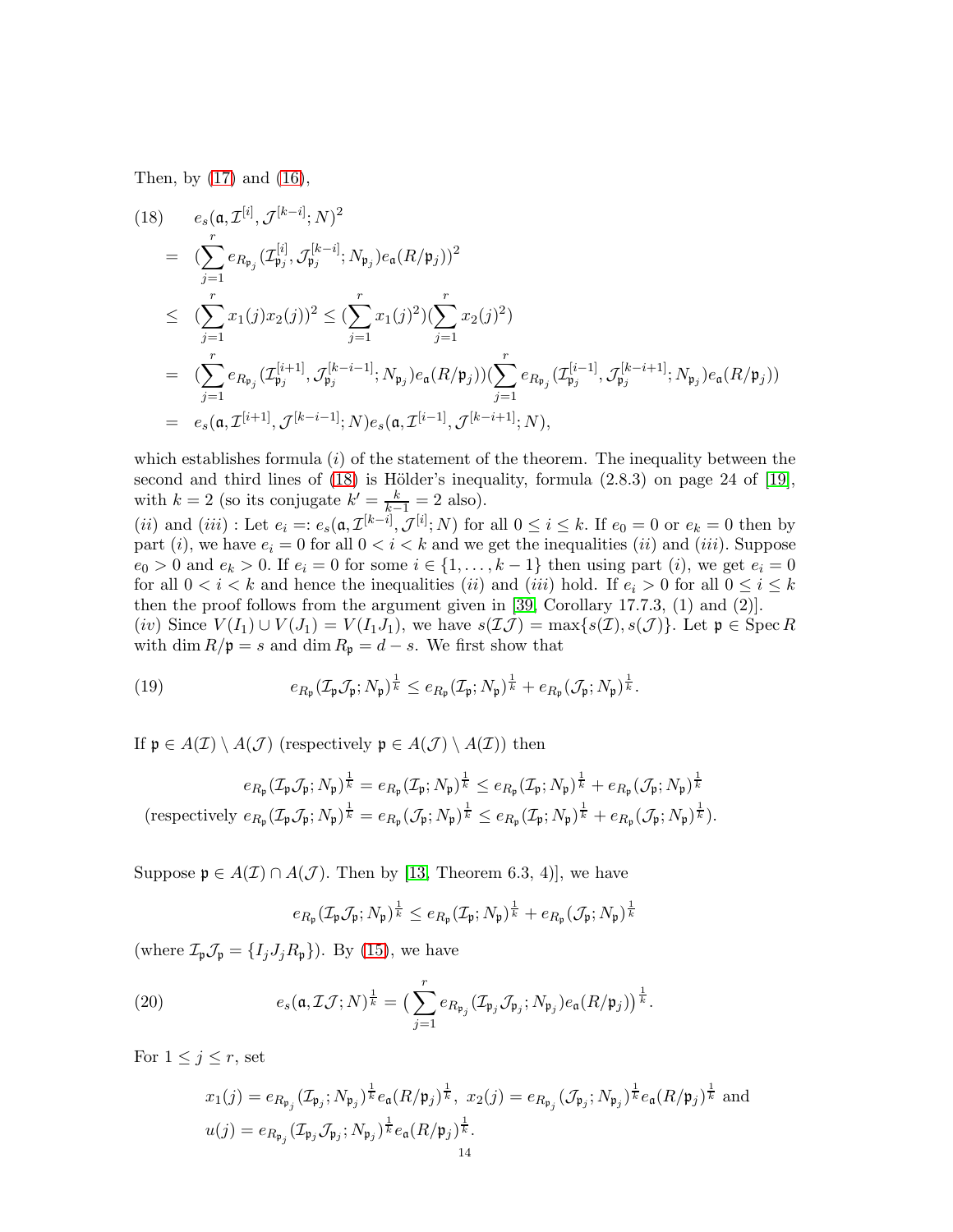Then, by (17) and (16),

$$
\begin{aligned}
(18)\qquad & e_s(\mathfrak{a}, \mathcal{I}^{[i]}, \mathcal{J}^{[k-i]}; N)^2 \\
&= \Big(\sum_{j=1}^{r} e_{R_{\mathfrak{p}_j}}(\mathcal{I}_{\mathfrak{p}_j}^{[i]}, \mathcal{J}_{\mathfrak{p}_j}^{[k-i]}; N_{\mathfrak{p}_j}) e_{\mathfrak{a}}(R/\mathfrak{p}_j)\Big)^2 \\
&\leq \Big(\sum_{j=1}^{r} x_1(j) x_2(j)\Big)^2 \leq \Big(\sum_{j=1}^{r} x_1(j)^2\Big)\Big(\sum_{j=1}^{r} x_2(j)^2\Big) \\
&= \Big(\sum_{j=1}^{r} e_{R_{\mathfrak{p}_j}}(\mathcal{I}_{\mathfrak{p}_j}^{[i+1]}, \mathcal{J}_{\mathfrak{p}_j}^{[k-i-1]}; N_{\mathfrak{p}_j}) e_{\mathfrak{a}}(R/\mathfrak{p}_j)\Big)\Big(\sum_{j=1}^{r} e_{R_{\mathfrak{p}_j}}(\mathcal{I}_{\mathfrak{p}_j}^{[i-1]}, \mathcal{J}_{\mathfrak{p}_j}^{[k-i+1]}; N_{\mathfrak{p}_j}) e_{\mathfrak{a}}(R/\mathfrak{p}_j)\Big) \\
&= e_s(\mathfrak{a}, \mathcal{I}^{[i+1]}, \mathcal{J}^{[k-i-1]}; N) e_s(\mathfrak{a}, \mathcal{I}^{[i-1]}, \mathcal{J}^{[k-i+1]}; N),
\end{aligned}
$$

which establishes formula $(i)$ of the statement of the theorem. The inequality between the second and third lines of (18) is Hölder's inequality, formula (2.8.3) on page 24 of [19], with $k = 2$ (so its conjugate $k' = \frac{k}{k-1} = 2$ also).

$(ii)$ and $(iii)$ : Let $e_i =: e_s(\mathfrak{a}, \mathcal{I}^{[k-i]}, \mathcal{J}^{[i]}; N)$ for all $0 \leq i \leq k$. If $e_0 = 0$ or $e_k = 0$ then by part $(i)$, we have $e_i = 0$ for all $0 < i < k$ and we get the inequalities $(ii)$ and $(iii)$. Suppose $e_0 > 0$ and $e_k > 0$. If $e_i = 0$ for some $i \in \{1, \ldots, k-1\}$ then using part $(i)$, we get $e_i = 0$ for all $0 < i < k$ and hence the inequalities $(ii)$ and $(iii)$ hold. If $e_i > 0$ for all $0 \leq i \leq k$ then the proof follows from the argument given in [39, Corollary 17.7.3, (1) and (2)].

$(iv)$ Since $V(I_1) \cup V(J_1) = V(I_1 J_1)$, we have $s(\mathcal{I}\mathcal{J}) = \max\{s(\mathcal{I}), s(\mathcal{J})\}$. Let $\mathfrak{p} \in \operatorname{Spec} R$ with $\dim R/\mathfrak{p} = s$ and $\dim R_{\mathfrak{p}} = d - s$. We first show that

$$
(19)\qquad e_{R_{\mathfrak{p}}}(\mathcal{I}_{\mathfrak{p}}\mathcal{J}_{\mathfrak{p}}; N_{\mathfrak{p}})^{\frac{1}{k}} \leq e_{R_{\mathfrak{p}}}(\mathcal{I}_{\mathfrak{p}}; N_{\mathfrak{p}})^{\frac{1}{k}} + e_{R_{\mathfrak{p}}}(\mathcal{J}_{\mathfrak{p}}; N_{\mathfrak{p}})^{\frac{1}{k}}.
$$

If $\mathfrak{p} \in A(\mathcal{I}) \setminus A(\mathcal{J})$ (respectively $\mathfrak{p} \in A(\mathcal{J}) \setminus A(\mathcal{I})$) then

$$
e_{R_{\mathfrak{p}}}(\mathcal{I}_{\mathfrak{p}}\mathcal{J}_{\mathfrak{p}}; N_{\mathfrak{p}})^{\frac{1}{k}} = e_{R_{\mathfrak{p}}}(\mathcal{I}_{\mathfrak{p}}; N_{\mathfrak{p}})^{\frac{1}{k}} \leq e_{R_{\mathfrak{p}}}(\mathcal{I}_{\mathfrak{p}}; N_{\mathfrak{p}})^{\frac{1}{k}} + e_{R_{\mathfrak{p}}}(\mathcal{J}_{\mathfrak{p}}; N_{\mathfrak{p}})^{\frac{1}{k}}
$$

$$
(\text{respectively } e_{R_{\mathfrak{p}}}(\mathcal{I}_{\mathfrak{p}}\mathcal{J}_{\mathfrak{p}}; N_{\mathfrak{p}})^{\frac{1}{k}} = e_{R_{\mathfrak{p}}}(\mathcal{J}_{\mathfrak{p}}; N_{\mathfrak{p}})^{\frac{1}{k}} \leq e_{R_{\mathfrak{p}}}(\mathcal{I}_{\mathfrak{p}}; N_{\mathfrak{p}})^{\frac{1}{k}} + e_{R_{\mathfrak{p}}}(\mathcal{J}_{\mathfrak{p}}; N_{\mathfrak{p}})^{\frac{1}{k}}).
$$

Suppose $\mathfrak{p} \in A(\mathcal{I}) \cap A(\mathcal{J})$. Then by [13, Theorem 6.3, 4)], we have

$$
e_{R_{\mathfrak{p}}}(\mathcal{I}_{\mathfrak{p}}\mathcal{J}_{\mathfrak{p}}; N_{\mathfrak{p}})^{\frac{1}{k}} \leq e_{R_{\mathfrak{p}}}(\mathcal{I}_{\mathfrak{p}}; N_{\mathfrak{p}})^{\frac{1}{k}} + e_{R_{\mathfrak{p}}}(\mathcal{J}_{\mathfrak{p}}; N_{\mathfrak{p}})^{\frac{1}{k}}
$$

(where $\mathcal{I}_{\mathfrak{p}}\mathcal{J}_{\mathfrak{p}} = \{I_j J_j R_{\mathfrak{p}}\}$). By (15), we have

$$
(20)\qquad e_s(\mathfrak{a}, \mathcal{I}\mathcal{J}; N)^{\frac{1}{k}} = \Big(\sum_{j=1}^{r} e_{R_{\mathfrak{p}_j}}(\mathcal{I}_{\mathfrak{p}_j}\mathcal{J}_{\mathfrak{p}_j}; N_{\mathfrak{p}_j}) e_{\mathfrak{a}}(R/\mathfrak{p}_j)\Big)^{\frac{1}{k}}.
$$

For $1 \leq j \leq r$, set

$$
x_1(j) = e_{R_{\mathfrak{p}_j}}(\mathcal{I}_{\mathfrak{p}_j}; N_{\mathfrak{p}_j})^{\frac{1}{k}} e_{\mathfrak{a}}(R/\mathfrak{p}_j)^{\frac{1}{k}},\ x_2(j) = e_{R_{\mathfrak{p}_j}}(\mathcal{J}_{\mathfrak{p}_j}; N_{\mathfrak{p}_j})^{\frac{1}{k}} e_{\mathfrak{a}}(R/\mathfrak{p}_j)^{\frac{1}{k}} \text{ and}
$$

$$
u(j) = e_{R_{\mathfrak{p}_j}}(\mathcal{I}_{\mathfrak{p}_j}\mathcal{J}_{\mathfrak{p}_j}; N_{\mathfrak{p}_j})^{\frac{1}{k}} e_{\mathfrak{a}}(R/\mathfrak{p}_j)^{\frac{1}{k}}.
$$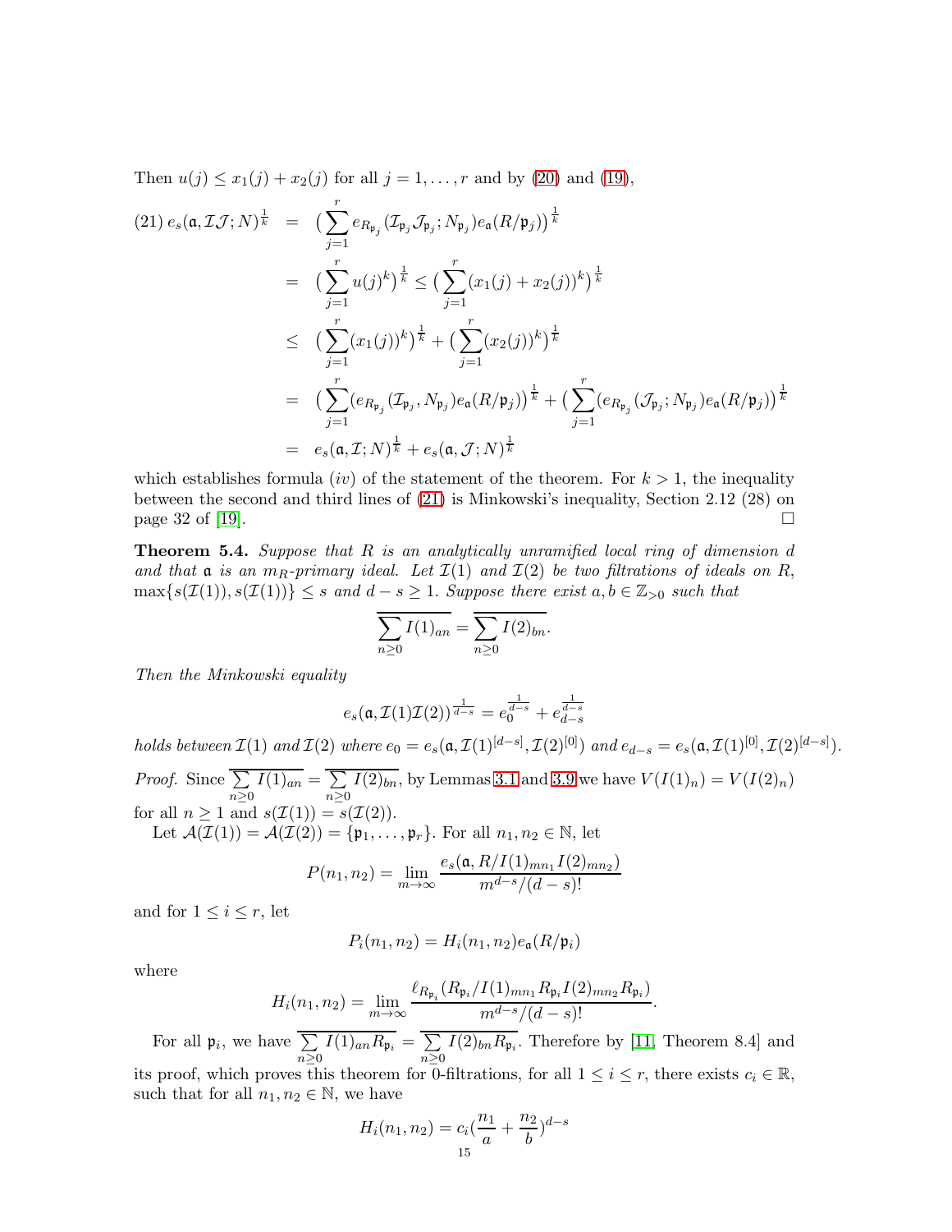Then $u(j) \le x_1(j) + x_2(j)$ for all $j = 1, \ldots, r$ and by (20) and (19),

$$
\begin{aligned}
(21)\; e_s(\mathfrak{a}, \mathcal{I}\mathcal{J}; N)^{\frac{1}{k}} &= \big(\sum_{j=1}^{r} e_{R_{\mathfrak{p}_j}}(\mathcal{I}_{\mathfrak{p}_j}\mathcal{J}_{\mathfrak{p}_j}; N_{\mathfrak{p}_j}) e_{\mathfrak{a}}(R/\mathfrak{p}_j)\big)^{\frac{1}{k}} \\
&= \big(\sum_{j=1}^{r} u(j)^k\big)^{\frac{1}{k}} \le \big(\sum_{j=1}^{r} (x_1(j) + x_2(j))^k\big)^{\frac{1}{k}} \\
&\le \big(\sum_{j=1}^{r} (x_1(j))^k\big)^{\frac{1}{k}} + \big(\sum_{j=1}^{r} (x_2(j))^k\big)^{\frac{1}{k}} \\
&= \big(\sum_{j=1}^{r} (e_{R_{\mathfrak{p}_j}}(\mathcal{I}_{\mathfrak{p}_j}, N_{\mathfrak{p}_j}) e_{\mathfrak{a}}(R/\mathfrak{p}_j)\big)^{\frac{1}{k}} + \big(\sum_{j=1}^{r} (e_{R_{\mathfrak{p}_j}}(\mathcal{J}_{\mathfrak{p}_j}; N_{\mathfrak{p}_j}) e_{\mathfrak{a}}(R/\mathfrak{p}_j)\big)^{\frac{1}{k}} \\
&= e_s(\mathfrak{a}, \mathcal{I}; N)^{\frac{1}{k}} + e_s(\mathfrak{a}, \mathcal{J}; N)^{\frac{1}{k}}
\end{aligned}
$$

which establishes formula $(iv)$ of the statement of the theorem. For $k > 1$, the inequality between the second and third lines of (21) is Minkowski's inequality, Section 2.12 (28) on page 32 of [19]. ☐

**Theorem 5.4.** *Suppose that $R$ is an analytically unramified local ring of dimension $d$ and that $\mathfrak{a}$ is an $m_R$-primary ideal. Let $\mathcal{I}(1)$ and $\mathcal{I}(2)$ be two filtrations of ideals on $R$, $\max\{s(\mathcal{I}(1)), s(\mathcal{I}(1))\} \le s$ and $d - s \ge 1$. Suppose there exist $a, b \in \mathbb{Z}_{>0}$ such that*

$$
\overline{\sum_{n\ge 0} I(1)_{an}} = \overline{\sum_{n\ge 0} I(2)_{bn}}.
$$

*Then the Minkowski equality*

$$
e_s(\mathfrak{a}, \mathcal{I}(1)\mathcal{I}(2))^{\frac{1}{d-s}} = e_0^{\frac{1}{d-s}} + e_{d-s}^{\frac{1}{d-s}}
$$

*holds between $\mathcal{I}(1)$ and $\mathcal{I}(2)$ where $e_0 = e_s(\mathfrak{a}, \mathcal{I}(1)^{[d-s]}, \mathcal{I}(2)^{[0]})$ and $e_{d-s} = e_s(\mathfrak{a}, \mathcal{I}(1)^{[0]}, \mathcal{I}(2)^{[d-s]})$.*

*Proof.* Since $\overline{\sum_{n\ge 0} I(1)_{an}} = \overline{\sum_{n\ge 0} I(2)_{bn}}$, by Lemmas 3.1 and 3.9 we have $V(I(1)_n) = V(I(2)_n)$ for all $n \ge 1$ and $s(\mathcal{I}(1)) = s(\mathcal{I}(2))$.

Let $\mathcal{A}(\mathcal{I}(1)) = \mathcal{A}(\mathcal{I}(2)) = \{\mathfrak{p}_1, \ldots, \mathfrak{p}_r\}$. For all $n_1, n_2 \in \mathbb{N}$, let

$$
P(n_1, n_2) = \lim_{m\to\infty} \frac{e_s(\mathfrak{a}, R/I(1)_{mn_1} I(2)_{mn_2})}{m^{d-s}/(d-s)!}
$$

and for $1 \le i \le r$, let

$$
P_i(n_1, n_2) = H_i(n_1, n_2) e_{\mathfrak{a}}(R/\mathfrak{p}_i)
$$

where

$$
H_i(n_1, n_2) = \lim_{m\to\infty} \frac{\ell_{R_{\mathfrak{p}_i}}(R_{\mathfrak{p}_i}/I(1)_{mn_1} R_{\mathfrak{p}_i} I(2)_{mn_2} R_{\mathfrak{p}_i})}{m^{d-s}/(d-s)!}.
$$

For all $\mathfrak{p}_i$, we have $\overline{\sum_{n\ge 0} I(1)_{an} R_{\mathfrak{p}_i}} = \overline{\sum_{n\ge 0} I(2)_{bn} R_{\mathfrak{p}_i}}$. Therefore by [11, Theorem 8.4] and its proof, which proves this theorem for 0-filtrations, for all $1 \le i \le r$, there exists $c_i \in \mathbb{R}$, such that for all $n_1, n_2 \in \mathbb{N}$, we have

$$
H_i(n_1, n_2) = c_i\left(\frac{n_1}{a} + \frac{n_2}{b}\right)^{d-s}
$$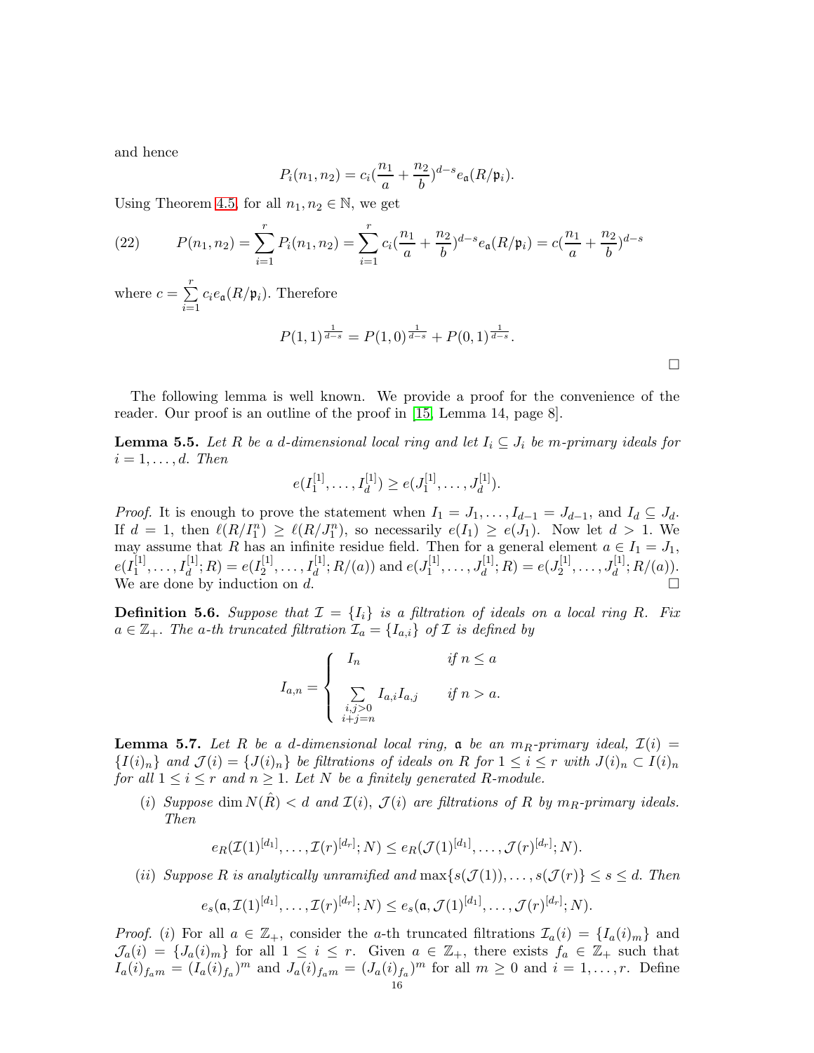and hence

$$P_i(n_1, n_2) = c_i(\frac{n_1}{a} + \frac{n_2}{b})^{d-s} e_{\mathfrak{a}}(R/\mathfrak{p}_i).$$

Using Theorem 4.5, for all $n_1, n_2 \in \mathbb{N}$, we get

$$P(n_1, n_2) = \sum_{i=1}^{r} P_i(n_1, n_2) = \sum_{i=1}^{r} c_i(\frac{n_1}{a} + \frac{n_2}{b})^{d-s} e_{\mathfrak{a}}(R/\mathfrak{p}_i) = c(\frac{n_1}{a} + \frac{n_2}{b})^{d-s} \tag{22}$$

where $c = \sum_{i=1}^{r} c_i e_{\mathfrak{a}}(R/\mathfrak{p}_i)$. Therefore

$$P(1,1)^{\frac{1}{d-s}} = P(1,0)^{\frac{1}{d-s}} + P(0,1)^{\frac{1}{d-s}}.$$

□

The following lemma is well known. We provide a proof for the convenience of the reader. Our proof is an outline of the proof in [15, Lemma 14, page 8].

**Lemma 5.5.** *Let $R$ be a $d$-dimensional local ring and let $I_i \subseteq J_i$ be $m$-primary ideals for $i = 1, \ldots, d$. Then*

$$e(I_1^{[1]}, \ldots, I_d^{[1]}) \geq e(J_1^{[1]}, \ldots, J_d^{[1]}).$$

*Proof.* It is enough to prove the statement when $I_1 = J_1, \ldots, I_{d-1} = J_{d-1}$, and $I_d \subseteq J_d$. If $d = 1$, then $\ell(R/I_1^n) \geq \ell(R/J_1^n)$, so necessarily $e(I_1) \geq e(J_1)$. Now let $d > 1$. We may assume that $R$ has an infinite residue field. Then for a general element $a \in I_1 = J_1$, $e(I_1^{[1]}, \ldots, I_d^{[1]}; R) = e(I_2^{[1]}, \ldots, I_d^{[1]}; R/(a))$ and $e(J_1^{[1]}, \ldots, J_d^{[1]}; R) = e(J_2^{[1]}, \ldots, J_d^{[1]}; R/(a))$. We are done by induction on $d$. □

**Definition 5.6.** *Suppose that $\mathcal{I} = \{I_i\}$ is a filtration of ideals on a local ring $R$. Fix $a \in \mathbb{Z}_+$. The $a$-th truncated filtration $\mathcal{I}_a = \{I_{a,i}\}$ of $\mathcal{I}$ is defined by*

$$I_{a,n} = \begin{cases} I_n & \text{if } n \leq a \\ \sum\limits_{\substack{i,j>0 \\ i+j=n}} I_{a,i} I_{a,j} & \text{if } n > a. \end{cases}$$

**Lemma 5.7.** *Let $R$ be a $d$-dimensional local ring, $\mathfrak{a}$ be an $m_R$-primary ideal, $\mathcal{I}(i) = \{I(i)_n\}$ and $\mathcal{J}(i) = \{J(i)_n\}$ be filtrations of ideals on $R$ for $1 \leq i \leq r$ with $J(i)_n \subset I(i)_n$ for all $1 \leq i \leq r$ and $n \geq 1$. Let $N$ be a finitely generated $R$-module.*

(i) *Suppose $\dim N(\hat{R}) < d$ and $\mathcal{I}(i)$, $\mathcal{J}(i)$ are filtrations of $R$ by $m_R$-primary ideals. Then*

$$e_R(\mathcal{I}(1)^{[d_1]}, \ldots, \mathcal{I}(r)^{[d_r]}; N) \leq e_R(\mathcal{J}(1)^{[d_1]}, \ldots, \mathcal{J}(r)^{[d_r]}; N).$$

(ii) *Suppose $R$ is analytically unramified and $\max\{s(\mathcal{J}(1)), \ldots, s(\mathcal{J}(r)\} \leq s \leq d$. Then*

$$e_s(\mathfrak{a}, \mathcal{I}(1)^{[d_1]}, \ldots, \mathcal{I}(r)^{[d_r]}; N) \leq e_s(\mathfrak{a}, \mathcal{J}(1)^{[d_1]}, \ldots, \mathcal{J}(r)^{[d_r]}; N).$$

*Proof.* (i) For all $a \in \mathbb{Z}_+$, consider the $a$-th truncated filtrations $\mathcal{I}_a(i) = \{I_a(i)_m\}$ and $\mathcal{J}_a(i) = \{J_a(i)_m\}$ for all $1 \leq i \leq r$. Given $a \in \mathbb{Z}_+$, there exists $f_a \in \mathbb{Z}_+$ such that $I_a(i)_{f_a m} = (I_a(i)_{f_a})^m$ and $J_a(i)_{f_a m} = (J_a(i)_{f_a})^m$ for all $m \geq 0$ and $i = 1, \ldots, r$. Define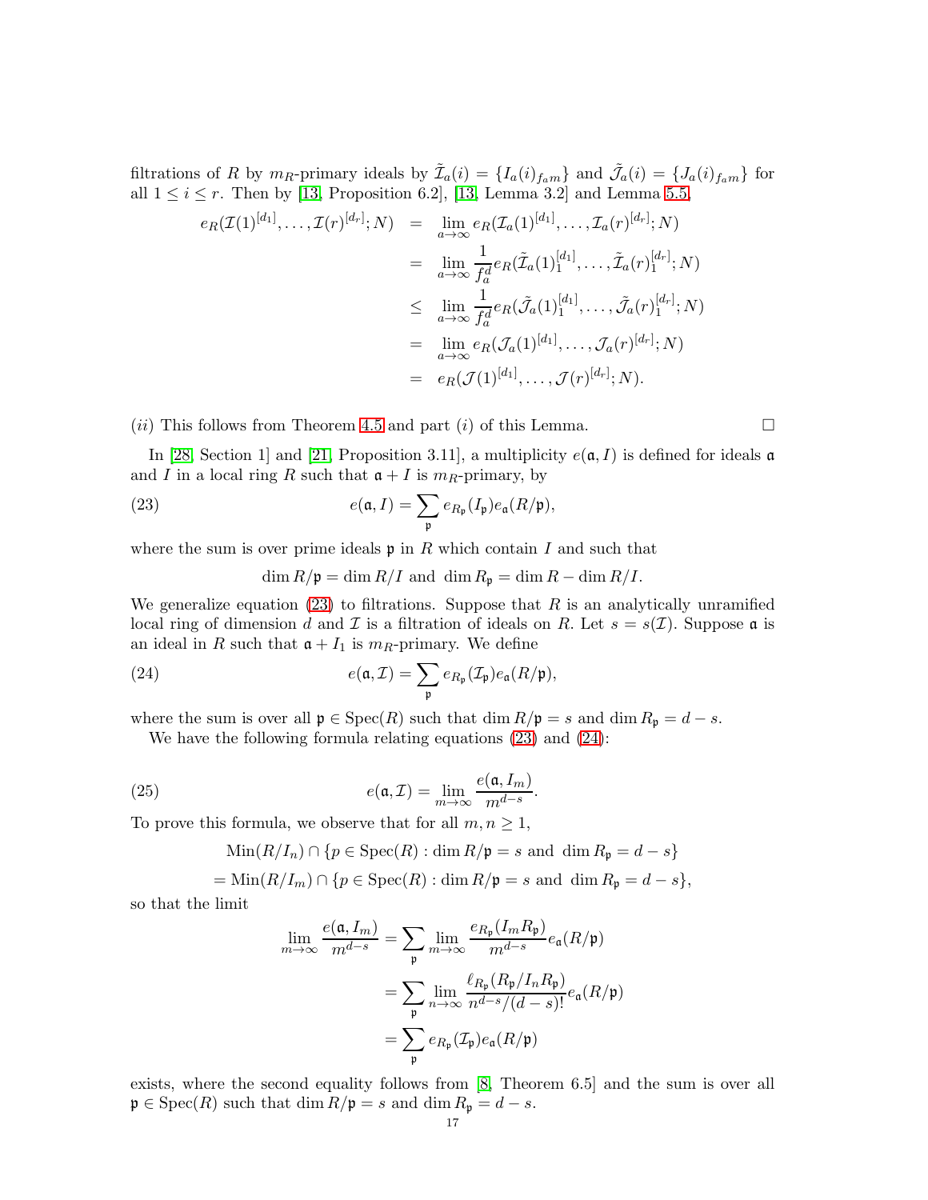filtrations of $R$ by $m_R$-primary ideals by $\tilde{\mathcal{I}}_a(i) = \{I_a(i)_{f_a m}\}$ and $\tilde{\mathcal{J}}_a(i) = \{J_a(i)_{f_a m}\}$ for all $1 \le i \le r$. Then by [13, Proposition 6.2], [13, Lemma 3.2] and Lemma 5.5,

$$
\begin{aligned}
e_R(\mathcal{I}(1)^{[d_1]}, \ldots, \mathcal{I}(r)^{[d_r]}; N) &= \lim_{a\to\infty} e_R(\mathcal{I}_a(1)^{[d_1]}, \ldots, \mathcal{I}_a(r)^{[d_r]}; N) \\
&= \lim_{a\to\infty} \frac{1}{f_a^d} e_R(\tilde{\mathcal{I}}_a(1)_1^{[d_1]}, \ldots, \tilde{\mathcal{I}}_a(r)_1^{[d_r]}; N) \\
&\le \lim_{a\to\infty} \frac{1}{f_a^d} e_R(\tilde{\mathcal{J}}_a(1)_1^{[d_1]}, \ldots, \tilde{\mathcal{J}}_a(r)_1^{[d_r]}; N) \\
&= \lim_{a\to\infty} e_R(\mathcal{J}_a(1)^{[d_1]}, \ldots, \mathcal{J}_a(r)^{[d_r]}; N) \\
&= e_R(\mathcal{J}(1)^{[d_1]}, \ldots, \mathcal{J}(r)^{[d_r]}; N).
\end{aligned}
$$

$(ii)$ This follows from Theorem 4.5 and part $(i)$ of this Lemma. ☐

In [28, Section 1] and [21, Proposition 3.11], a multiplicity $e(\mathfrak{a}, I)$ is defined for ideals $\mathfrak{a}$ and $I$ in a local ring $R$ such that $\mathfrak{a} + I$ is $m_R$-primary, by

$$
e(\mathfrak{a}, I) = \sum_{\mathfrak{p}} e_{R_\mathfrak{p}}(I_\mathfrak{p}) e_\mathfrak{a}(R/\mathfrak{p}), \tag{23}
$$

where the sum is over prime ideals $\mathfrak{p}$ in $R$ which contain $I$ and such that

$$
\dim R/\mathfrak{p} = \dim R/I \text{ and } \dim R_\mathfrak{p} = \dim R - \dim R/I.
$$

We generalize equation (23) to filtrations. Suppose that $R$ is an analytically unramified local ring of dimension $d$ and $\mathcal{I}$ is a filtration of ideals on $R$. Let $s = s(\mathcal{I})$. Suppose $\mathfrak{a}$ is an ideal in $R$ such that $\mathfrak{a} + I_1$ is $m_R$-primary. We define

$$
e(\mathfrak{a}, \mathcal{I}) = \sum_{\mathfrak{p}} e_{R_\mathfrak{p}}(\mathcal{I}_\mathfrak{p}) e_\mathfrak{a}(R/\mathfrak{p}), \tag{24}
$$

where the sum is over all $\mathfrak{p} \in \operatorname{Spec}(R)$ such that $\dim R/\mathfrak{p} = s$ and $\dim R_\mathfrak{p} = d - s$.

We have the following formula relating equations (23) and (24):

$$
e(\mathfrak{a}, \mathcal{I}) = \lim_{m\to\infty} \frac{e(\mathfrak{a}, I_m)}{m^{d-s}}. \tag{25}
$$

To prove this formula, we observe that for all $m, n \ge 1$,

$$
\begin{aligned}
&\operatorname{Min}(R/I_n) \cap \{p \in \operatorname{Spec}(R) : \dim R/\mathfrak{p} = s \text{ and } \dim R_\mathfrak{p} = d - s\} \\
&= \operatorname{Min}(R/I_m) \cap \{p \in \operatorname{Spec}(R) : \dim R/\mathfrak{p} = s \text{ and } \dim R_\mathfrak{p} = d - s\},
\end{aligned}
$$

so that the limit

$$
\begin{aligned}
\lim_{m\to\infty} \frac{e(\mathfrak{a}, I_m)}{m^{d-s}} &= \sum_{\mathfrak{p}} \lim_{m\to\infty} \frac{e_{R_\mathfrak{p}}(I_m R_\mathfrak{p})}{m^{d-s}} e_\mathfrak{a}(R/\mathfrak{p}) \\
&= \sum_{\mathfrak{p}} \lim_{n\to\infty} \frac{\ell_{R_\mathfrak{p}}(R_\mathfrak{p}/I_n R_\mathfrak{p})}{n^{d-s}/(d-s)!} e_\mathfrak{a}(R/\mathfrak{p}) \\
&= \sum_{\mathfrak{p}} e_{R_\mathfrak{p}}(\mathcal{I}_\mathfrak{p}) e_\mathfrak{a}(R/\mathfrak{p})
\end{aligned}
$$

exists, where the second equality follows from [8, Theorem 6.5] and the sum is over all $\mathfrak{p} \in \operatorname{Spec}(R)$ such that $\dim R/\mathfrak{p} = s$ and $\dim R_\mathfrak{p} = d - s$.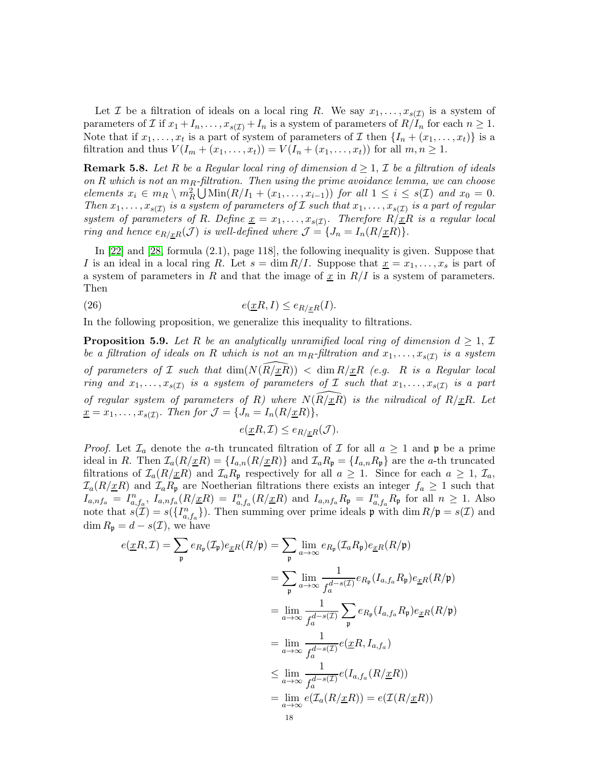Let $\mathcal{I}$ be a filtration of ideals on a local ring $R$. We say $x_1, \ldots, x_{s(\mathcal{I})}$ is a system of parameters of $\mathcal{I}$ if $x_1 + I_n, \ldots, x_{s(\mathcal{I})} + I_n$ is a system of parameters of $R/I_n$ for each $n \geq 1$. Note that if $x_1, \ldots, x_t$ is a part of system of parameters of $\mathcal{I}$ then $\{I_n + (x_1, \ldots, x_t)\}$ is a filtration and thus $V(I_m + (x_1, \ldots, x_t)) = V(I_n + (x_1, \ldots, x_t))$ for all $m, n \geq 1$.

**Remark 5.8.** *Let $R$ be a Regular local ring of dimension $d \geq 1$, $\mathcal{I}$ be a filtration of ideals on $R$ which is not an $m_R$-filtration. Then using the prime avoidance lemma, we can choose elements $x_i \in m_R \setminus m_R^2 \bigcup \operatorname{Min}(R/I_1 + (x_1, \ldots, x_{i-1}))$ for all $1 \leq i \leq s(\mathcal{I})$ and $x_0 = 0$. Then $x_1, \ldots, x_{s(\mathcal{I})}$ is a system of parameters of $\mathcal{I}$ such that $x_1, \ldots, x_{s(\mathcal{I})}$ is a part of regular system of parameters of $R$. Define $\underline{x} = x_1, \ldots, x_{s(\mathcal{I})}$. Therefore $R/\underline{x}R$ is a regular local ring and hence $e_{R/\underline{x}R}(\mathcal{J})$ is well-defined where $\mathcal{J} = \{J_n = I_n(R/\underline{x}R)\}$.*

In [22] and [28, formula (2.1), page 118], the following inequality is given. Suppose that $I$ is an ideal in a local ring $R$. Let $s = \dim R/I$. Suppose that $\underline{x} = x_1, \ldots, x_s$ is part of a system of parameters in $R$ and that the image of $\underline{x}$ in $R/I$ is a system of parameters. Then

$$e(\underline{x}R, I) \leq e_{R/\underline{x}R}(I). \tag{26}$$

In the following proposition, we generalize this inequality to filtrations.

**Proposition 5.9.** *Let $R$ be an analytically unramified local ring of dimension $d \geq 1$, $\mathcal{I}$ be a filtration of ideals on $R$ which is not an $m_R$-filtration and $x_1, \ldots, x_{s(\mathcal{I})}$ is a system of parameters of $\mathcal{I}$ such that $\dim(N(\widehat{R/\underline{x}R})) < \dim R/\underline{x}R$ (e.g. $R$ is a Regular local ring and $x_1, \ldots, x_{s(\mathcal{I})}$ is a system of parameters of $\mathcal{I}$ such that $x_1, \ldots, x_{s(\mathcal{I})}$ is a part of regular system of parameters of $R$) where $N(\widehat{R/\underline{x}R})$ is the nilradical of $R/\underline{x}R$. Let $\underline{x} = x_1, \ldots, x_{s(\mathcal{I})}$. Then for $\mathcal{J} = \{J_n = I_n(R/\underline{x}R)\}$,*

$$e(\underline{x}R, \mathcal{I}) \leq e_{R/\underline{x}R}(\mathcal{J}).$$

*Proof.* Let $\mathcal{I}_a$ denote the $a$-th truncated filtration of $\mathcal{I}$ for all $a \geq 1$ and $\mathfrak{p}$ be a prime ideal in $R$. Then $\mathcal{I}_a(R/\underline{x}R) = \{I_{a,n}(R/\underline{x}R)\}$ and $\mathcal{I}_a R_{\mathfrak{p}} = \{I_{a,n}R_{\mathfrak{p}}\}$ are the $a$-th truncated filtrations of $\mathcal{I}_a(R/\underline{x}R)$ and $\mathcal{I}_a R_{\mathfrak{p}}$ respectively for all $a \geq 1$. Since for each $a \geq 1$, $\mathcal{I}_a$, $\mathcal{I}_a(R/\underline{x}R)$ and $\mathcal{I}_a R_{\mathfrak{p}}$ are Noetherian filtrations there exists an integer $f_a \geq 1$ such that $I_{a,nf_a} = I^n_{a,f_a}$, $I_{a,nf_a}(R/\underline{x}R) = I^n_{a,f_a}(R/\underline{x}R)$ and $I_{a,nf_a}R_{\mathfrak{p}} = I^n_{a,f_a}R_{\mathfrak{p}}$ for all $n \geq 1$. Also note that $s(\mathcal{I}) = s(\{I^n_{a,f_a}\})$. Then summing over prime ideals $\mathfrak{p}$ with $\dim R/\mathfrak{p} = s(\mathcal{I})$ and $\dim R_{\mathfrak{p}} = d - s(\mathcal{I})$, we have

$$\begin{aligned}
e(\underline{x}R, \mathcal{I}) = \sum_{\mathfrak{p}} e_{R_{\mathfrak{p}}}(\mathcal{I}_{\mathfrak{p}}) e_{\underline{x}R}(R/\mathfrak{p}) &= \sum_{\mathfrak{p}} \lim_{a \to \infty} e_{R_{\mathfrak{p}}}(\mathcal{I}_a R_{\mathfrak{p}}) e_{\underline{x}R}(R/\mathfrak{p}) \\
&= \sum_{\mathfrak{p}} \lim_{a \to \infty} \frac{1}{f_a^{d-s(\mathcal{I})}} e_{R_{\mathfrak{p}}}(I_{a,f_a}R_{\mathfrak{p}}) e_{\underline{x}R}(R/\mathfrak{p}) \\
&= \lim_{a \to \infty} \frac{1}{f_a^{d-s(\mathcal{I})}} \sum_{\mathfrak{p}} e_{R_{\mathfrak{p}}}(I_{a,f_a}R_{\mathfrak{p}}) e_{\underline{x}R}(R/\mathfrak{p}) \\
&= \lim_{a \to \infty} \frac{1}{f_a^{d-s(\mathcal{I})}} e(\underline{x}R, I_{a,f_a}) \\
&\leq \lim_{a \to \infty} \frac{1}{f_a^{d-s(\mathcal{I})}} e(I_{a,f_a}(R/\underline{x}R)) \\
&= \lim_{a \to \infty} e(\mathcal{I}_a(R/\underline{x}R)) = e(\mathcal{I}(R/\underline{x}R))
\end{aligned}$$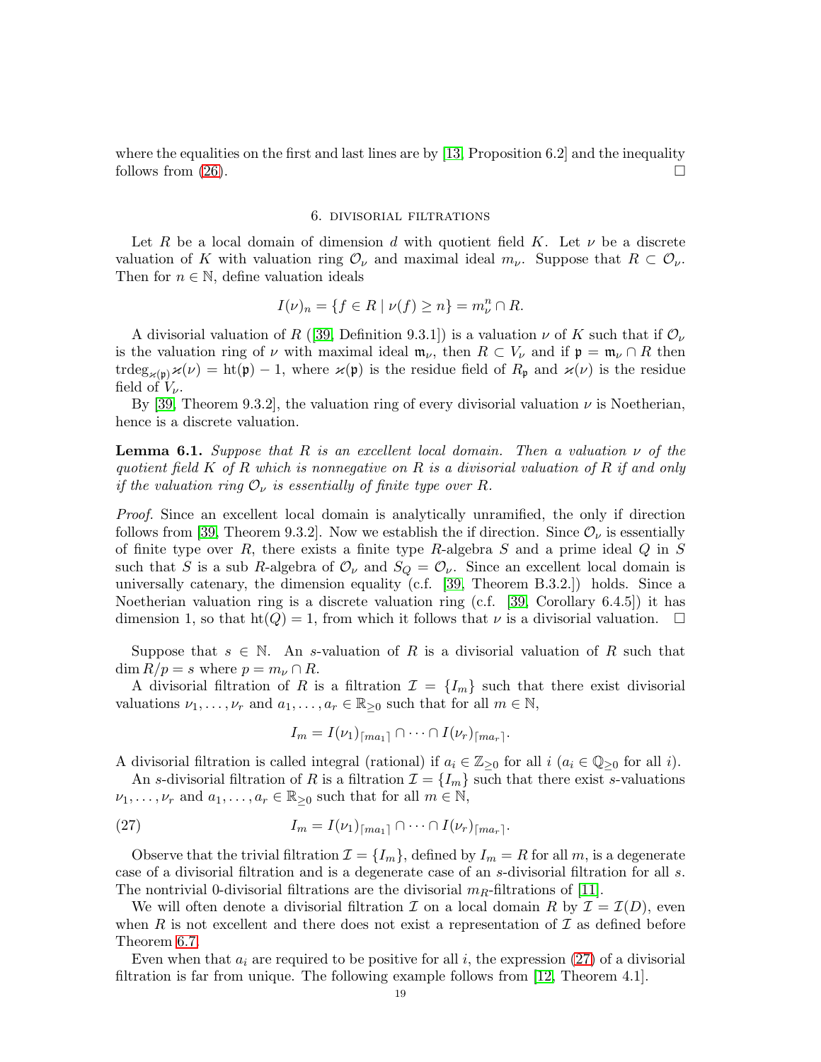where the equalities on the first and last lines are by [13, Proposition 6.2] and the inequality follows from (26). ☐

## 6. Divisorial filtrations

Let $R$ be a local domain of dimension $d$ with quotient field $K$. Let $\nu$ be a discrete valuation of $K$ with valuation ring $\mathcal{O}_\nu$ and maximal ideal $m_\nu$. Suppose that $R \subset \mathcal{O}_\nu$. Then for $n \in \mathbb{N}$, define valuation ideals

$$I(\nu)_n = \{f \in R \mid \nu(f) \geq n\} = m_\nu^n \cap R.$$

A divisorial valuation of $R$ ([39, Definition 9.3.1]) is a valuation $\nu$ of $K$ such that if $\mathcal{O}_\nu$ is the valuation ring of $\nu$ with maximal ideal $\mathfrak{m}_\nu$, then $R \subset V_\nu$ and if $\mathfrak{p} = \mathfrak{m}_\nu \cap R$ then $\mathrm{trdeg}_{\varkappa(\mathfrak{p})}\varkappa(\nu) = \mathrm{ht}(\mathfrak{p}) - 1$, where $\varkappa(\mathfrak{p})$ is the residue field of $R_\mathfrak{p}$ and $\varkappa(\nu)$ is the residue field of $V_\nu$.

By [39, Theorem 9.3.2], the valuation ring of every divisorial valuation $\nu$ is Noetherian, hence is a discrete valuation.

**Lemma 6.1.** *Suppose that $R$ is an excellent local domain. Then a valuation $\nu$ of the quotient field $K$ of $R$ which is nonnegative on $R$ is a divisorial valuation of $R$ if and only if the valuation ring $\mathcal{O}_\nu$ is essentially of finite type over $R$.*

*Proof.* Since an excellent local domain is analytically unramified, the only if direction follows from [39, Theorem 9.3.2]. Now we establish the if direction. Since $\mathcal{O}_\nu$ is essentially of finite type over $R$, there exists a finite type $R$-algebra $S$ and a prime ideal $Q$ in $S$ such that $S$ is a sub $R$-algebra of $\mathcal{O}_\nu$ and $S_Q = \mathcal{O}_\nu$. Since an excellent local domain is universally catenary, the dimension equality (c.f. [39, Theorem B.3.2.]) holds. Since a Noetherian valuation ring is a discrete valuation ring (c.f. [39, Corollary 6.4.5]) it has dimension 1, so that $\mathrm{ht}(Q) = 1$, from which it follows that $\nu$ is a divisorial valuation. ☐

Suppose that $s \in \mathbb{N}$. An $s$-valuation of $R$ is a divisorial valuation of $R$ such that $\dim R/p = s$ where $p = m_\nu \cap R$.

A divisorial filtration of $R$ is a filtration $\mathcal{I} = \{I_m\}$ such that there exist divisorial valuations $\nu_1, \ldots, \nu_r$ and $a_1, \ldots, a_r \in \mathbb{R}_{\geq 0}$ such that for all $m \in \mathbb{N}$,

$$I_m = I(\nu_1)_{\lceil ma_1 \rceil} \cap \cdots \cap I(\nu_r)_{\lceil ma_r \rceil}.$$

A divisorial filtration is called integral (rational) if $a_i \in \mathbb{Z}_{\geq 0}$ for all $i$ ($a_i \in \mathbb{Q}_{\geq 0}$ for all $i$).

An $s$-divisorial filtration of $R$ is a filtration $\mathcal{I} = \{I_m\}$ such that there exist $s$-valuations $\nu_1, \ldots, \nu_r$ and $a_1, \ldots, a_r \in \mathbb{R}_{\geq 0}$ such that for all $m \in \mathbb{N}$,

$$I_m = I(\nu_1)_{\lceil ma_1 \rceil} \cap \cdots \cap I(\nu_r)_{\lceil ma_r \rceil}. \tag{27}$$

Observe that the trivial filtration $\mathcal{I} = \{I_m\}$, defined by $I_m = R$ for all $m$, is a degenerate case of a divisorial filtration and is a degenerate case of an $s$-divisorial filtration for all $s$. The nontrivial 0-divisorial filtrations are the divisorial $m_R$-filtrations of [11].

We will often denote a divisorial filtration $\mathcal{I}$ on a local domain $R$ by $\mathcal{I} = \mathcal{I}(D)$, even when $R$ is not excellent and there does not exist a representation of $\mathcal{I}$ as defined before Theorem 6.7.

Even when that $a_i$ are required to be positive for all $i$, the expression (27) of a divisorial filtration is far from unique. The following example follows from [12, Theorem 4.1].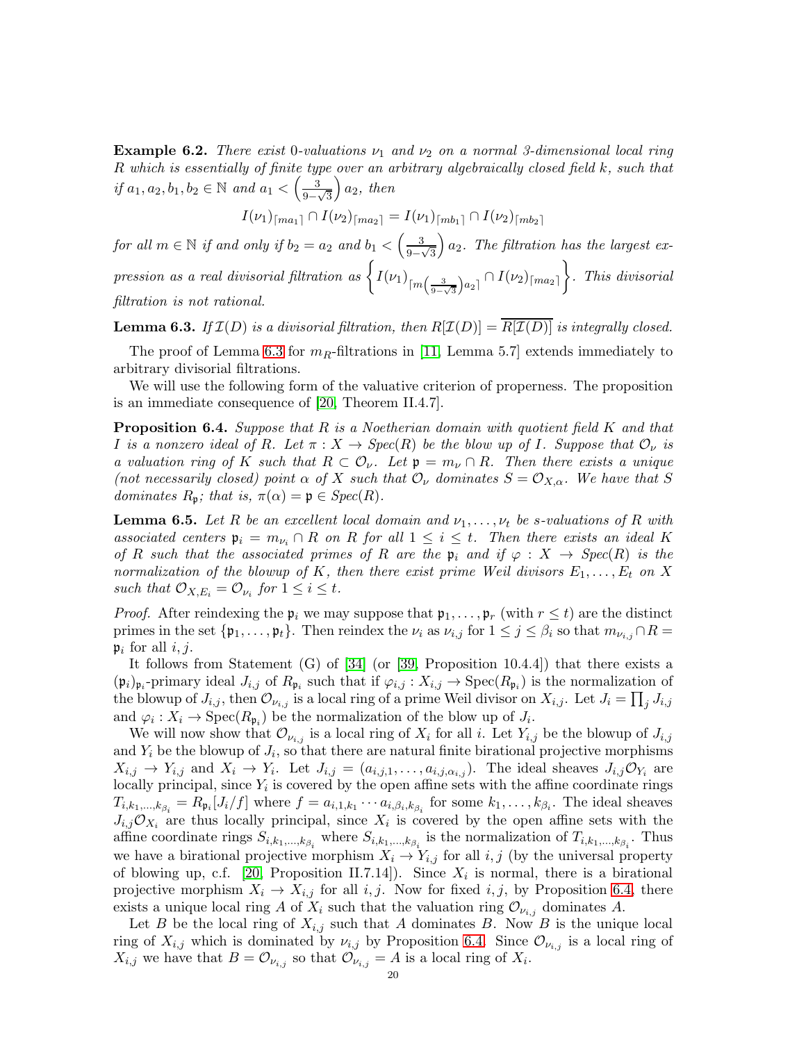**Example 6.2.** *There exist 0-valuations $\nu_1$ and $\nu_2$ on a normal 3-dimensional local ring $R$ which is essentially of finite type over an arbitrary algebraically closed field $k$, such that if $a_1, a_2, b_1, b_2 \in \mathbb{N}$ and $a_1 < \left(\frac{3}{9-\sqrt{3}}\right) a_2$, then*

$$I(\nu_1)_{\lceil ma_1 \rceil} \cap I(\nu_2)_{\lceil ma_2 \rceil} = I(\nu_1)_{\lceil mb_1 \rceil} \cap I(\nu_2)_{\lceil mb_2 \rceil}$$

*for all $m \in \mathbb{N}$ if and only if $b_2 = a_2$ and $b_1 < \left(\frac{3}{9-\sqrt{3}}\right) a_2$. The filtration has the largest expression as a real divisorial filtration as $\left\{ I(\nu_1)_{\lceil m\left(\frac{3}{9-\sqrt{3}}\right)a_2 \rceil} \cap I(\nu_2)_{\lceil ma_2 \rceil} \right\}$. This divisorial filtration is not rational.*

**Lemma 6.3.** *If $\mathcal{I}(D)$ is a divisorial filtration, then $R[\mathcal{I}(D)] = \overline{R[\mathcal{I}(D)]}$ is integrally closed.*

The proof of Lemma 6.3 for $m_R$-filtrations in [11, Lemma 5.7] extends immediately to arbitrary divisorial filtrations.

We will use the following form of the valuative criterion of properness. The proposition is an immediate consequence of [20, Theorem II.4.7].

**Proposition 6.4.** *Suppose that $R$ is a Noetherian domain with quotient field $K$ and that $I$ is a nonzero ideal of $R$. Let $\pi : X \to Spec(R)$ be the blow up of $I$. Suppose that $\mathcal{O}_\nu$ is a valuation ring of $K$ such that $R \subset \mathcal{O}_\nu$. Let $\mathfrak{p} = m_\nu \cap R$. Then there exists a unique (not necessarily closed) point $\alpha$ of $X$ such that $\mathcal{O}_\nu$ dominates $S = \mathcal{O}_{X,\alpha}$. We have that $S$ dominates $R_\mathfrak{p}$; that is, $\pi(\alpha) = \mathfrak{p} \in Spec(R)$.*

**Lemma 6.5.** *Let $R$ be an excellent local domain and $\nu_1, \ldots, \nu_t$ be s-valuations of $R$ with associated centers $\mathfrak{p}_i = m_{\nu_i} \cap R$ on $R$ for all $1 \leq i \leq t$. Then there exists an ideal $K$ of $R$ such that the associated primes of $R$ are the $\mathfrak{p}_i$ and if $\varphi : X \to Spec(R)$ is the normalization of the blowup of $K$, then there exist prime Weil divisors $E_1, \ldots, E_t$ on $X$ such that $\mathcal{O}_{X,E_i} = \mathcal{O}_{\nu_i}$ for $1 \leq i \leq t$.*

*Proof.* After reindexing the $\mathfrak{p}_i$ we may suppose that $\mathfrak{p}_1, \ldots, \mathfrak{p}_r$ (with $r \leq t$) are the distinct primes in the set $\{\mathfrak{p}_1, \ldots, \mathfrak{p}_t\}$. Then reindex the $\nu_i$ as $\nu_{i,j}$ for $1 \leq j \leq \beta_i$ so that $m_{\nu_{i,j}} \cap R = \mathfrak{p}_i$ for all $i, j$.

It follows from Statement (G) of [34] (or [39, Proposition 10.4.4]) that there exists a $(\mathfrak{p}_i)_{\mathfrak{p}_i}$-primary ideal $J_{i,j}$ of $R_{\mathfrak{p}_i}$ such that if $\varphi_{i,j} : X_{i,j} \to \mathrm{Spec}(R_{\mathfrak{p}_i})$ is the normalization of the blowup of $J_{i,j}$, then $\mathcal{O}_{\nu_{i,j}}$ is a local ring of a prime Weil divisor on $X_{i,j}$. Let $J_i = \prod_j J_{i,j}$ and $\varphi_i : X_i \to \mathrm{Spec}(R_{\mathfrak{p}_i})$ be the normalization of the blow up of $J_i$.

We will now show that $\mathcal{O}_{\nu_{i,j}}$ is a local ring of $X_i$ for all $i$. Let $Y_{i,j}$ be the blowup of $J_{i,j}$ and $Y_i$ be the blowup of $J_i$, so that there are natural finite birational projective morphisms $X_{i,j} \to Y_{i,j}$ and $X_i \to Y_i$. Let $J_{i,j} = (a_{i,j,1}, \ldots, a_{i,j,\alpha_{i,j}})$. The ideal sheaves $J_{i,j}\mathcal{O}_{Y_i}$ are locally principal, since $Y_i$ is covered by the open affine sets with the affine coordinate rings $T_{i,k_1,\ldots,k_{\beta_i}} = R_{\mathfrak{p}_i}[J_i/f]$ where $f = a_{i,1,k_1} \cdots a_{i,\beta_i,k_{\beta_i}}$ for some $k_1, \ldots, k_{\beta_i}$. The ideal sheaves $J_{i,j}\mathcal{O}_{X_i}$ are thus locally principal, since $X_i$ is covered by the open affine sets with the affine coordinate rings $S_{i,k_1,\ldots,k_{\beta_i}}$ where $S_{i,k_1,\ldots,k_{\beta_i}}$ is the normalization of $T_{i,k_1,\ldots,k_{\beta_i}}$. Thus we have a birational projective morphism $X_i \to Y_{i,j}$ for all $i, j$ (by the universal property of blowing up, c.f. [20, Proposition II.7.14]). Since $X_i$ is normal, there is a birational projective morphism $X_i \to X_{i,j}$ for all $i, j$. Now for fixed $i, j$, by Proposition 6.4, there exists a unique local ring $A$ of $X_i$ such that the valuation ring $\mathcal{O}_{\nu_{i,j}}$ dominates $A$.

Let $B$ be the local ring of $X_{i,j}$ such that $A$ dominates $B$. Now $B$ is the unique local ring of $X_{i,j}$ which is dominated by $\nu_{i,j}$ by Proposition 6.4. Since $\mathcal{O}_{\nu_{i,j}}$ is a local ring of $X_{i,j}$ we have that $B = \mathcal{O}_{\nu_{i,j}}$ so that $\mathcal{O}_{\nu_{i,j}} = A$ is a local ring of $X_i$.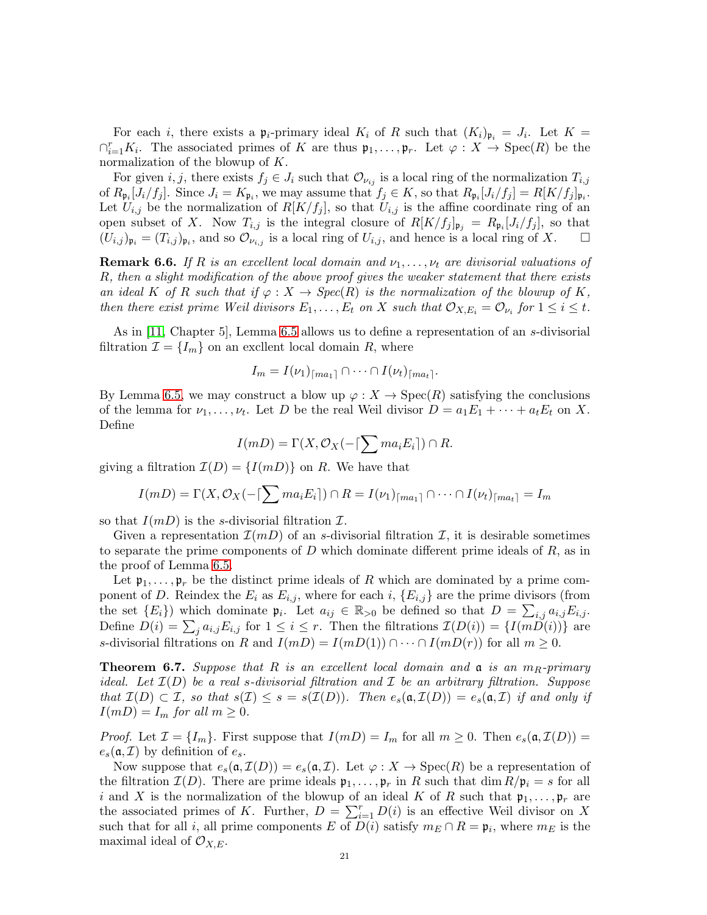For each $i$, there exists a $\mathfrak{p}_i$-primary ideal $K_i$ of $R$ such that $(K_i)_{\mathfrak{p}_i} = J_i$. Let $K = \cap_{i=1}^r K_i$. The associated primes of $K$ are thus $\mathfrak{p}_1, \ldots, \mathfrak{p}_r$. Let $\varphi : X \to \mathrm{Spec}(R)$ be the normalization of the blowup of $K$.

For given $i, j$, there exists $f_j \in J_i$ such that $\mathcal{O}_{\nu_{ij}}$ is a local ring of the normalization $T_{i,j}$ of $R_{\mathfrak{p}_i}[J_i/f_j]$. Since $J_i = K_{\mathfrak{p}_i}$, we may assume that $f_j \in K$, so that $R_{\mathfrak{p}_i}[J_i/f_j] = R[K/f_j]_{\mathfrak{p}_i}$. Let $U_{i,j}$ be the normalization of $R[K/f_j]$, so that $U_{i,j}$ is the affine coordinate ring of an open subset of $X$. Now $T_{i,j}$ is the integral closure of $R[K/f_j]_{\mathfrak{p}_j} = R_{\mathfrak{p}_i}[J_i/f_j]$, so that $(U_{i,j})_{\mathfrak{p}_i} = (T_{i,j})_{\mathfrak{p}_i}$, and so $\mathcal{O}_{\nu_{i,j}}$ is a local ring of $U_{i,j}$, and hence is a local ring of $X$. □

**Remark 6.6.** *If $R$ is an excellent local domain and $\nu_1, \ldots, \nu_t$ are divisorial valuations of $R$, then a slight modification of the above proof gives the weaker statement that there exists an ideal $K$ of $R$ such that if $\varphi : X \to \mathrm{Spec}(R)$ is the normalization of the blowup of $K$, then there exist prime Weil divisors $E_1, \ldots, E_t$ on $X$ such that $\mathcal{O}_{X,E_i} = \mathcal{O}_{\nu_i}$ for $1 \le i \le t$.*

As in [11, Chapter 5], Lemma 6.5 allows us to define a representation of an $s$-divisorial filtration $\mathcal{I} = \{I_m\}$ on an excllent local domain $R$, where

$$I_m = I(\nu_1)_{\lceil ma_1 \rceil} \cap \cdots \cap I(\nu_t)_{\lceil ma_t \rceil}.$$

By Lemma 6.5, we may construct a blow up $\varphi : X \to \mathrm{Spec}(R)$ satisfying the conclusions of the lemma for $\nu_1, \ldots, \nu_t$. Let $D$ be the real Weil divisor $D = a_1E_1 + \cdots + a_tE_t$ on $X$. Define

$$I(mD) = \Gamma(X, \mathcal{O}_X(-\lceil \sum ma_iE_i \rceil) \cap R.$$

giving a filtration $\mathcal{I}(D) = \{I(mD)\}$ on $R$. We have that

$$I(mD) = \Gamma(X, \mathcal{O}_X(-\lceil \sum ma_iE_i \rceil) \cap R = I(\nu_1)_{\lceil ma_1 \rceil} \cap \cdots \cap I(\nu_t)_{\lceil ma_t \rceil} = I_m$$

so that $I(mD)$ is the $s$-divisorial filtration $\mathcal{I}$.

Given a representation $\mathcal{I}(mD)$ of an $s$-divisorial filtration $\mathcal{I}$, it is desirable sometimes to separate the prime components of $D$ which dominate different prime ideals of $R$, as in the proof of Lemma 6.5.

Let $\mathfrak{p}_1, \ldots, \mathfrak{p}_r$ be the distinct prime ideals of $R$ which are dominated by a prime component of $D$. Reindex the $E_i$ as $E_{i,j}$, where for each $i$, $\{E_{i,j}\}$ are the prime divisors (from the set $\{E_i\}$) which dominate $\mathfrak{p}_i$. Let $a_{ij} \in \mathbb{R}_{>0}$ be defined so that $D = \sum_{i,j} a_{i,j}E_{i,j}$. Define $D(i) = \sum_j a_{i,j}E_{i,j}$ for $1 \le i \le r$. Then the filtrations $\mathcal{I}(D(i)) = \{I(mD(i))\}$ are $s$-divisorial filtrations on $R$ and $I(mD) = I(mD(1)) \cap \cdots \cap I(mD(r))$ for all $m \ge 0$.

**Theorem 6.7.** *Suppose that $R$ is an excellent local domain and $\mathfrak{a}$ is an $m_R$-primary ideal. Let $\mathcal{I}(D)$ be a real $s$-divisorial filtration and $\mathcal{I}$ be an arbitrary filtration. Suppose that $\mathcal{I}(D) \subset \mathcal{I}$, so that $s(\mathcal{I}) \le s = s(\mathcal{I}(D))$. Then $e_s(\mathfrak{a}, \mathcal{I}(D)) = e_s(\mathfrak{a}, \mathcal{I})$ if and only if $I(mD) = I_m$ for all $m \ge 0$.*

*Proof.* Let $\mathcal{I} = \{I_m\}$. First suppose that $I(mD) = I_m$ for all $m \ge 0$. Then $e_s(\mathfrak{a}, \mathcal{I}(D)) = e_s(\mathfrak{a}, \mathcal{I})$ by definition of $e_s$.

Now suppose that $e_s(\mathfrak{a}, \mathcal{I}(D)) = e_s(\mathfrak{a}, \mathcal{I})$. Let $\varphi : X \to \mathrm{Spec}(R)$ be a representation of the filtration $\mathcal{I}(D)$. There are prime ideals $\mathfrak{p}_1, \ldots, \mathfrak{p}_r$ in $R$ such that $\dim R/\mathfrak{p}_i = s$ for all $i$ and $X$ is the normalization of the blowup of an ideal $K$ of $R$ such that $\mathfrak{p}_1, \ldots, \mathfrak{p}_r$ are the associated primes of $K$. Further, $D = \sum_{i=1}^r D(i)$ is an effective Weil divisor on $X$ such that for all $i$, all prime components $E$ of $D(i)$ satisfy $m_E \cap R = \mathfrak{p}_i$, where $m_E$ is the maximal ideal of $\mathcal{O}_{X,E}$.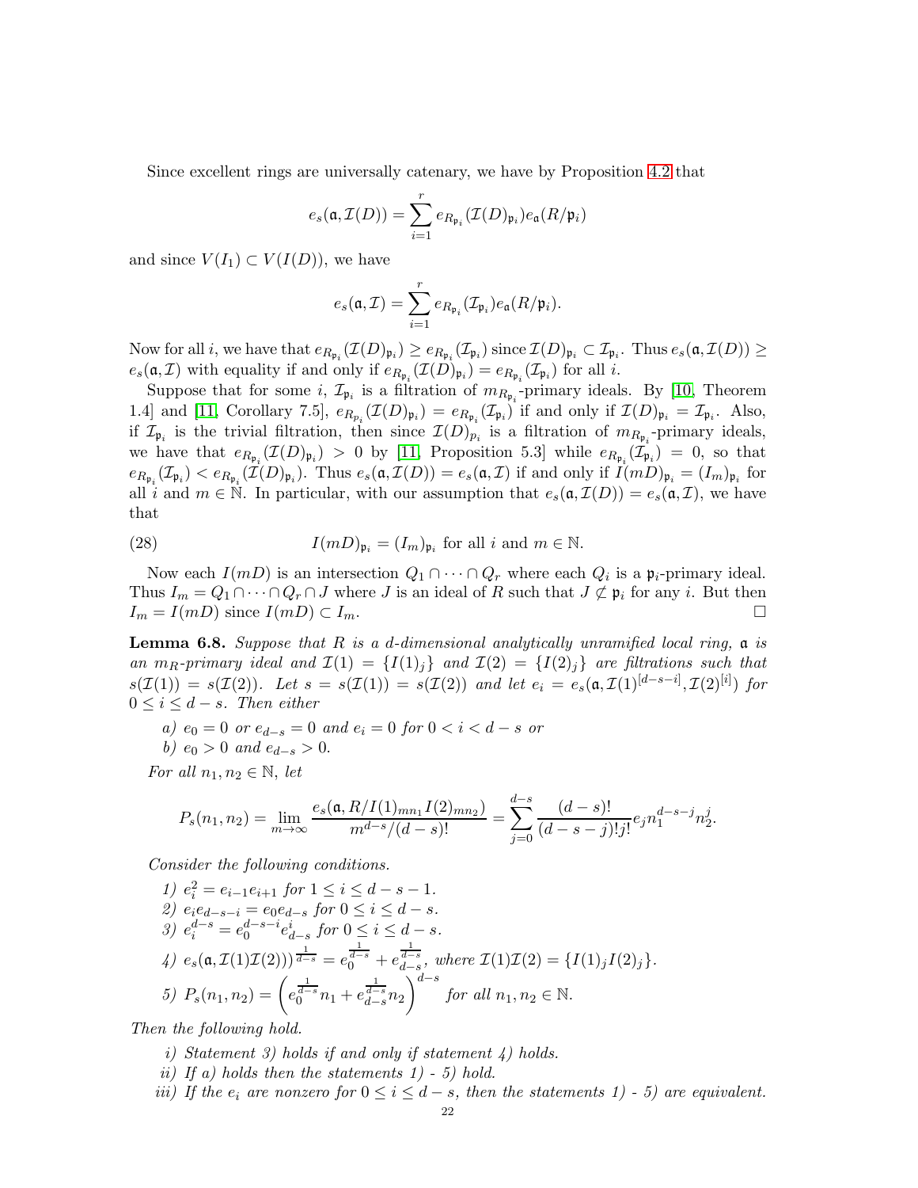Since excellent rings are universally catenary, we have by Proposition 4.2 that

$$e_s(\mathfrak{a}, \mathcal{I}(D)) = \sum_{i=1}^{r} e_{R_{\mathfrak{p}_i}}(\mathcal{I}(D)_{\mathfrak{p}_i}) e_{\mathfrak{a}}(R/\mathfrak{p}_i)$$

and since $V(I_1) \subset V(I(D))$, we have

$$e_s(\mathfrak{a}, \mathcal{I}) = \sum_{i=1}^{r} e_{R_{\mathfrak{p}_i}}(\mathcal{I}_{\mathfrak{p}_i}) e_{\mathfrak{a}}(R/\mathfrak{p}_i).$$

Now for all $i$, we have that $e_{R_{\mathfrak{p}_i}}(\mathcal{I}(D)_{\mathfrak{p}_i}) \geq e_{R_{\mathfrak{p}_i}}(\mathcal{I}_{\mathfrak{p}_i})$ since $\mathcal{I}(D)_{\mathfrak{p}_i} \subset \mathcal{I}_{\mathfrak{p}_i}$. Thus $e_s(\mathfrak{a}, \mathcal{I}(D)) \geq e_s(\mathfrak{a}, \mathcal{I})$ with equality if and only if $e_{R_{\mathfrak{p}_i}}(\mathcal{I}(D)_{\mathfrak{p}_i}) = e_{R_{\mathfrak{p}_i}}(\mathcal{I}_{\mathfrak{p}_i})$ for all $i$.

Suppose that for some $i$, $\mathcal{I}_{\mathfrak{p}_i}$ is a filtration of $m_{R_{\mathfrak{p}_i}}$-primary ideals. By [10, Theorem 1.4] and [11, Corollary 7.5], $e_{R_{p_i}}(\mathcal{I}(D)_{\mathfrak{p}_i}) = e_{R_{\mathfrak{p}_i}}(\mathcal{I}_{\mathfrak{p}_i})$ if and only if $\mathcal{I}(D)_{\mathfrak{p}_i} = \mathcal{I}_{\mathfrak{p}_i}$. Also, if $\mathcal{I}_{\mathfrak{p}_i}$ is the trivial filtration, then since $\mathcal{I}(D)_{p_i}$ is a filtration of $m_{R_{\mathfrak{p}_i}}$-primary ideals, we have that $e_{R_{\mathfrak{p}_i}}(\mathcal{I}(D)_{\mathfrak{p}_i}) > 0$ by [11, Proposition 5.3] while $e_{R_{\mathfrak{p}_i}}(\mathcal{I}_{\mathfrak{p}_i}) = 0$, so that $e_{R_{\mathfrak{p}_i}}(\mathcal{I}_{\mathfrak{p}_i}) < e_{R_{\mathfrak{p}_i}}(\mathcal{I}(D)_{\mathfrak{p}_i})$. Thus $e_s(\mathfrak{a}, \mathcal{I}(D)) = e_s(\mathfrak{a}, \mathcal{I})$ if and only if $I(mD)_{\mathfrak{p}_i} = (I_m)_{\mathfrak{p}_i}$ for all $i$ and $m \in \mathbb{N}$. In particular, with our assumption that $e_s(\mathfrak{a}, \mathcal{I}(D)) = e_s(\mathfrak{a}, \mathcal{I})$, we have that

$$I(mD)_{\mathfrak{p}_i} = (I_m)_{\mathfrak{p}_i} \text{ for all } i \text{ and } m \in \mathbb{N}. \tag{28}$$

Now each $I(mD)$ is an intersection $Q_1 \cap \cdots \cap Q_r$ where each $Q_i$ is a $\mathfrak{p}_i$-primary ideal. Thus $I_m = Q_1 \cap \cdots \cap Q_r \cap J$ where $J$ is an ideal of $R$ such that $J \not\subset \mathfrak{p}_i$ for any $i$. But then $I_m = I(mD)$ since $I(mD) \subset I_m$. $\square$

**Lemma 6.8.** *Suppose that $R$ is a $d$-dimensional analytically unramified local ring, $\mathfrak{a}$ is an $m_R$-primary ideal and $\mathcal{I}(1) = \{I(1)_j\}$ and $\mathcal{I}(2) = \{I(2)_j\}$ are filtrations such that $s(\mathcal{I}(1)) = s(\mathcal{I}(2))$. Let $s = s(\mathcal{I}(1)) = s(\mathcal{I}(2))$ and let $e_i = e_s(\mathfrak{a}, \mathcal{I}(1)^{[d-s-i]}, \mathcal{I}(2)^{[i]})$ for $0 \leq i \leq d-s$. Then either*

*a) $e_0 = 0$ or $e_{d-s} = 0$ and $e_i = 0$ for $0 < i < d-s$ or*

*b) $e_0 > 0$ and $e_{d-s} > 0$.*

*For all $n_1, n_2 \in \mathbb{N}$, let*

$$P_s(n_1, n_2) = \lim_{m \to \infty} \frac{e_s(\mathfrak{a}, R/I(1)_{mn_1} I(2)_{mn_2})}{m^{d-s}/(d-s)!} = \sum_{j=0}^{d-s} \frac{(d-s)!}{(d-s-j)!j!} e_j n_1^{d-s-j} n_2^j.$$

*Consider the following conditions.*

*1) $e_i^2 = e_{i-1}e_{i+1}$ for $1 \leq i \leq d-s-1$.*

*2) $e_i e_{d-s-i} = e_0 e_{d-s}$ for $0 \leq i \leq d-s$.*

*3) $e_i^{d-s} = e_0^{d-s-i} e_{d-s}^i$ for $0 \leq i \leq d-s$.*

*4) $e_s(\mathfrak{a}, \mathcal{I}(1)\mathcal{I}(2)))^{\frac{1}{d-s}} = e_0^{\frac{1}{d-s}} + e_{d-s}^{\frac{1}{d-s}}$, where $\mathcal{I}(1)\mathcal{I}(2) = \{I(1)_j I(2)_j\}$.*

*5) $P_s(n_1, n_2) = \left(e_0^{\frac{1}{d-s}} n_1 + e_{d-s}^{\frac{1}{d-s}} n_2\right)^{d-s}$ for all $n_1, n_2 \in \mathbb{N}$.*

*Then the following hold.*

*i) Statement 3) holds if and only if statement 4) holds.*

*ii) If a) holds then the statements 1) - 5) hold.*

*iii) If the $e_i$ are nonzero for $0 \leq i \leq d-s$, then the statements 1) - 5) are equivalent.*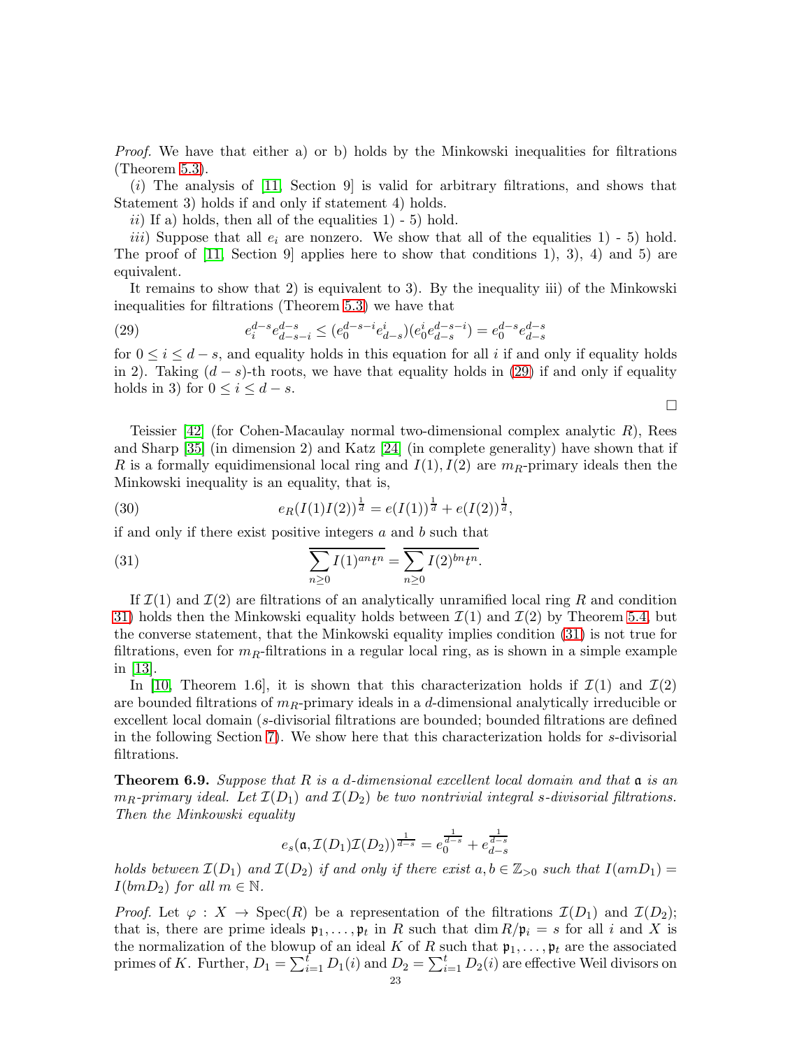*Proof.* We have that either a) or b) holds by the Minkowski inequalities for filtrations (Theorem 5.3).

$(i)$ The analysis of [11, Section 9] is valid for arbitrary filtrations, and shows that Statement 3) holds if and only if statement 4) holds.

$ii)$ If a) holds, then all of the equalities 1) - 5) hold.

$iii)$ Suppose that all $e_i$ are nonzero. We show that all of the equalities 1) - 5) hold. The proof of [11, Section 9] applies here to show that conditions 1), 3), 4) and 5) are equivalent.

It remains to show that 2) is equivalent to 3). By the inequality iii) of the Minkowski inequalities for filtrations (Theorem 5.3) we have that

$$e_i^{d-s}e_{d-s-i}^{d-s} \le (e_0^{d-s-i}e_{d-s}^i)(e_0^i e_{d-s}^{d-s-i}) = e_0^{d-s}e_{d-s}^{d-s} \tag{29}$$

for $0 \le i \le d-s$, and equality holds in this equation for all $i$ if and only if equality holds in 2). Taking $(d-s)$-th roots, we have that equality holds in (29) if and only if equality holds in 3) for $0 \le i \le d-s$.

$\square$

Teissier [42] (for Cohen-Macaulay normal two-dimensional complex analytic $R$), Rees and Sharp [35] (in dimension 2) and Katz [24] (in complete generality) have shown that if $R$ is a formally equidimensional local ring and $I(1), I(2)$ are $m_R$-primary ideals then the Minkowski inequality is an equality, that is,

$$e_R(I(1)I(2))^{\frac{1}{d}} = e(I(1))^{\frac{1}{d}} + e(I(2))^{\frac{1}{d}}, \tag{30}$$

if and only if there exist positive integers $a$ and $b$ such that

$$\overline{\sum_{n\ge 0} I(1)^{an}t^n} = \overline{\sum_{n\ge 0} I(2)^{bn}t^n}. \tag{31}$$

If $\mathcal{I}(1)$ and $\mathcal{I}(2)$ are filtrations of an analytically unramified local ring $R$ and condition 31) holds then the Minkowski equality holds between $\mathcal{I}(1)$ and $\mathcal{I}(2)$ by Theorem 5.4, but the converse statement, that the Minkowski equality implies condition (31) is not true for filtrations, even for $m_R$-filtrations in a regular local ring, as is shown in a simple example in [13].

In [10, Theorem 1.6], it is shown that this characterization holds if $\mathcal{I}(1)$ and $\mathcal{I}(2)$ are bounded filtrations of $m_R$-primary ideals in a $d$-dimensional analytically irreducible or excellent local domain ($s$-divisorial filtrations are bounded; bounded filtrations are defined in the following Section 7). We show here that this characterization holds for $s$-divisorial filtrations.

**Theorem 6.9.** *Suppose that $R$ is a $d$-dimensional excellent local domain and that $\mathfrak{a}$ is an $m_R$-primary ideal. Let $\mathcal{I}(D_1)$ and $\mathcal{I}(D_2)$ be two nontrivial integral $s$-divisorial filtrations. Then the Minkowski equality*

$$e_s(\mathfrak{a}, \mathcal{I}(D_1)\mathcal{I}(D_2))^{\frac{1}{d-s}} = e_0^{\frac{1}{d-s}} + e_{d-s}^{\frac{1}{d-s}}$$

*holds between $\mathcal{I}(D_1)$ and $\mathcal{I}(D_2)$ if and only if there exist $a, b \in \mathbb{Z}_{>0}$ such that $I(amD_1) = I(bmD_2)$ for all $m \in \mathbb{N}$.*

*Proof.* Let $\varphi : X \to \mathrm{Spec}(R)$ be a representation of the filtrations $\mathcal{I}(D_1)$ and $\mathcal{I}(D_2)$; that is, there are prime ideals $\mathfrak{p}_1, \ldots, \mathfrak{p}_t$ in $R$ such that $\dim R/\mathfrak{p}_i = s$ for all $i$ and $X$ is the normalization of the blowup of an ideal $K$ of $R$ such that $\mathfrak{p}_1, \ldots, \mathfrak{p}_t$ are the associated primes of $K$. Further, $D_1 = \sum_{i=1}^t D_1(i)$ and $D_2 = \sum_{i=1}^t D_2(i)$ are effective Weil divisors on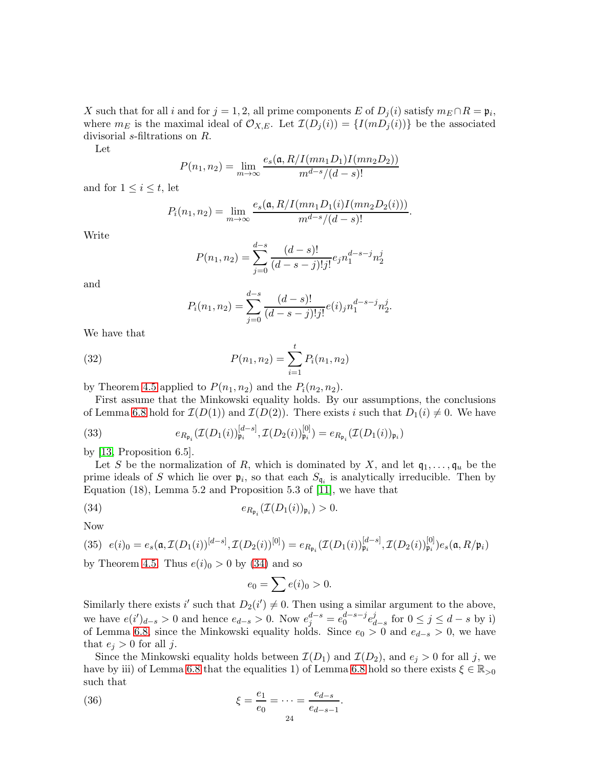$X$ such that for all $i$ and for $j = 1, 2$, all prime components $E$ of $D_j(i)$ satisfy $m_E \cap R = \mathfrak{p}_i$, where $m_E$ is the maximal ideal of $\mathcal{O}_{X,E}$. Let $\mathcal{I}(D_j(i)) = \{I(mD_j(i))\}$ be the associated divisorial $s$-filtrations on $R$.

Let

$$P(n_1, n_2) = \lim_{m \to \infty} \frac{e_s(\mathfrak{a}, R/I(mn_1D_1)I(mn_2D_2))}{m^{d-s}/(d-s)!}$$

and for $1 \leq i \leq t$, let

$$P_i(n_1, n_2) = \lim_{m \to \infty} \frac{e_s(\mathfrak{a}, R/I(mn_1D_1(i)I(mn_2D_2(i)))}{m^{d-s}/(d-s)!}.$$

Write

$$P(n_1, n_2) = \sum_{j=0}^{d-s} \frac{(d-s)!}{(d-s-j)!j!} e_j n_1^{d-s-j} n_2^j$$

and

$$P_i(n_1, n_2) = \sum_{j=0}^{d-s} \frac{(d-s)!}{(d-s-j)!j!} e(i)_j n_1^{d-s-j} n_2^j.$$

We have that

$$P(n_1, n_2) = \sum_{i=1}^{t} P_i(n_1, n_2) \tag{32}$$

by Theorem 4.5 applied to $P(n_1, n_2)$ and the $P_i(n_2, n_2)$.

First assume that the Minkowski equality holds. By our assumptions, the conclusions of Lemma 6.8 hold for $\mathcal{I}(D(1))$ and $\mathcal{I}(D(2))$. There exists $i$ such that $D_1(i) \neq 0$. We have

$$e_{R_{\mathfrak{p}_i}}(\mathcal{I}(D_1(i))_{\mathfrak{p}_i}^{[d-s]}, \mathcal{I}(D_2(i))_{\mathfrak{p}_i}^{[0]}) = e_{R_{\mathfrak{p}_i}}(\mathcal{I}(D_1(i))_{\mathfrak{p}_i}) \tag{33}$$

by [13, Proposition 6.5].

Let $S$ be the normalization of $R$, which is dominated by $X$, and let $\mathfrak{q}_1, \ldots, \mathfrak{q}_u$ be the prime ideals of $S$ which lie over $\mathfrak{p}_i$, so that each $S_{\mathfrak{q}_i}$ is analytically irreducible. Then by Equation (18), Lemma 5.2 and Proposition 5.3 of [11], we have that

$$e_{R_{\mathfrak{p}_i}}(\mathcal{I}(D_1(i))_{\mathfrak{p}_i}) > 0. \tag{34}$$

Now

$$e(i)_0 = e_s(\mathfrak{a}, \mathcal{I}(D_1(i))^{[d-s]}, \mathcal{I}(D_2(i))^{[0]}) = e_{R_{\mathfrak{p}_i}}(\mathcal{I}(D_1(i))_{\mathfrak{p}_i}^{[d-s]}, \mathcal{I}(D_2(i))_{\mathfrak{p}_i}^{[0]}) e_s(\mathfrak{a}, R/\mathfrak{p}_i) \tag{35}$$

by Theorem 4.5. Thus $e(i)_0 > 0$ by (34) and so

$$e_0 = \sum e(i)_0 > 0.$$

Similarly there exists $i'$ such that $D_2(i') \neq 0$. Then using a similar argument to the above, we have $e(i')_{d-s} > 0$ and hence $e_{d-s} > 0$. Now $e_j^{d-s} = e_0^{d-s-j} e_{d-s}^j$ for $0 \leq j \leq d-s$ by i) of Lemma 6.8, since the Minkowski equality holds. Since $e_0 > 0$ and $e_{d-s} > 0$, we have that $e_j > 0$ for all $j$.

Since the Minkowski equality holds between $\mathcal{I}(D_1)$ and $\mathcal{I}(D_2)$, and $e_j > 0$ for all $j$, we have by iii) of Lemma 6.8 that the equalities 1) of Lemma 6.8 hold so there exists $\xi \in \mathbb{R}_{>0}$ such that

$$\xi = \frac{e_1}{e_0} = \cdots = \frac{e_{d-s}}{e_{d-s-1}}. \tag{36}$$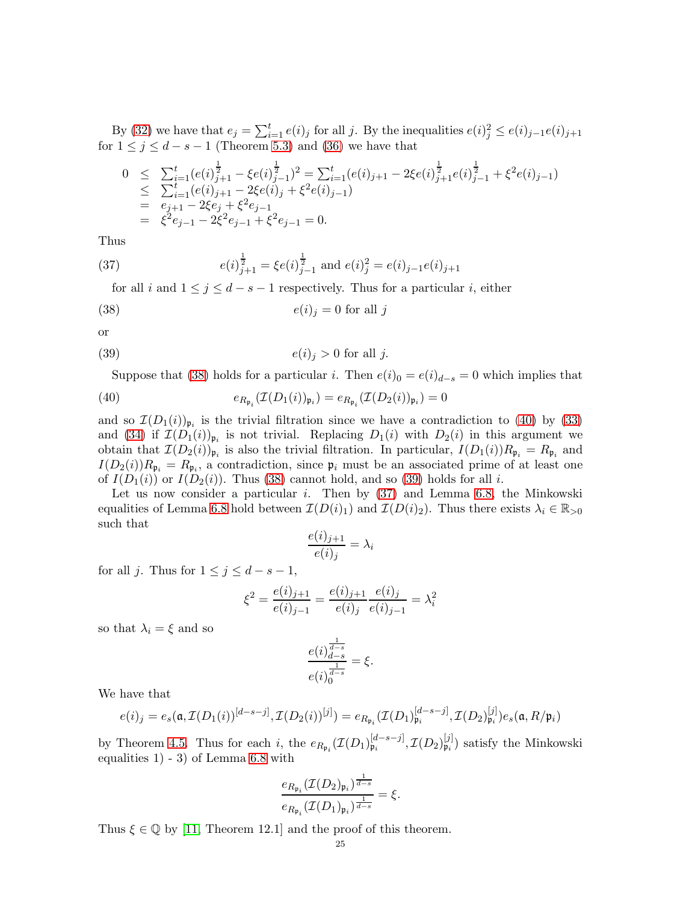By (32) we have that $e_j = \sum_{i=1}^t e(i)_j$ for all $j$. By the inequalities $e(i)_j^2 \le e(i)_{j-1}e(i)_{j+1}$ for $1 \le j \le d-s-1$ (Theorem 5.3) and (36) we have that

$$
\begin{array}{rcl}
0 & \le & \sum_{i=1}^t (e(i)_{j+1}^{\frac{1}{2}} - \xi e(i)_{j-1}^{\frac{1}{2}})^2 = \sum_{i=1}^t (e(i)_{j+1} - 2\xi e(i)_{j+1}^{\frac{1}{2}} e(i)_{j-1}^{\frac{1}{2}} + \xi^2 e(i)_{j-1}) \\
& \le & \sum_{i=1}^t (e(i)_{j+1} - 2\xi e(i)_j + \xi^2 e(i)_{j-1}) \\
& = & e_{j+1} - 2\xi e_j + \xi^2 e_{j-1} \\
& = & \xi^2 e_{j-1} - 2\xi^2 e_{j-1} + \xi^2 e_{j-1} = 0.
\end{array}
$$

Thus

$$
e(i)_{j+1}^{\frac{1}{2}} = \xi e(i)_{j-1}^{\frac{1}{2}} \text{ and } e(i)_j^2 = e(i)_{j-1}e(i)_{j+1} \tag{37}
$$

for all $i$ and $1 \le j \le d-s-1$ respectively. Thus for a particular $i$, either

$$
e(i)_j = 0 \text{ for all } j \tag{38}
$$

or

$$
e(i)_j > 0 \text{ for all } j. \tag{39}
$$

Suppose that (38) holds for a particular $i$. Then $e(i)_0 = e(i)_{d-s} = 0$ which implies that

$$
e_{R_{\mathfrak{p}_i}}(\mathcal{I}(D_1(i))_{\mathfrak{p}_i}) = e_{R_{\mathfrak{p}_i}}(\mathcal{I}(D_2(i))_{\mathfrak{p}_i}) = 0 \tag{40}
$$

and so $\mathcal{I}(D_1(i))_{\mathfrak{p}_i}$ is the trivial filtration since we have a contradiction to (40) by (33) and (34) if $\mathcal{I}(D_1(i))_{\mathfrak{p}_i}$ is not trivial. Replacing $D_1(i)$ with $D_2(i)$ in this argument we obtain that $\mathcal{I}(D_2(i))_{\mathfrak{p}_i}$ is also the trivial filtration. In particular, $I(D_1(i))R_{\mathfrak{p}_i} = R_{\mathfrak{p}_i}$ and $I(D_2(i))R_{\mathfrak{p}_i} = R_{\mathfrak{p}_i}$, a contradiction, since $\mathfrak{p}_i$ must be an associated prime of at least one of $I(D_1(i))$ or $I(D_2(i))$. Thus (38) cannot hold, and so (39) holds for all $i$.

Let us now consider a particular $i$. Then by (37) and Lemma 6.8, the Minkowski equalities of Lemma 6.8 hold between $\mathcal{I}(D(i)_1)$ and $\mathcal{I}(D(i)_2)$. Thus there exists $\lambda_i \in \mathbb{R}_{>0}$ such that

$$
\frac{e(i)_{j+1}}{e(i)_j} = \lambda_i
$$

for all $j$. Thus for $1 \le j \le d-s-1$,

$$
\xi^2 = \frac{e(i)_{j+1}}{e(i)_{j-1}} = \frac{e(i)_{j+1}}{e(i)_j}\frac{e(i)_j}{e(i)_{j-1}} = \lambda_i^2
$$

so that $\lambda_i = \xi$ and so

$$
\frac{e(i)_{d-s}^{\frac{1}{d-s}}}{e(i)_0^{\frac{1}{d-s}}} = \xi.
$$

We have that

$$
e(i)_j = e_s(\mathfrak{a}, \mathcal{I}(D_1(i))^{[d-s-j]}, \mathcal{I}(D_2(i))^{[j]}) = e_{R_{\mathfrak{p}_i}}(\mathcal{I}(D_1)_{\mathfrak{p}_i}^{[d-s-j]}, \mathcal{I}(D_2)_{\mathfrak{p}_i}^{[j]}) e_s(\mathfrak{a}, R/\mathfrak{p}_i)
$$

by Theorem 4.5. Thus for each $i$, the $e_{R_{\mathfrak{p}_i}}(\mathcal{I}(D_1)_{\mathfrak{p}_i}^{[d-s-j]}, \mathcal{I}(D_2)_{\mathfrak{p}_i}^{[j]})$ satisfy the Minkowski equalities 1) - 3) of Lemma 6.8 with

$$
\frac{e_{R_{\mathfrak{p}_i}}(\mathcal{I}(D_2)_{\mathfrak{p}_i})^{\frac{1}{d-s}}}{e_{R_{\mathfrak{p}_i}}(\mathcal{I}(D_1)_{\mathfrak{p}_i})^{\frac{1}{d-s}}} = \xi.
$$

Thus $\xi \in \mathbb{Q}$ by [11, Theorem 12.1] and the proof of this theorem.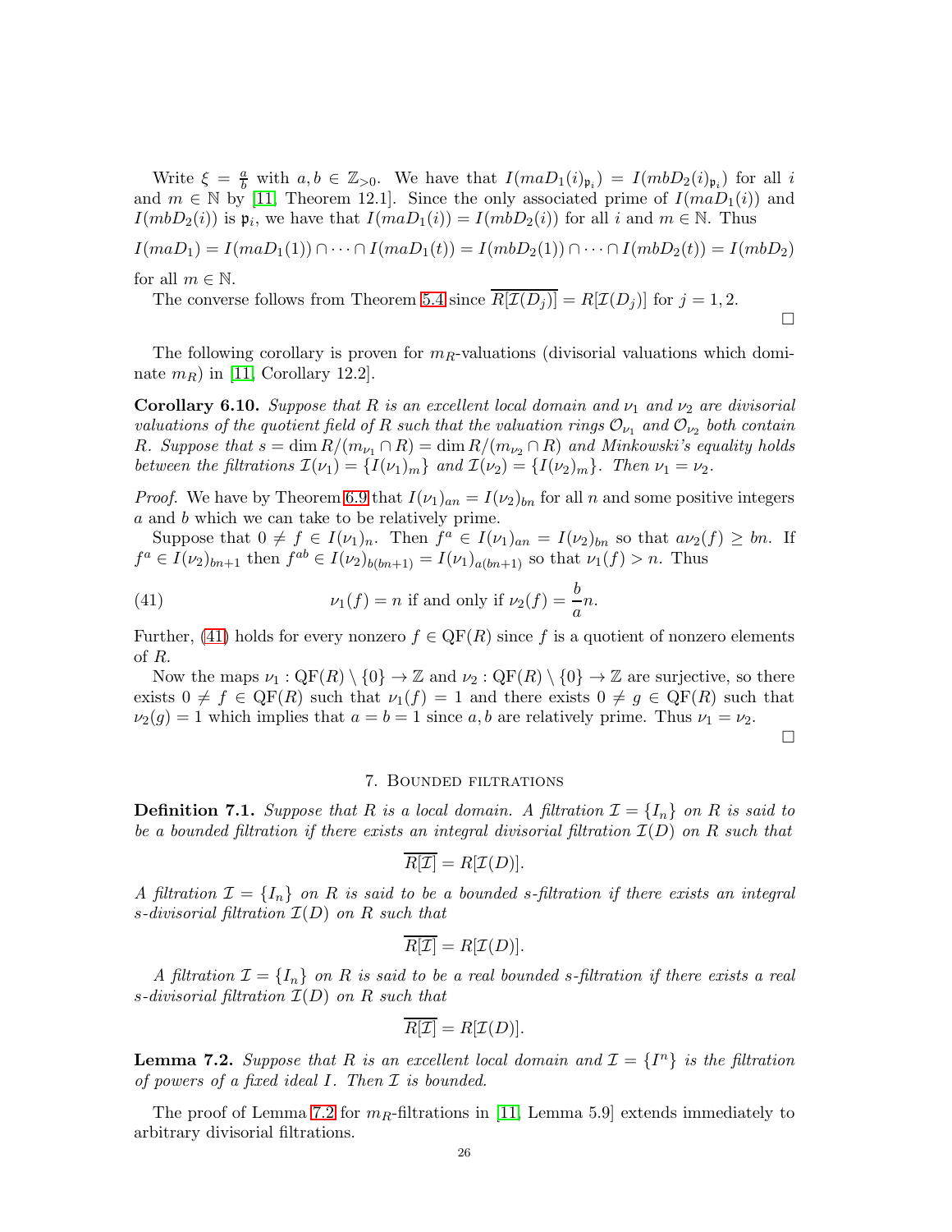Write $\xi = \frac{a}{b}$ with $a, b \in \mathbb{Z}_{>0}$. We have that $I(maD_1(i)_{\mathfrak{p}_i}) = I(mbD_2(i)_{\mathfrak{p}_i})$ for all $i$ and $m \in \mathbb{N}$ by [11, Theorem 12.1]. Since the only associated prime of $I(maD_1(i))$ and $I(mbD_2(i))$ is $\mathfrak{p}_i$, we have that $I(maD_1(i)) = I(mbD_2(i))$ for all $i$ and $m \in \mathbb{N}$. Thus

$$I(maD_1) = I(maD_1(1)) \cap \cdots \cap I(maD_1(t)) = I(mbD_2(1)) \cap \cdots \cap I(mbD_2(t)) = I(mbD_2)$$

for all $m \in \mathbb{N}$.

The converse follows from Theorem 5.4 since $\overline{R[\mathcal{I}(D_j)]} = R[\mathcal{I}(D_j)]$ for $j = 1, 2$.

□

The following corollary is proven for $m_R$-valuations (divisorial valuations which dominate $m_R$) in [11, Corollary 12.2].

**Corollary 6.10.** *Suppose that $R$ is an excellent local domain and $\nu_1$ and $\nu_2$ are divisorial valuations of the quotient field of $R$ such that the valuation rings $\mathcal{O}_{\nu_1}$ and $\mathcal{O}_{\nu_2}$ both contain $R$. Suppose that $s = \dim R/(m_{\nu_1} \cap R) = \dim R/(m_{\nu_2} \cap R)$ and Minkowski's equality holds between the filtrations $\mathcal{I}(\nu_1) = \{I(\nu_1)_m\}$ and $\mathcal{I}(\nu_2) = \{I(\nu_2)_m\}$. Then $\nu_1 = \nu_2$.*

*Proof.* We have by Theorem 6.9 that $I(\nu_1)_{an} = I(\nu_2)_{bn}$ for all $n$ and some positive integers $a$ and $b$ which we can take to be relatively prime.

Suppose that $0 \neq f \in I(\nu_1)_n$. Then $f^a \in I(\nu_1)_{an} = I(\nu_2)_{bn}$ so that $a\nu_2(f) \geq bn$. If $f^a \in I(\nu_2)_{bn+1}$ then $f^{ab} \in I(\nu_2)_{b(bn+1)} = I(\nu_1)_{a(bn+1)}$ so that $\nu_1(f) > n$. Thus

$$\nu_1(f) = n \text{ if and only if } \nu_2(f) = \frac{b}{a}n. \tag{41}$$

Further, (41) holds for every nonzero $f \in \mathrm{QF}(R)$ since $f$ is a quotient of nonzero elements of $R$.

Now the maps $\nu_1 : \mathrm{QF}(R) \setminus \{0\} \to \mathbb{Z}$ and $\nu_2 : \mathrm{QF}(R) \setminus \{0\} \to \mathbb{Z}$ are surjective, so there exists $0 \neq f \in \mathrm{QF}(R)$ such that $\nu_1(f) = 1$ and there exists $0 \neq g \in \mathrm{QF}(R)$ such that $\nu_2(g) = 1$ which implies that $a = b = 1$ since $a, b$ are relatively prime. Thus $\nu_1 = \nu_2$.

□

## 7. Bounded filtrations

**Definition 7.1.** *Suppose that $R$ is a local domain. A filtration $\mathcal{I} = \{I_n\}$ on $R$ is said to be a bounded filtration if there exists an integral divisorial filtration $\mathcal{I}(D)$ on $R$ such that*

$$\overline{R[\mathcal{I}]} = R[\mathcal{I}(D)].$$

*A filtration $\mathcal{I} = \{I_n\}$ on $R$ is said to be a bounded $s$-filtration if there exists an integral $s$-divisorial filtration $\mathcal{I}(D)$ on $R$ such that*

$$\overline{R[\mathcal{I}]} = R[\mathcal{I}(D)].$$

*A filtration $\mathcal{I} = \{I_n\}$ on $R$ is said to be a real bounded $s$-filtration if there exists a real $s$-divisorial filtration $\mathcal{I}(D)$ on $R$ such that*

$$\overline{R[\mathcal{I}]} = R[\mathcal{I}(D)].$$

**Lemma 7.2.** *Suppose that $R$ is an excellent local domain and $\mathcal{I} = \{I^n\}$ is the filtration of powers of a fixed ideal $I$. Then $\mathcal{I}$ is bounded.*

The proof of Lemma 7.2 for $m_R$-filtrations in [11, Lemma 5.9] extends immediately to arbitrary divisorial filtrations.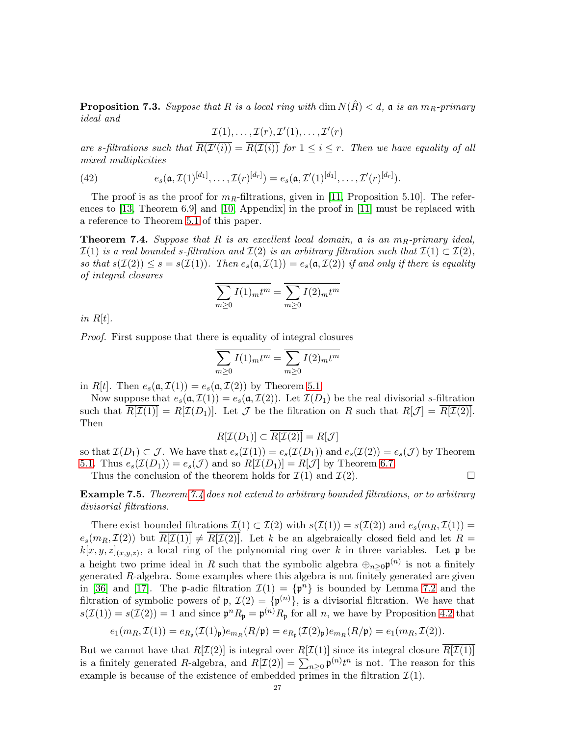**Proposition 7.3.** *Suppose that $R$ is a local ring with $\dim N(\hat{R}) < d$, $\mathfrak{a}$ is an $m_R$-primary ideal and*

$$\mathcal{I}(1), \ldots, \mathcal{I}(r), \mathcal{I}'(1), \ldots, \mathcal{I}'(r)$$

*are s-filtrations such that $\overline{R(\mathcal{I}'(i))} = \overline{R(\mathcal{I}(i))}$ for $1 \le i \le r$. Then we have equality of all mixed multiplicities*

$$e_s(\mathfrak{a}, \mathcal{I}(1)^{[d_1]}, \ldots, \mathcal{I}(r)^{[d_r]}) = e_s(\mathfrak{a}, \mathcal{I}'(1)^{[d_1]}, \ldots, \mathcal{I}'(r)^{[d_r]}). \tag{42}$$

The proof is as the proof for $m_R$-filtrations, given in [11, Proposition 5.10]. The references to [13, Theorem 6.9] and [10, Appendix] in the proof in [11] must be replaced with a reference to Theorem 5.1 of this paper.

**Theorem 7.4.** *Suppose that $R$ is an excellent local domain, $\mathfrak{a}$ is an $m_R$-primary ideal, $\mathcal{I}(1)$ is a real bounded s-filtration and $\mathcal{I}(2)$ is an arbitrary filtration such that $\mathcal{I}(1) \subset \mathcal{I}(2)$, so that $s(\mathcal{I}(2)) \le s = s(\mathcal{I}(1))$. Then $e_s(\mathfrak{a}, \mathcal{I}(1)) = e_s(\mathfrak{a}, \mathcal{I}(2))$ if and only if there is equality of integral closures*

$$\overline{\sum_{m \ge 0} I(1)_m t^m} = \overline{\sum_{m \ge 0} I(2)_m t^m}$$

*in $R[t]$.*

*Proof.* First suppose that there is equality of integral closures

$$\overline{\sum_{m \ge 0} I(1)_m t^m} = \overline{\sum_{m \ge 0} I(2)_m t^m}$$

in $R[t]$. Then $e_s(\mathfrak{a}, \mathcal{I}(1)) = e_s(\mathfrak{a}, \mathcal{I}(2))$ by Theorem 5.1.

Now suppose that $e_s(\mathfrak{a}, \mathcal{I}(1)) = e_s(\mathfrak{a}, \mathcal{I}(2))$. Let $\mathcal{I}(D_1)$ be the real divisorial $s$-filtration such that $\overline{R[\mathcal{I}(1)]} = R[\mathcal{I}(D_1)]$. Let $\mathcal{J}$ be the filtration on $R$ such that $R[\mathcal{J}] = \overline{R[\mathcal{I}(2)]}$. Then

$$R[\mathcal{I}(D_1)] \subset \overline{R[\mathcal{I}(2)]} = R[\mathcal{J}]$$

so that $\mathcal{I}(D_1) \subset \mathcal{J}$. We have that $e_s(\mathcal{I}(1)) = e_s(\mathcal{I}(D_1))$ and $e_s(\mathcal{I}(2)) = e_s(\mathcal{J})$ by Theorem 5.1. Thus $e_s(\mathcal{I}(D_1)) = e_s(\mathcal{J})$ and so $R[\mathcal{I}(D_1)] = R[\mathcal{J}]$ by Theorem 6.7.

Thus the conclusion of the theorem holds for $\mathcal{I}(1)$ and $\mathcal{I}(2)$. $\square$

**Example 7.5.** *Theorem 7.4 does not extend to arbitrary bounded filtrations, or to arbitrary divisorial filtrations.*

There exist bounded filtrations $\mathcal{I}(1) \subset \mathcal{I}(2)$ with $s(\mathcal{I}(1)) = s(\mathcal{I}(2))$ and $e_s(m_R, \mathcal{I}(1)) = e_s(m_R, \mathcal{I}(2))$ but $\overline{R[\mathcal{I}(1)]} \ne \overline{R[\mathcal{I}(2)]}$. Let $k$ be an algebraically closed field and let $R = k[x, y, z]_{(x,y,z)}$, a local ring of the polynomial ring over $k$ in three variables. Let $\mathfrak{p}$ be a height two prime ideal in $R$ such that the symbolic algebra $\oplus_{n \ge 0} \mathfrak{p}^{(n)}$ is not a finitely generated $R$-algebra. Some examples where this algebra is not finitely generated are given in [36] and [17]. The $\mathfrak{p}$-adic filtration $\mathcal{I}(1) = \{\mathfrak{p}^n\}$ is bounded by Lemma 7.2 and the filtration of symbolic powers of $\mathfrak{p}$, $\mathcal{I}(2) = \{\mathfrak{p}^{(n)}\}$, is a divisorial filtration. We have that $s(\mathcal{I}(1)) = s(\mathcal{I}(2)) = 1$ and since $\mathfrak{p}^n R_{\mathfrak{p}} = \mathfrak{p}^{(n)} R_{\mathfrak{p}}$ for all $n$, we have by Proposition 4.2 that

$$e_1(m_R, \mathcal{I}(1)) = e_{R_{\mathfrak{p}}}(\mathcal{I}(1)_{\mathfrak{p}}) e_{m_R}(R/\mathfrak{p}) = e_{R_{\mathfrak{p}}}(\mathcal{I}(2)_{\mathfrak{p}}) e_{m_R}(R/\mathfrak{p}) = e_1(m_R, \mathcal{I}(2)).$$

But we cannot have that $R[\mathcal{I}(2)]$ is integral over $R[\mathcal{I}(1)]$ since its integral closure $\overline{R[\mathcal{I}(1)]}$ is a finitely generated $R$-algebra, and $R[\mathcal{I}(2)] = \sum_{n \ge 0} \mathfrak{p}^{(n)} t^n$ is not. The reason for this example is because of the existence of embedded primes in the filtration $\mathcal{I}(1)$.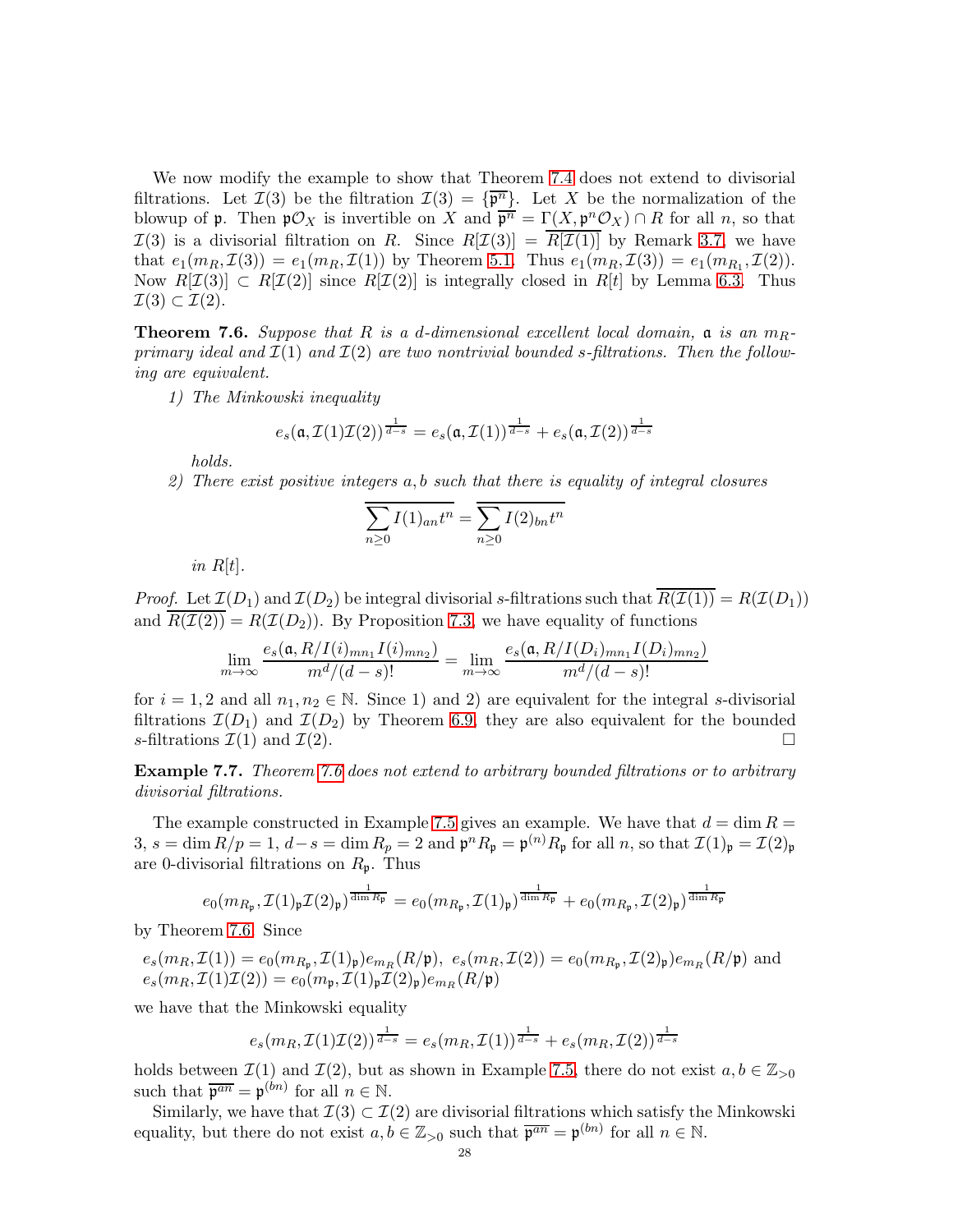We now modify the example to show that Theorem 7.4 does not extend to divisorial filtrations. Let $\mathcal{I}(3)$ be the filtration $\mathcal{I}(3) = \{\overline{\mathfrak{p}^n}\}$. Let $X$ be the normalization of the blowup of $\mathfrak{p}$. Then $\mathfrak{p}\mathcal{O}_X$ is invertible on $X$ and $\overline{\mathfrak{p}^n} = \Gamma(X, \mathfrak{p}^n\mathcal{O}_X) \cap R$ for all $n$, so that $\mathcal{I}(3)$ is a divisorial filtration on $R$. Since $R[\mathcal{I}(3)] = \overline{R[\mathcal{I}(1)]}$ by Remark 3.7, we have that $e_1(m_R, \mathcal{I}(3)) = e_1(m_R, \mathcal{I}(1))$ by Theorem 5.1. Thus $e_1(m_R, \mathcal{I}(3)) = e_1(m_{R_1}, \mathcal{I}(2))$. Now $R[\mathcal{I}(3)] \subset R[\mathcal{I}(2)]$ since $R[\mathcal{I}(2)]$ is integrally closed in $R[t]$ by Lemma 6.3. Thus $\mathcal{I}(3) \subset \mathcal{I}(2)$.

**Theorem 7.6.** *Suppose that $R$ is a $d$-dimensional excellent local domain, $\mathfrak{a}$ is an $m_R$-primary ideal and $\mathcal{I}(1)$ and $\mathcal{I}(2)$ are two nontrivial bounded $s$-filtrations. Then the following are equivalent.*

*1) The Minkowski inequality*

$$e_s(\mathfrak{a}, \mathcal{I}(1)\mathcal{I}(2))^{\frac{1}{d-s}} = e_s(\mathfrak{a}, \mathcal{I}(1))^{\frac{1}{d-s}} + e_s(\mathfrak{a}, \mathcal{I}(2))^{\frac{1}{d-s}}$$

*holds.*

*2) There exist positive integers $a, b$ such that there is equality of integral closures*

$$\overline{\sum_{n\ge 0} I(1)_{an}t^n} = \overline{\sum_{n\ge 0} I(2)_{bn}t^n}$$

*in $R[t]$.*

*Proof.* Let $\mathcal{I}(D_1)$ and $\mathcal{I}(D_2)$ be integral divisorial $s$-filtrations such that $\overline{R(\mathcal{I}(1))} = R(\mathcal{I}(D_1))$ and $\overline{R(\mathcal{I}(2))} = R(\mathcal{I}(D_2))$. By Proposition 7.3, we have equality of functions

$$\lim_{m\to\infty} \frac{e_s(\mathfrak{a}, R/I(i)_{mn_1}I(i)_{mn_2})}{m^d/(d-s)!} = \lim_{m\to\infty} \frac{e_s(\mathfrak{a}, R/I(D_i)_{mn_1}I(D_i)_{mn_2})}{m^d/(d-s)!}$$

for $i = 1, 2$ and all $n_1, n_2 \in \mathbb{N}$. Since 1) and 2) are equivalent for the integral $s$-divisorial filtrations $\mathcal{I}(D_1)$ and $\mathcal{I}(D_2)$ by Theorem 6.9, they are also equivalent for the bounded $s$-filtrations $\mathcal{I}(1)$ and $\mathcal{I}(2)$. $\square$

**Example 7.7.** *Theorem 7.6 does not extend to arbitrary bounded filtrations or to arbitrary divisorial filtrations.*

The example constructed in Example 7.5 gives an example. We have that $d = \dim R = 3$, $s = \dim R/p = 1$, $d - s = \dim R_p = 2$ and $\mathfrak{p}^n R_{\mathfrak{p}} = \mathfrak{p}^{(n)} R_{\mathfrak{p}}$ for all $n$, so that $\mathcal{I}(1)_{\mathfrak{p}} = \mathcal{I}(2)_{\mathfrak{p}}$ are 0-divisorial filtrations on $R_{\mathfrak{p}}$. Thus

$$e_0(m_{R_{\mathfrak{p}}}, \mathcal{I}(1)_{\mathfrak{p}}\mathcal{I}(2)_{\mathfrak{p}})^{\frac{1}{\dim R_{\mathfrak{p}}}} = e_0(m_{R_{\mathfrak{p}}}, \mathcal{I}(1)_{\mathfrak{p}})^{\frac{1}{\dim R_{\mathfrak{p}}}} + e_0(m_{R_{\mathfrak{p}}}, \mathcal{I}(2)_{\mathfrak{p}})^{\frac{1}{\dim R_{\mathfrak{p}}}}$$

by Theorem 7.6. Since

$e_s(m_R, \mathcal{I}(1)) = e_0(m_{R_{\mathfrak{p}}}, \mathcal{I}(1)_{\mathfrak{p}}) e_{m_R}(R/\mathfrak{p})$, $e_s(m_R, \mathcal{I}(2)) = e_0(m_{R_{\mathfrak{p}}}, \mathcal{I}(2)_{\mathfrak{p}}) e_{m_R}(R/\mathfrak{p})$ and $e_s(m_R, \mathcal{I}(1)\mathcal{I}(2)) = e_0(m_{\mathfrak{p}}, \mathcal{I}(1)_{\mathfrak{p}}\mathcal{I}(2)_{\mathfrak{p}}) e_{m_R}(R/\mathfrak{p})$

we have that the Minkowski equality

$$e_s(m_R, \mathcal{I}(1)\mathcal{I}(2))^{\frac{1}{d-s}} = e_s(m_R, \mathcal{I}(1))^{\frac{1}{d-s}} + e_s(m_R, \mathcal{I}(2))^{\frac{1}{d-s}}$$

holds between $\mathcal{I}(1)$ and $\mathcal{I}(2)$, but as shown in Example 7.5, there do not exist $a, b \in \mathbb{Z}_{>0}$ such that $\overline{\mathfrak{p}^{an}} = \mathfrak{p}^{(bn)}$ for all $n \in \mathbb{N}$.

Similarly, we have that $\mathcal{I}(3) \subset \mathcal{I}(2)$ are divisorial filtrations which satisfy the Minkowski equality, but there do not exist $a, b \in \mathbb{Z}_{>0}$ such that $\overline{\mathfrak{p}^{an}} = \mathfrak{p}^{(bn)}$ for all $n \in \mathbb{N}$.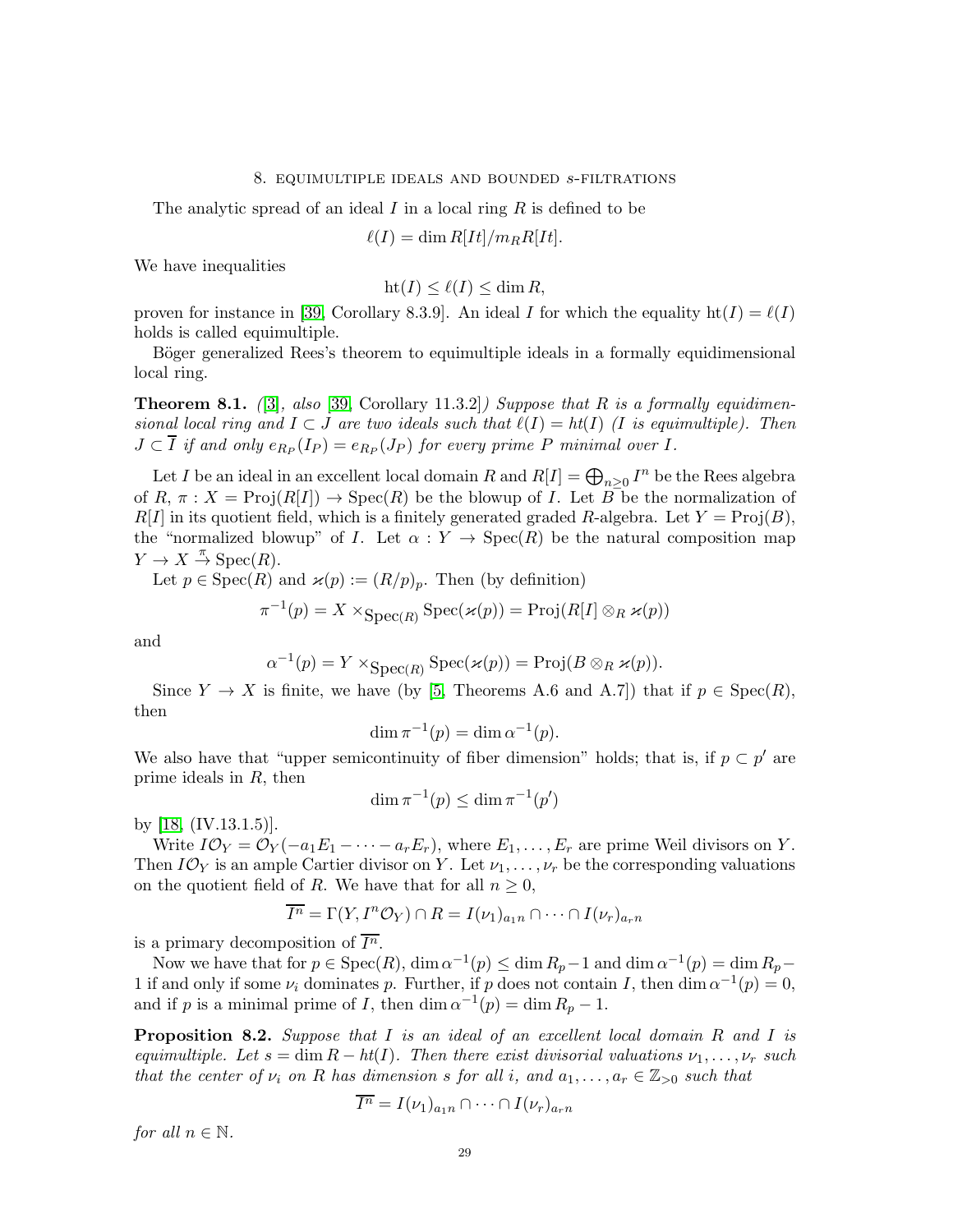## 8. Equimultiple ideals and bounded $s$-filtrations

The analytic spread of an ideal $I$ in a local ring $R$ is defined to be

$$\ell(I) = \dim R[It]/m_R R[It].$$

We have inequalities

$$\text{ht}(I) \le \ell(I) \le \dim R,$$

proven for instance in [39, Corollary 8.3.9]. An ideal $I$ for which the equality $\text{ht}(I) = \ell(I)$ holds is called equimultiple.

Böger generalized Rees's theorem to equimultiple ideals in a formally equidimensional local ring.

**Theorem 8.1.** *([3], also [39, Corollary 11.3.2]) Suppose that $R$ is a formally equidimensional local ring and $I \subset J$ are two ideals such that $\ell(I) = ht(I)$ ($I$ is equimultiple). Then $J \subset \overline{I}$ if and only $e_{R_P}(I_P) = e_{R_P}(J_P)$ for every prime $P$ minimal over $I$.*

Let $I$ be an ideal in an excellent local domain $R$ and $R[I] = \bigoplus_{n\ge 0} I^n$ be the Rees algebra of $R$, $\pi : X = \text{Proj}(R[I]) \to \text{Spec}(R)$ be the blowup of $I$. Let $B$ be the normalization of $R[I]$ in its quotient field, which is a finitely generated graded $R$-algebra. Let $Y = \text{Proj}(B)$, the "normalized blowup" of $I$. Let $\alpha : Y \to \text{Spec}(R)$ be the natural composition map $Y \to X \xrightarrow{\pi} \text{Spec}(R)$.

Let $p \in \text{Spec}(R)$ and $\varkappa(p) := (R/p)_p$. Then (by definition)

$$\pi^{-1}(p) = X \times_{\text{Spec}(R)} \text{Spec}(\varkappa(p)) = \text{Proj}(R[I] \otimes_R \varkappa(p))$$

and

$$\alpha^{-1}(p) = Y \times_{\text{Spec}(R)} \text{Spec}(\varkappa(p)) = \text{Proj}(B \otimes_R \varkappa(p)).$$

Since $Y \to X$ is finite, we have (by [5, Theorems A.6 and A.7]) that if $p \in \text{Spec}(R)$, then

$$\dim \pi^{-1}(p) = \dim \alpha^{-1}(p).$$

We also have that "upper semicontinuity of fiber dimension" holds; that is, if $p \subset p'$ are prime ideals in $R$, then

$$\dim \pi^{-1}(p) \le \dim \pi^{-1}(p')$$

by [18, (IV.13.1.5)].

Write $I\mathcal{O}_Y = \mathcal{O}_Y(-a_1E_1 - \cdots - a_rE_r)$, where $E_1, \ldots, E_r$ are prime Weil divisors on $Y$. Then $I\mathcal{O}_Y$ is an ample Cartier divisor on $Y$. Let $\nu_1, \ldots, \nu_r$ be the corresponding valuations on the quotient field of $R$. We have that for all $n \ge 0$,

$$\overline{I^n} = \Gamma(Y, I^n\mathcal{O}_Y) \cap R = I(\nu_1)_{a_1n} \cap \cdots \cap I(\nu_r)_{a_rn}$$

is a primary decomposition of $\overline{I^n}$.

Now we have that for $p \in \text{Spec}(R)$, $\dim \alpha^{-1}(p) \le \dim R_p - 1$ and $\dim \alpha^{-1}(p) = \dim R_p - 1$ if and only if some $\nu_i$ dominates $p$. Further, if $p$ does not contain $I$, then $\dim \alpha^{-1}(p) = 0$, and if $p$ is a minimal prime of $I$, then $\dim \alpha^{-1}(p) = \dim R_p - 1$.

**Proposition 8.2.** *Suppose that $I$ is an ideal of an excellent local domain $R$ and $I$ is equimultiple. Let $s = \dim R - ht(I)$. Then there exist divisorial valuations $\nu_1, \ldots, \nu_r$ such that the center of $\nu_i$ on $R$ has dimension $s$ for all $i$, and $a_1, \ldots, a_r \in \mathbb{Z}_{>0}$ such that*

$$\overline{I^n} = I(\nu_1)_{a_1n} \cap \cdots \cap I(\nu_r)_{a_rn}$$

*for all $n \in \mathbb{N}$.*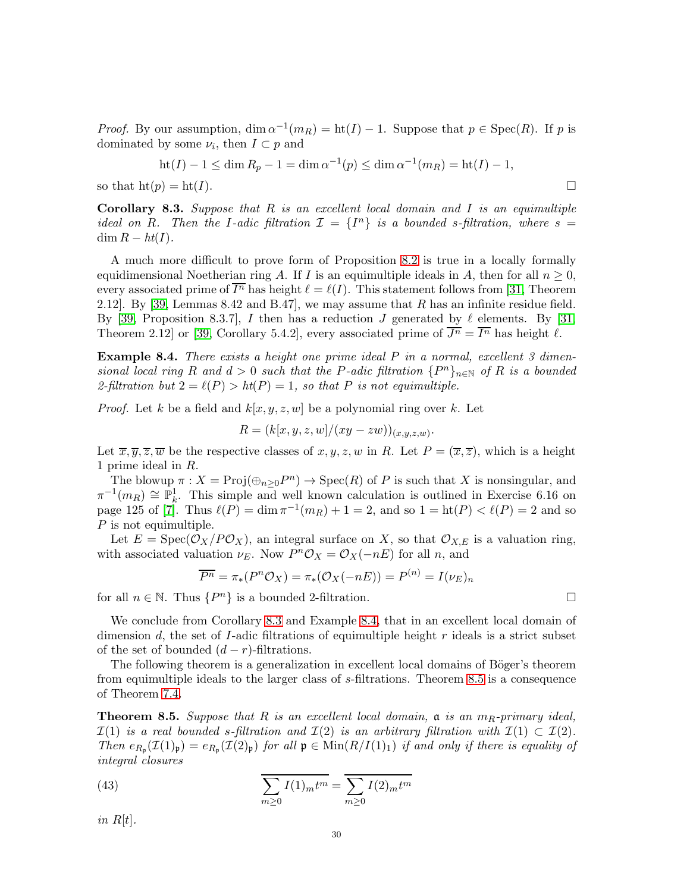*Proof.* By our assumption, $\dim \alpha^{-1}(m_R) = \mathrm{ht}(I) - 1$. Suppose that $p \in \mathrm{Spec}(R)$. If $p$ is dominated by some $\nu_i$, then $I \subset p$ and

$$\mathrm{ht}(I) - 1 \leq \dim R_p - 1 = \dim \alpha^{-1}(p) \leq \dim \alpha^{-1}(m_R) = \mathrm{ht}(I) - 1,$$

so that $\mathrm{ht}(p) = \mathrm{ht}(I)$. □

**Corollary 8.3.** *Suppose that $R$ is an excellent local domain and $I$ is an equimultiple ideal on $R$. Then the $I$-adic filtration $\mathcal{I} = \{I^n\}$ is a bounded $s$-filtration, where $s = \dim R - ht(I)$.*

A much more difficult to prove form of Proposition 8.2 is true in a locally formally equidimensional Noetherian ring $A$. If $I$ is an equimultiple ideals in $A$, then for all $n \geq 0$, every associated prime of $\overline{I^n}$ has height $\ell = \ell(I)$. This statement follows from [31, Theorem 2.12]. By [39, Lemmas 8.42 and B.47], we may assume that $R$ has an infinite residue field. By [39, Proposition 8.3.7], $I$ then has a reduction $J$ generated by $\ell$ elements. By [31, Theorem 2.12] or [39, Corollary 5.4.2], every associated prime of $\overline{J^n} = \overline{I^n}$ has height $\ell$.

**Example 8.4.** *There exists a height one prime ideal $P$ in a normal, excellent 3 dimensional local ring $R$ and $d > 0$ such that the $P$-adic filtration $\{P^n\}_{n\in\mathbb{N}}$ of $R$ is a bounded 2-filtration but $2 = \ell(P) > ht(P) = 1$, so that $P$ is not equimultiple.*

*Proof.* Let $k$ be a field and $k[x,y,z,w]$ be a polynomial ring over $k$. Let

$$R = (k[x,y,z,w]/(xy - zw))_{(x,y,z,w)}.$$

Let $\overline{x}, \overline{y}, \overline{z}, \overline{w}$ be the respective classes of $x, y, z, w$ in $R$. Let $P = (\overline{x}, \overline{z})$, which is a height 1 prime ideal in $R$.

The blowup $\pi : X = \mathrm{Proj}(\oplus_{n\geq 0} P^n) \to \mathrm{Spec}(R)$ of $P$ is such that $X$ is nonsingular, and $\pi^{-1}(m_R) \cong \mathbb{P}^1_k$. This simple and well known calculation is outlined in Exercise 6.16 on page 125 of [7]. Thus $\ell(P) = \dim \pi^{-1}(m_R) + 1 = 2$, and so $1 = \mathrm{ht}(P) < \ell(P) = 2$ and so $P$ is not equimultiple.

Let $E = \mathrm{Spec}(\mathcal{O}_X / P\mathcal{O}_X)$, an integral surface on $X$, so that $\mathcal{O}_{X,E}$ is a valuation ring, with associated valuation $\nu_E$. Now $P^n \mathcal{O}_X = \mathcal{O}_X(-nE)$ for all $n$, and

$$\overline{P^n} = \pi_*(P^n \mathcal{O}_X) = \pi_*(\mathcal{O}_X(-nE)) = P^{(n)} = I(\nu_E)_n$$

for all $n \in \mathbb{N}$. Thus $\{P^n\}$ is a bounded 2-filtration. □

We conclude from Corollary 8.3 and Example 8.4, that in an excellent local domain of dimension $d$, the set of $I$-adic filtrations of equimultiple height $r$ ideals is a strict subset of the set of bounded $(d-r)$-filtrations.

The following theorem is a generalization in excellent local domains of Böger's theorem from equimultiple ideals to the larger class of $s$-filtrations. Theorem 8.5 is a consequence of Theorem 7.4.

**Theorem 8.5.** *Suppose that $R$ is an excellent local domain, $\mathfrak{a}$ is an $m_R$-primary ideal, $\mathcal{I}(1)$ is a real bounded $s$-filtration and $\mathcal{I}(2)$ is an arbitrary filtration with $\mathcal{I}(1) \subset \mathcal{I}(2)$. Then $e_{R_\mathfrak{p}}(\mathcal{I}(1)_\mathfrak{p}) = e_{R_\mathfrak{p}}(\mathcal{I}(2)_\mathfrak{p})$ for all $\mathfrak{p} \in \mathrm{Min}(R/I(1)_1)$ if and only if there is equality of integral closures*

$$\overline{\sum_{m\geq 0} I(1)_m t^m} = \overline{\sum_{m\geq 0} I(2)_m t^m} \tag{43}$$

*in $R[t]$.*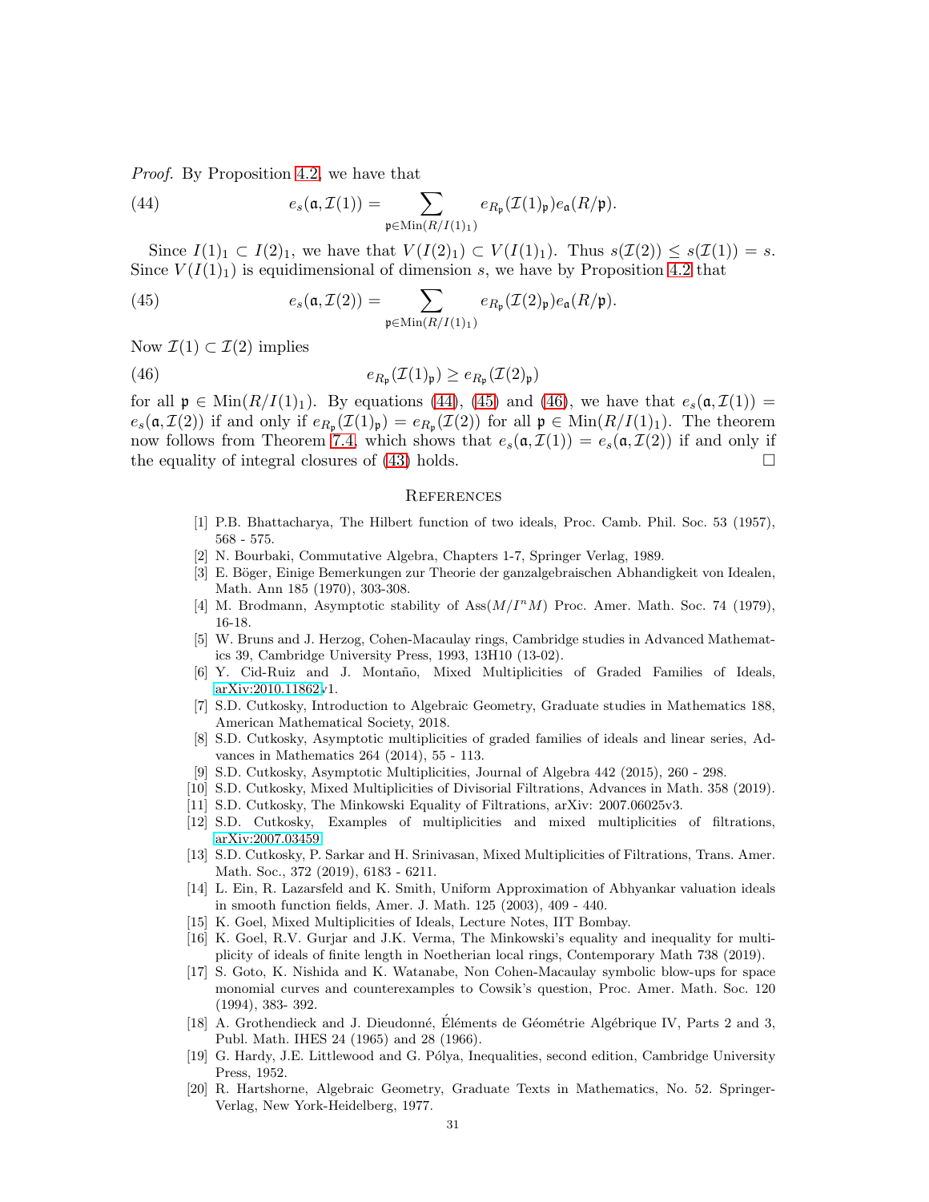*Proof.* By Proposition 4.2, we have that

$$e_s(\mathfrak{a}, \mathcal{I}(1)) = \sum_{\mathfrak{p} \in \mathrm{Min}(R/I(1)_1)} e_{R_\mathfrak{p}}(\mathcal{I}(1)_\mathfrak{p}) e_\mathfrak{a}(R/\mathfrak{p}). \tag{44}$$

Since $I(1)_1 \subset I(2)_1$, we have that $V(I(2)_1) \subset V(I(1)_1)$. Thus $s(\mathcal{I}(2)) \le s(\mathcal{I}(1)) = s$. Since $V(I(1)_1)$ is equidimensional of dimension $s$, we have by Proposition 4.2 that

$$e_s(\mathfrak{a}, \mathcal{I}(2)) = \sum_{\mathfrak{p} \in \mathrm{Min}(R/I(1)_1)} e_{R_\mathfrak{p}}(\mathcal{I}(2)_\mathfrak{p}) e_\mathfrak{a}(R/\mathfrak{p}). \tag{45}$$

Now $\mathcal{I}(1) \subset \mathcal{I}(2)$ implies

$$e_{R_\mathfrak{p}}(\mathcal{I}(1)_\mathfrak{p}) \ge e_{R_\mathfrak{p}}(\mathcal{I}(2)_\mathfrak{p}) \tag{46}$$

for all $\mathfrak{p} \in \mathrm{Min}(R/I(1)_1)$. By equations (44), (45) and (46), we have that $e_s(\mathfrak{a}, \mathcal{I}(1)) = e_s(\mathfrak{a}, \mathcal{I}(2))$ if and only if $e_{R_\mathfrak{p}}(\mathcal{I}(1)_\mathfrak{p}) = e_{R_\mathfrak{p}}(\mathcal{I}(2))$ for all $\mathfrak{p} \in \mathrm{Min}(R/I(1)_1)$. The theorem now follows from Theorem 7.4, which shows that $e_s(\mathfrak{a}, \mathcal{I}(1)) = e_s(\mathfrak{a}, \mathcal{I}(2))$ if and only if the equality of integral closures of (43) holds. ☐

## References

[1] P.B. Bhattacharya, The Hilbert function of two ideals, Proc. Camb. Phil. Soc. 53 (1957), 568 - 575.

[2] N. Bourbaki, Commutative Algebra, Chapters 1-7, Springer Verlag, 1989.

[3] E. Böger, Einige Bemerkungen zur Theorie der ganzalgebraischen Abhandigkeit von Idealen, Math. Ann 185 (1970), 303-308.

[4] M. Brodmann, Asymptotic stability of $\mathrm{Ass}(M/I^nM)$ Proc. Amer. Math. Soc. 74 (1979), 16-18.

[5] W. Bruns and J. Herzog, Cohen-Macaulay rings, Cambridge studies in Advanced Mathematics 39, Cambridge University Press, 1993, 13H10 (13-02).

[6] Y. Cid-Ruiz and J. Montaño, Mixed Multiplicities of Graded Families of Ideals, arXiv:2010.11862v1.

[7] S.D. Cutkosky, Introduction to Algebraic Geometry, Graduate studies in Mathematics 188, American Mathematical Society, 2018.

[8] S.D. Cutkosky, Asymptotic multiplicities of graded families of ideals and linear series, Advances in Mathematics 264 (2014), 55 - 113.

[9] S.D. Cutkosky, Asymptotic Multiplicities, Journal of Algebra 442 (2015), 260 - 298.

[10] S.D. Cutkosky, Mixed Multiplicities of Divisorial Filtrations, Advances in Math. 358 (2019).

[11] S.D. Cutkosky, The Minkowski Equality of Filtrations, arXiv: 2007.06025v3.

[12] S.D. Cutkosky, Examples of multiplicities and mixed multiplicities of filtrations, arXiv:2007.03459.

[13] S.D. Cutkosky, P. Sarkar and H. Srinivasan, Mixed Multiplicities of Filtrations, Trans. Amer. Math. Soc., 372 (2019), 6183 - 6211.

[14] L. Ein, R. Lazarsfeld and K. Smith, Uniform Approximation of Abhyankar valuation ideals in smooth function fields, Amer. J. Math. 125 (2003), 409 - 440.

[15] K. Goel, Mixed Multiplicities of Ideals, Lecture Notes, IIT Bombay.

[16] K. Goel, R.V. Gurjar and J.K. Verma, The Minkowski's equality and inequality for multiplicity of ideals of finite length in Noetherian local rings, Contemporary Math 738 (2019).

[17] S. Goto, K. Nishida and K. Watanabe, Non Cohen-Macaulay symbolic blow-ups for space monomial curves and counterexamples to Cowsik's question, Proc. Amer. Math. Soc. 120 (1994), 383- 392.

[18] A. Grothendieck and J. Dieudonné, Éléments de Géométrie Algébrique IV, Parts 2 and 3, Publ. Math. IHES 24 (1965) and 28 (1966).

[19] G. Hardy, J.E. Littlewood and G. Pólya, Inequalities, second edition, Cambridge University Press, 1952.

[20] R. Hartshorne, Algebraic Geometry, Graduate Texts in Mathematics, No. 52. Springer-Verlag, New York-Heidelberg, 1977.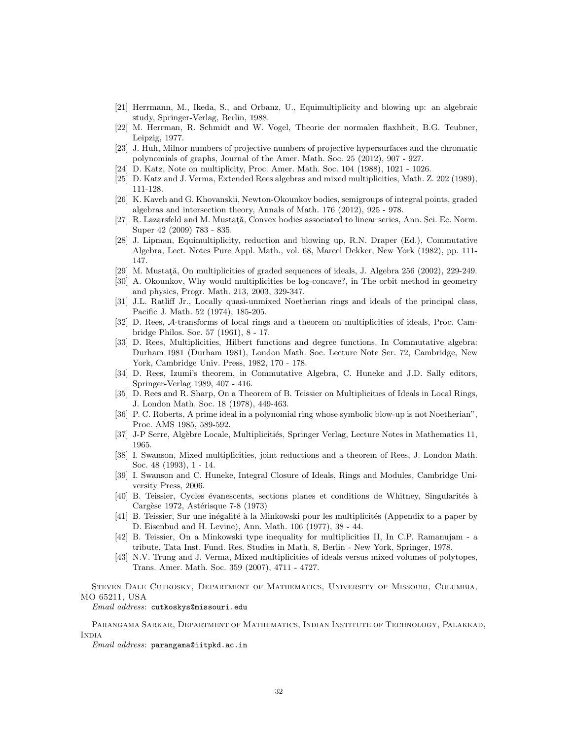[21] Herrmann, M., Ikeda, S., and Orbanz, U., Equimultiplicity and blowing up: an algebraic study, Springer-Verlag, Berlin, 1988.

[22] M. Herrman, R. Schmidt and W. Vogel, Theorie der normalen flaxhheit, B.G. Teubner, Leipzig, 1977.

[23] J. Huh, Milnor numbers of projective numbers of projective hypersurfaces and the chromatic polynomials of graphs, Journal of the Amer. Math. Soc. 25 (2012), 907 - 927.

[24] D. Katz, Note on multiplicity, Proc. Amer. Math. Soc. 104 (1988), 1021 - 1026.

[25] D. Katz and J. Verma, Extended Rees algebras and mixed multiplicities, Math. Z. 202 (1989), 111-128.

[26] K. Kaveh and G. Khovanskii, Newton-Okounkov bodies, semigroups of integral points, graded algebras and intersection theory, Annals of Math. 176 (2012), 925 - 978.

[27] R. Lazarsfeld and M. Mustaţă, Convex bodies associated to linear series, Ann. Sci. Ec. Norm. Super 42 (2009) 783 - 835.

[28] J. Lipman, Equimultiplicity, reduction and blowing up, R.N. Draper (Ed.), Commutative Algebra, Lect. Notes Pure Appl. Math., vol. 68, Marcel Dekker, New York (1982), pp. 111-147.

[29] M. Mustaţă, On multiplicities of graded sequences of ideals, J. Algebra 256 (2002), 229-249.

[30] A. Okounkov, Why would multiplicities be log-concave?, in The orbit method in geometry and physics, Progr. Math. 213, 2003, 329-347.

[31] J.L. Ratliff Jr., Locally quasi-unmixed Noetherian rings and ideals of the principal class, Pacific J. Math. 52 (1974), 185-205.

[32] D. Rees, $\mathcal{A}$-transforms of local rings and a theorem on multiplicities of ideals, Proc. Cambridge Philos. Soc. 57 (1961), 8 - 17.

[33] D. Rees, Multiplicities, Hilbert functions and degree functions. In Commutative algebra: Durham 1981 (Durham 1981), London Math. Soc. Lecture Note Ser. 72, Cambridge, New York, Cambridge Univ. Press, 1982, 170 - 178.

[34] D. Rees, Izumi's theorem, in Commutative Algebra, C. Huneke and J.D. Sally editors, Springer-Verlag 1989, 407 - 416.

[35] D. Rees and R. Sharp, On a Theorem of B. Teissier on Multiplicities of Ideals in Local Rings, J. London Math. Soc. 18 (1978), 449-463.

[36] P. C. Roberts, A prime ideal in a polynomial ring whose symbolic blow-up is not Noetherian", Proc. AMS 1985, 589-592.

[37] J-P Serre, Algèbre Locale, Multiplicitiés, Springer Verlag, Lecture Notes in Mathematics 11, 1965.

[38] I. Swanson, Mixed multiplicities, joint reductions and a theorem of Rees, J. London Math. Soc. 48 (1993), 1 - 14.

[39] I. Swanson and C. Huneke, Integral Closure of Ideals, Rings and Modules, Cambridge University Press, 2006.

[40] B. Teissier, Cycles évanescents, sections planes et conditions de Whitney, Singularités à Cargèse 1972, Astérisque 7-8 (1973)

[41] B. Teissier, Sur une inégalité à la Minkowski pour les multiplicités (Appendix to a paper by D. Eisenbud and H. Levine), Ann. Math. 106 (1977), 38 - 44.

[42] B. Teissier, On a Minkowski type inequality for multiplicities II, In C.P. Ramanujam - a tribute, Tata Inst. Fund. Res. Studies in Math. 8, Berlin - New York, Springer, 1978.

[43] N.V. Trung and J. Verma, Mixed multiplicities of ideals versus mixed volumes of polytopes, Trans. Amer. Math. Soc. 359 (2007), 4711 - 4727.

Steven Dale Cutkosky, Department of Mathematics, University of Missouri, Columbia, MO 65211, USA

*Email address*: cutkoskys@missouri.edu

Parangama Sarkar, Department of Mathematics, Indian Institute of Technology, Palakkad, India

*Email address*: parangama@iitpkd.ac.in